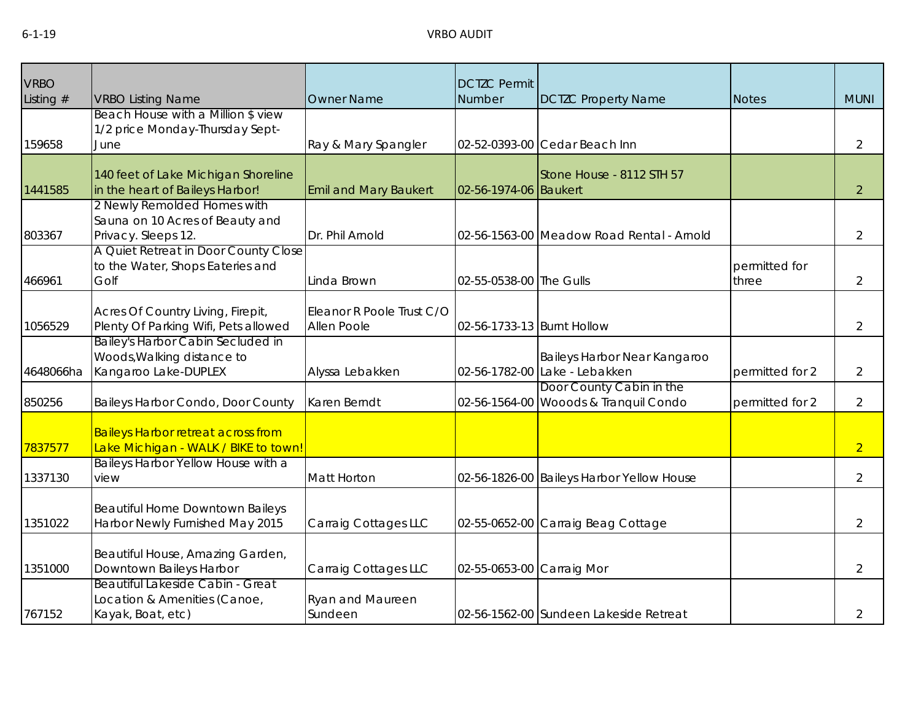6-1-19

# VRBO AUDIT

| VRBO Listing # | VRBO Listing Name | Owner Name | DCTZC Permit Number | DCTZC Property Name | Notes | MUNI |
|---|---|---|---|---|---|---|
| 159658 | Beach House with a Million $ view 1/2 price Monday-Thursday Sept-June | Ray & Mary Spangler | 02-52-0393-00 | Cedar Beach Inn | | 2 |
| 1441585 | 140 feet of Lake Michigan Shoreline in the heart of Baileys Harbor! | Emil and Mary Baukert | 02-56-1974-06 | Stone House - 8112 STH 57 Baukert | | 2 |
| 803367 | 2 Newly Remolded Homes with Sauna on 10 Acres of Beauty and Privacy. Sleeps 12. | Dr. Phil Arnold | 02-56-1563-00 | Meadow Road Rental - Arnold | | 2 |
| 466961 | A Quiet Retreat in Door County Close to the Water, Shops Eateries and Golf | Linda Brown | 02-55-0538-00 | The Gulls | permitted for three | 2 |
| 1056529 | Acres Of Country Living, Firepit, Plenty Of Parking Wifi, Pets allowed | Eleanor R Poole Trust C/O Allen Poole | 02-56-1733-13 | Burnt Hollow | | 2 |
| 4648066ha | Bailey's Harbor Cabin Secluded in Woods,Walking distance to Kangaroo Lake-DUPLEX | Alyssa Lebakken | 02-56-1782-00 | Baileys Harbor Near Kangaroo Lake - Lebakken | permitted for 2 | 2 |
| 850256 | Baileys Harbor Condo, Door County | Karen Berndt | 02-56-1564-00 | Door County Cabin in the Wooods & Tranquil Condo | permitted for 2 | 2 |
| 7837577 | Baileys Harbor retreat across from Lake Michigan - WALK / BIKE to town! | | | | | 2 |
| 1337130 | Baileys Harbor Yellow House with a view | Matt Horton | 02-56-1826-00 | Baileys Harbor Yellow House | | 2 |
| 1351022 | Beautiful Home Downtown Baileys Harbor Newly Furnished May 2015 | Carraig Cottages LLC | 02-55-0652-00 | Carraig Beag Cottage | | 2 |
| 1351000 | Beautiful House, Amazing Garden, Downtown Baileys Harbor | Carraig Cottages LLC | 02-55-0653-00 | Carraig Mor | | 2 |
| 767152 | Beautiful Lakeside Cabin - Great Location & Amenities (Canoe, Kayak, Boat, etc) | Ryan and Maureen Sundeen | 02-56-1562-00 | Sundeen Lakeside Retreat | | 2 |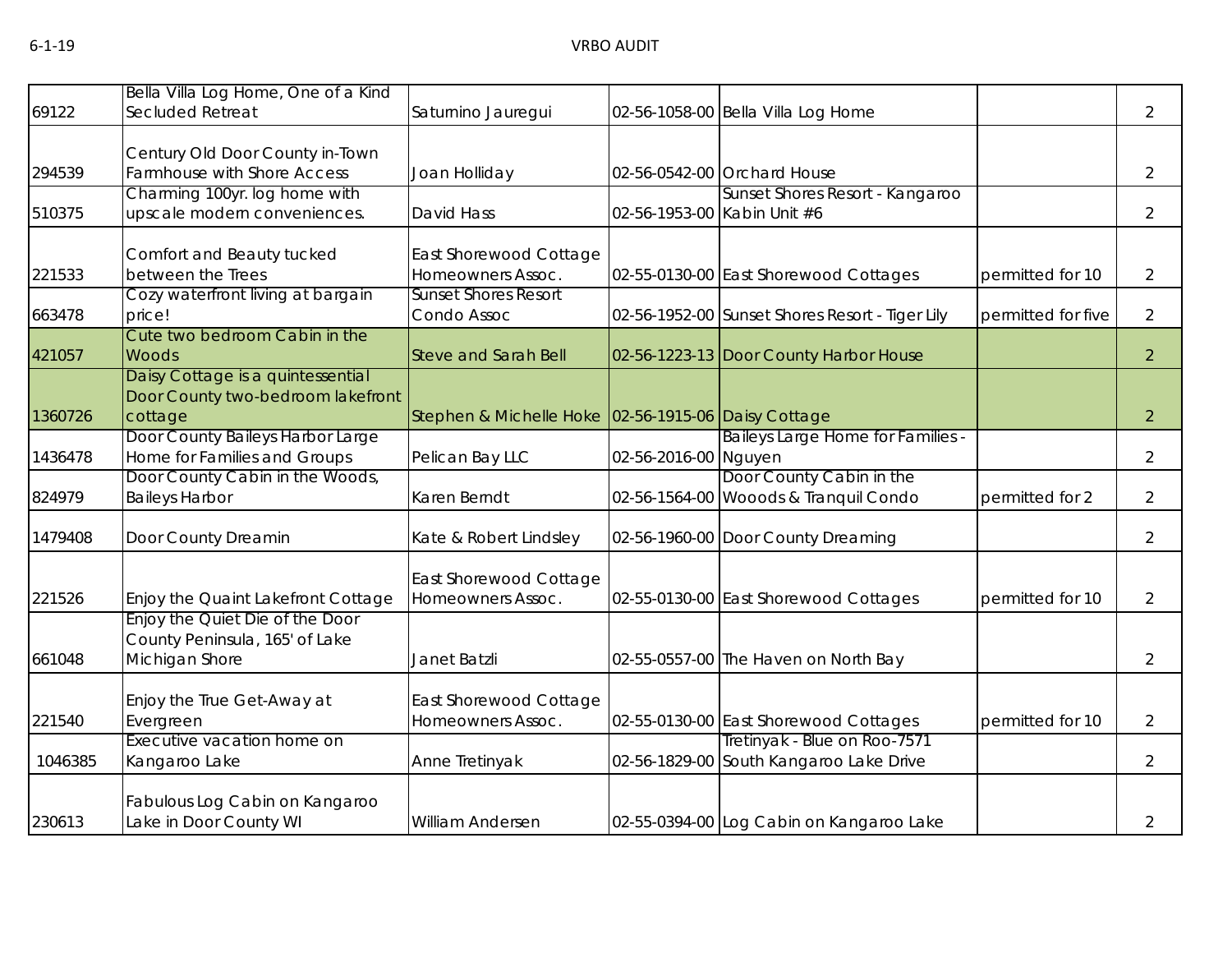| | | | | | | |
|---|---|---|---|---|---|---|
| 69122 | Bella Villa Log Home, One of a Kind Secluded Retreat | Saturnino Jauregui | 02-56-1058-00 | Bella Villa Log Home | | 2 |
| 294539 | Century Old Door County in-Town Farmhouse with Shore Access | Joan Holliday | 02-56-0542-00 | Orchard House | | 2 |
| 510375 | Charming 100yr. log home with upscale modern conveniences. | David Hass | 02-56-1953-00 | Sunset Shores Resort - Kangaroo Kabin Unit #6 | | 2 |
| 221533 | Comfort and Beauty tucked between the Trees | East Shorewood Cottage Homeowners Assoc. | 02-55-0130-00 | East Shorewood Cottages | permitted for 10 | 2 |
| 663478 | Cozy waterfront living at bargain price! | Sunset Shores Resort Condo Assoc | 02-56-1952-00 | Sunset Shores Resort - Tiger Lily | permitted for five | 2 |
| 421057 | Cute two bedroom Cabin in the Woods | Steve and Sarah Bell | 02-56-1223-13 | Door County Harbor House | | 2 |
| 1360726 | Daisy Cottage is a quintessential Door County two-bedroom lakefront cottage | Stephen & Michelle Hoke | 02-56-1915-06 | Daisy Cottage | | 2 |
| 1436478 | Door County Baileys Harbor Large Home for Families and Groups | Pelican Bay LLC | 02-56-2016-00 | Baileys Large Home for Families - Nguyen | | 2 |
| 824979 | Door County Cabin in the Woods, Baileys Harbor | Karen Berndt | 02-56-1564-00 | Door County Cabin in the Wooods & Tranquil Condo | permitted for 2 | 2 |
| 1479408 | Door County Dreamin | Kate & Robert Lindsley | 02-56-1960-00 | Door County Dreaming | | 2 |
| 221526 | Enjoy the Quaint Lakefront Cottage | East Shorewood Cottage Homeowners Assoc. | 02-55-0130-00 | East Shorewood Cottages | permitted for 10 | 2 |
| 661048 | Enjoy the Quiet Die of the Door County Peninsula, 165' of Lake Michigan Shore | Janet Batzli | 02-55-0557-00 | The Haven on North Bay | | 2 |
| 221540 | Enjoy the True Get-Away at Evergreen | East Shorewood Cottage Homeowners Assoc. | 02-55-0130-00 | East Shorewood Cottages | permitted for 10 | 2 |
| 1046385 | Executive vacation home on Kangaroo Lake | Anne Tretinyak | 02-56-1829-00 | Tretinyak - Blue on Roo-7571 South Kangaroo Lake Drive | | 2 |
| 230613 | Fabulous Log Cabin on Kangaroo Lake in Door County WI | William Andersen | 02-55-0394-00 | Log Cabin on Kangaroo Lake | | 2 |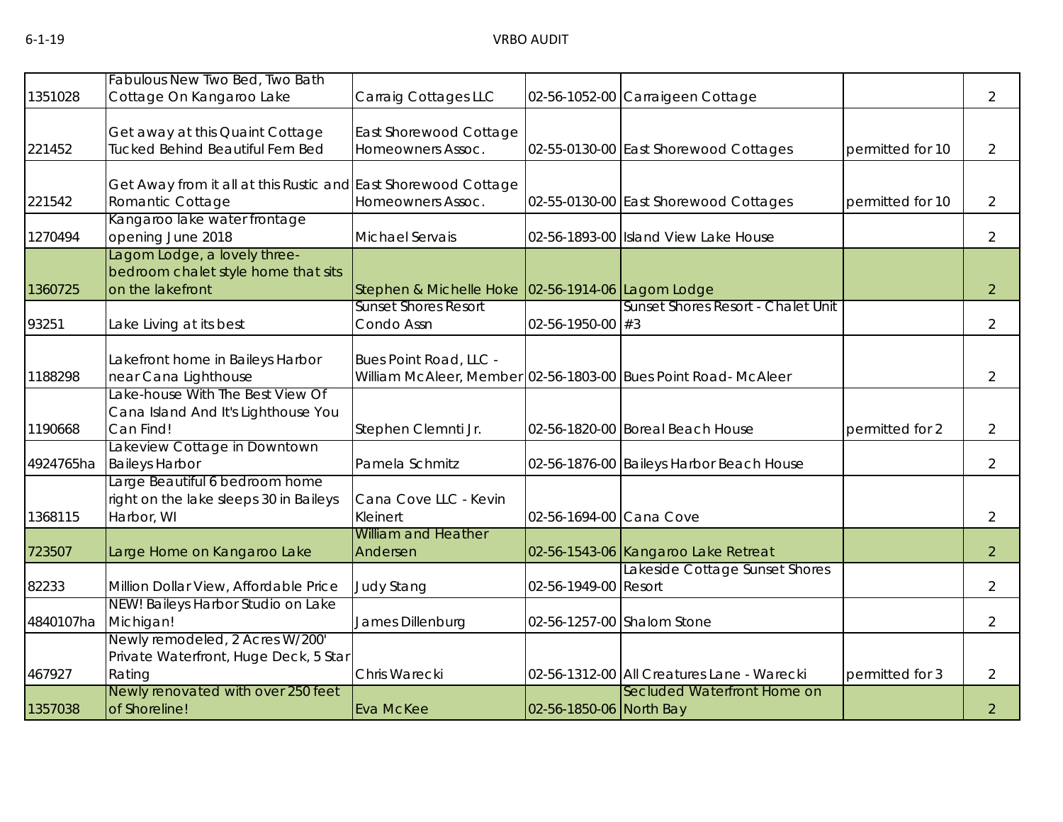| | | | | | | |
|---|---|---|---|---|---|---|
| 1351028 | Fabulous New Two Bed, Two Bath Cottage On Kangaroo Lake | Carraig Cottages LLC | 02-56-1052-00 | Carraigeen Cottage | | 2 |
| 221452 | Get away at this Quaint Cottage Tucked Behind Beautiful Fern Bed | East Shorewood Cottage Homeowners Assoc. | 02-55-0130-00 | East Shorewood Cottages | permitted for 10 | 2 |
| 221542 | Get Away from it all at this Rustic and Romantic Cottage | East Shorewood Cottage Homeowners Assoc. | 02-55-0130-00 | East Shorewood Cottages | permitted for 10 | 2 |
| 1270494 | Kangaroo lake water frontage opening June 2018 | Michael Servais | 02-56-1893-00 | Island View Lake House | | 2 |
| 1360725 | Lagom Lodge, a lovely three-bedroom chalet style home that sits on the lakefront | Stephen & Michelle Hoke | 02-56-1914-06 | Lagom Lodge | | 2 |
| 93251 | Lake Living at its best | Sunset Shores Resort Condo Assn | 02-56-1950-00 | Sunset Shores Resort - Chalet Unit #3 | | 2 |
| 1188298 | Lakefront home in Baileys Harbor near Cana Lighthouse | Bues Point Road, LLC - William McAleer, Member | 02-56-1803-00 | Bues Point Road- McAleer | | 2 |
| 1190668 | Lake-house With The Best View Of Cana Island And It's Lighthouse You Can Find! | Stephen Clemnti Jr. | 02-56-1820-00 | Boreal Beach House | permitted for 2 | 2 |
| 4924765ha | Lakeview Cottage in Downtown Baileys Harbor | Pamela Schmitz | 02-56-1876-00 | Baileys Harbor Beach House | | 2 |
| 1368115 | Large Beautiful 6 bedroom home right on the lake sleeps 30 in Baileys Harbor, WI | Cana Cove LLC - Kevin Kleinert | 02-56-1694-00 | Cana Cove | | 2 |
| 723507 | Large Home on Kangaroo Lake | William and Heather Andersen | 02-56-1543-06 | Kangaroo Lake Retreat | | 2 |
| 82233 | Million Dollar View, Affordable Price | Judy Stang | 02-56-1949-00 | Lakeside Cottage Sunset Shores Resort | | 2 |
| 4840107ha | NEW! Baileys Harbor Studio on Lake Michigan! | James Dillenburg | 02-56-1257-00 | Shalom Stone | | 2 |
| 467927 | Newly remodeled, 2 Acres W/200' Private Waterfront, Huge Deck, 5 Star Rating | Chris Warecki | 02-56-1312-00 | All Creatures Lane - Warecki | permitted for 3 | 2 |
| 1357038 | Newly renovated with over 250 feet of Shoreline! | Eva McKee | 02-56-1850-06 | Secluded Waterfront Home on North Bay | | 2 |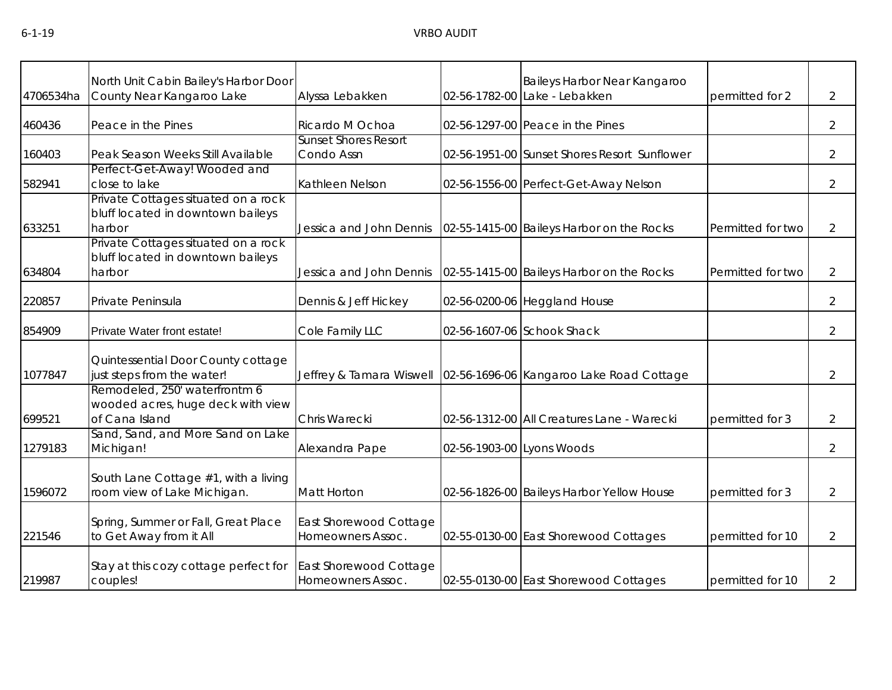| | | | | | | |
|---|---|---|---|---|---|---|
| 4706534ha | North Unit Cabin Bailey's Harbor Door County Near Kangaroo Lake | Alyssa Lebakken | 02-56-1782-00 | Baileys Harbor Near Kangaroo Lake - Lebakken | permitted for 2 | 2 |
| 460436 | Peace in the Pines | Ricardo M Ochoa | 02-56-1297-00 | Peace in the Pines | | 2 |
| 160403 | Peak Season Weeks Still Available | Sunset Shores Resort Condo Assn | 02-56-1951-00 | Sunset Shores Resort Sunflower | | 2 |
| 582941 | Perfect-Get-Away! Wooded and close to lake | Kathleen Nelson | 02-56-1556-00 | Perfect-Get-Away Nelson | | 2 |
| 633251 | Private Cottages situated on a rock bluff located in downtown baileys harbor | Jessica and John Dennis | 02-55-1415-00 | Baileys Harbor on the Rocks | Permitted for two | 2 |
| 634804 | Private Cottages situated on a rock bluff located in downtown baileys harbor | Jessica and John Dennis | 02-55-1415-00 | Baileys Harbor on the Rocks | Permitted for two | 2 |
| 220857 | Private Peninsula | Dennis & Jeff Hickey | 02-56-0200-06 | Heggland House | | 2 |
| 854909 | Private Water front estate! | Cole Family LLC | 02-56-1607-06 | Schook Shack | | 2 |
| 1077847 | Quintessential Door County cottage just steps from the water! | Jeffrey & Tamara Wiswell | 02-56-1696-06 | Kangaroo Lake Road Cottage | | 2 |
| 699521 | Remodeled, 250' waterfrontm 6 wooded acres, huge deck with view of Cana Island | Chris Warecki | 02-56-1312-00 | All Creatures Lane - Warecki | permitted for 3 | 2 |
| 1279183 | Sand, Sand, and More Sand on Lake Michigan! | Alexandra Pape | 02-56-1903-00 | Lyons Woods | | 2 |
| 1596072 | South Lane Cottage #1, with a living room view of Lake Michigan. | Matt Horton | 02-56-1826-00 | Baileys Harbor Yellow House | permitted for 3 | 2 |
| 221546 | Spring, Summer or Fall, Great Place to Get Away from it All | East Shorewood Cottage Homeowners Assoc. | 02-55-0130-00 | East Shorewood Cottages | permitted for 10 | 2 |
| 219987 | Stay at this cozy cottage perfect for couples! | East Shorewood Cottage Homeowners Assoc. | 02-55-0130-00 | East Shorewood Cottages | permitted for 10 | 2 |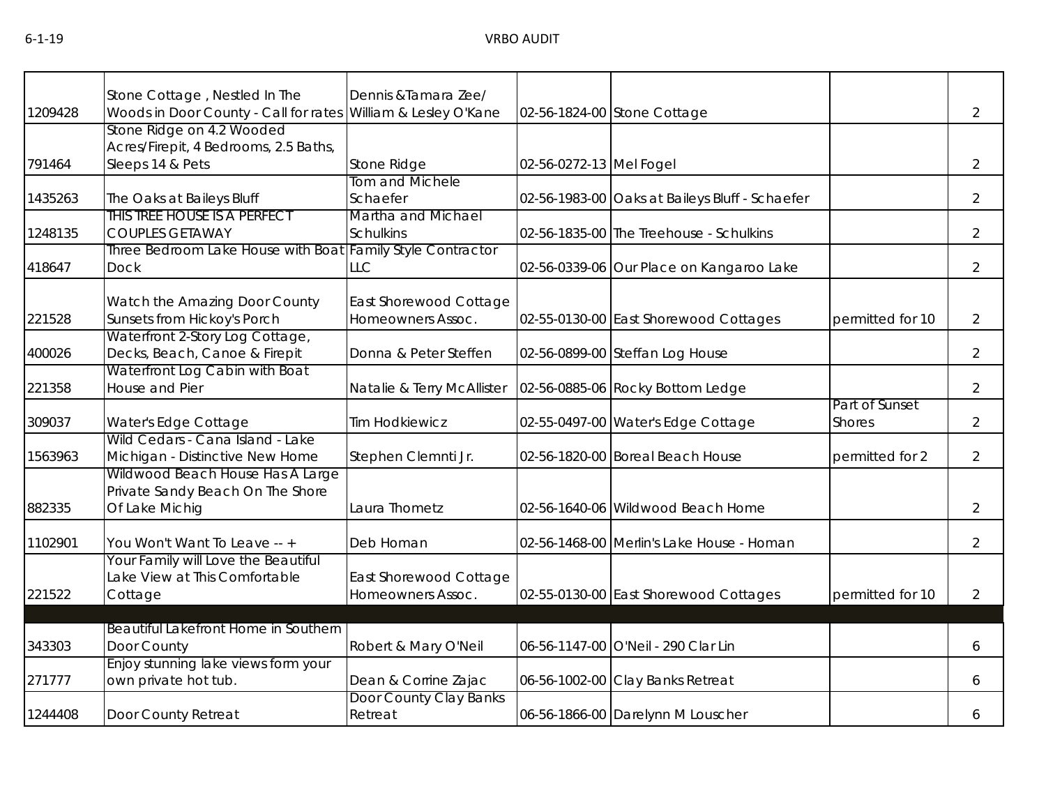| | | | | | | |
|---|---|---|---|---|---|---|
| 1209428 | Stone Cottage , Nestled In The Woods in Door County - Call for rates | Dennis &Tamara Zee/ William & Lesley O'Kane | 02-56-1824-00 | Stone Cottage | | 2 |
| 791464 | Stone Ridge on 4.2 Wooded Acres/Firepit, 4 Bedrooms, 2.5 Baths, Sleeps 14 & Pets | Stone Ridge | 02-56-0272-13 | Mel Fogel | | 2 |
| 1435263 | The Oaks at Baileys Bluff | Tom and Michele Schaefer | 02-56-1983-00 | Oaks at Baileys Bluff - Schaefer | | 2 |
| 1248135 | THIS TREE HOUSE IS A PERFECT COUPLES GETAWAY | Martha and Michael Schulkins | 02-56-1835-00 | The Treehouse - Schulkins | | 2 |
| 418647 | Three Bedroom Lake House with Boat Dock | Family Style Contractor LLC | 02-56-0339-06 | Our Place on Kangaroo Lake | | 2 |
| 221528 | Watch the Amazing Door County Sunsets from Hickoy's Porch | East Shorewood Cottage Homeowners Assoc. | 02-55-0130-00 | East Shorewood Cottages | permitted for 10 | 2 |
| 400026 | Waterfront 2-Story Log Cottage, Decks, Beach, Canoe & Firepit | Donna & Peter Steffen | 02-56-0899-00 | Steffan Log House | | 2 |
| 221358 | Waterfront Log Cabin with Boat House and Pier | Natalie & Terry McAllister | 02-56-0885-06 | Rocky Bottom Ledge | | 2 |
| 309037 | Water's Edge Cottage | Tim Hodkiewicz | 02-55-0497-00 | Water's Edge Cottage | Part of Sunset Shores | 2 |
| 1563963 | Wild Cedars - Cana Island - Lake Michigan - Distinctive New Home | Stephen Clemnti Jr. | 02-56-1820-00 | Boreal Beach House | permitted for 2 | 2 |
| 882335 | Wildwood Beach House Has A Large Private Sandy Beach On The Shore Of Lake Michig | Laura Thometz | 02-56-1640-06 | Wildwood Beach Home | | 2 |
| 1102901 | You Won't Want To Leave -- + | Deb Homan | 02-56-1468-00 | Merlin's Lake House - Homan | | 2 |
| 221522 | Your Family will Love the Beautiful Lake View at This Comfortable Cottage | East Shorewood Cottage Homeowners Assoc. | 02-55-0130-00 | East Shorewood Cottages | permitted for 10 | 2 |
| | | | | | | |
| 343303 | Beautiful Lakefront Home in Southern Door County | Robert & Mary O'Neil | 06-56-1147-00 | O'Neil - 290 Clar Lin | | 6 |
| 271777 | Enjoy stunning lake views form your own private hot tub. | Dean & Corrine Zajac | 06-56-1002-00 | Clay Banks Retreat | | 6 |
| 1244408 | Door County Retreat | Door County Clay Banks Retreat | 06-56-1866-00 | Darelynn M Louscher | | 6 |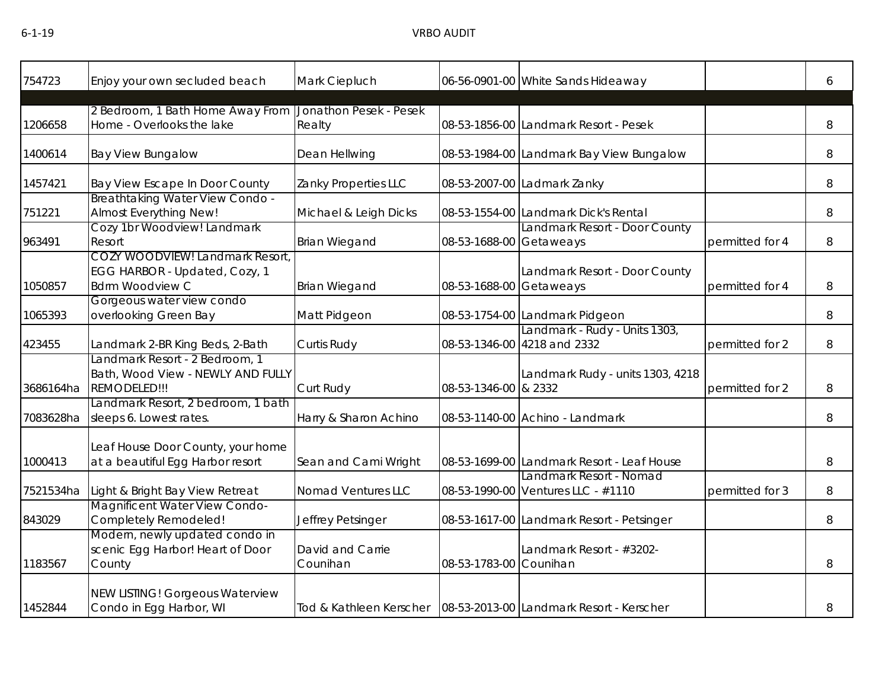| | | | | | | |
|---|---|---|---|---|---|---|
| 754723 | Enjoy your own secluded beach | Mark Ciepluch | 06-56-0901-00 | White Sands Hideaway | | 6 |
| | | | | | | |
| 1206658 | 2 Bedroom, 1 Bath Home Away From Home - Overlooks the lake | Jonathon Pesek - Pesek Realty | 08-53-1856-00 | Landmark Resort - Pesek | | 8 |
| 1400614 | Bay View Bungalow | Dean Hellwing | 08-53-1984-00 | Landmark Bay View Bungalow | | 8 |
| 1457421 | Bay View Escape In Door County | Zanky Properties LLC | 08-53-2007-00 | Ladmark Zanky | | 8 |
| 751221 | Breathtaking Water View Condo - Almost Everything New! | Michael & Leigh Dicks | 08-53-1554-00 | Landmark Dick's Rental | | 8 |
| 963491 | Cozy 1br Woodview! Landmark Resort | Brian Wiegand | 08-53-1688-00 | Landmark Resort - Door County Getaweays | permitted for 4 | 8 |
| 1050857 | COZY WOODVIEW! Landmark Resort, EGG HARBOR - Updated, Cozy, 1 Bdrm Woodview C | Brian Wiegand | 08-53-1688-00 | Landmark Resort - Door County Getaweays | permitted for 4 | 8 |
| 1065393 | Gorgeous water view condo overlooking Green Bay | Matt Pidgeon | 08-53-1754-00 | Landmark Pidgeon | | 8 |
| 423455 | Landmark 2-BR King Beds, 2-Bath | Curtis Rudy | 08-53-1346-00 | Landmark - Rudy - Units 1303, 4218 and 2332 | permitted for 2 | 8 |
| 3686164ha | Landmark Resort - 2 Bedroom, 1 Bath, Wood View - NEWLY AND FULLY REMODELED!!! | Curt Rudy | 08-53-1346-00 | Landmark Rudy - units 1303, 4218 & 2332 | permitted for 2 | 8 |
| 7083628ha | Landmark Resort, 2 bedroom, 1 bath sleeps 6. Lowest rates. | Harry & Sharon Achino | 08-53-1140-00 | Achino - Landmark | | 8 |
| 1000413 | Leaf House Door County, your home at a beautiful Egg Harbor resort | Sean and Cami Wright | 08-53-1699-00 | Landmark Resort - Leaf House | | 8 |
| 7521534ha | Light & Bright Bay View Retreat | Nomad Ventures LLC | 08-53-1990-00 | Landmark Resort - Nomad Ventures LLC - #1110 | permitted for 3 | 8 |
| 843029 | Magnificent Water View Condo- Completely Remodeled! | Jeffrey Petsinger | 08-53-1617-00 | Landmark Resort - Petsinger | | 8 |
| 1183567 | Modern, newly updated condo in scenic Egg Harbor! Heart of Door County | David and Carrie Counihan | 08-53-1783-00 | Landmark Resort - #3202- Counihan | | 8 |
| 1452844 | NEW LISTING! Gorgeous Waterview Condo in Egg Harbor, WI | Tod & Kathleen Kerscher | 08-53-2013-00 | Landmark Resort - Kerscher | | 8 |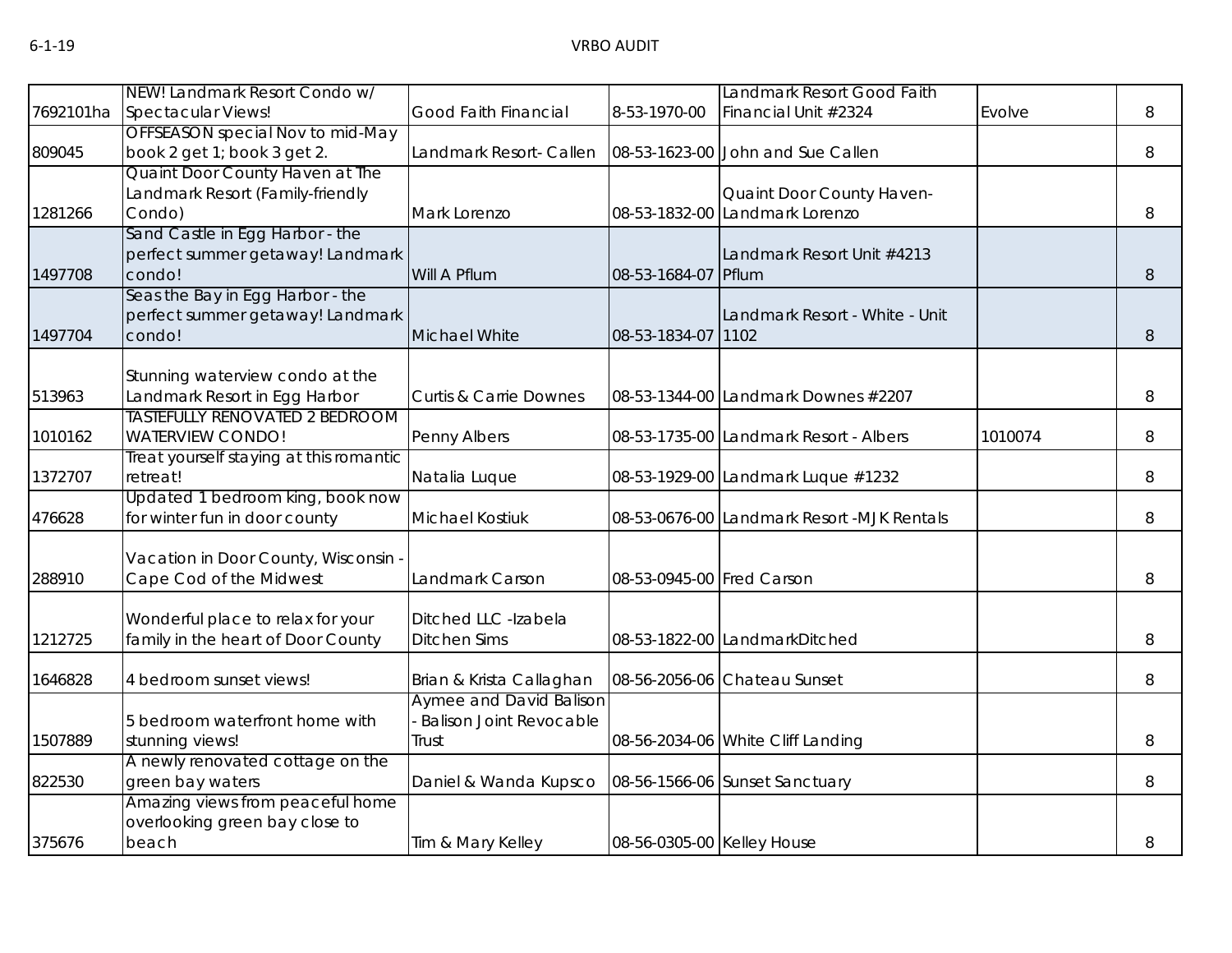| | | | | | | |
|---|---|---|---|---|---|---|
| 7692101ha | NEW! Landmark Resort Condo w/ Spectacular Views! | Good Faith Financial | 8-53-1970-00 | Landmark Resort Good Faith Financial Unit #2324 | Evolve | 8 |
| 809045 | OFFSEASON special Nov to mid-May book 2 get 1; book 3 get 2. | Landmark Resort- Callen | 08-53-1623-00 | John and Sue Callen | | 8 |
| 1281266 | Quaint Door County Haven at The Landmark Resort (Family-friendly Condo) | Mark Lorenzo | 08-53-1832-00 | Quaint Door County Haven- Landmark Lorenzo | | 8 |
| 1497708 | Sand Castle in Egg Harbor - the perfect summer getaway! Landmark condo! | Will A Pflum | 08-53-1684-07 | Landmark Resort Unit #4213 Pflum | | 8 |
| 1497704 | Seas the Bay in Egg Harbor - the perfect summer getaway! Landmark condo! | Michael White | 08-53-1834-07 | Landmark Resort - White - Unit 1102 | | 8 |
| 513963 | Stunning waterview condo at the Landmark Resort in Egg Harbor | Curtis & Carrie Downes | 08-53-1344-00 | Landmark Downes #2207 | | 8 |
| 1010162 | TASTEFULLY RENOVATED 2 BEDROOM WATERVIEW CONDO! | Penny Albers | 08-53-1735-00 | Landmark Resort - Albers | 1010074 | 8 |
| 1372707 | Treat yourself staying at this romantic retreat! | Natalia Luque | 08-53-1929-00 | Landmark Luque #1232 | | 8 |
| 476628 | Updated 1 bedroom king, book now for winter fun in door county | Michael Kostiuk | 08-53-0676-00 | Landmark Resort -MJK Rentals | | 8 |
| 288910 | Vacation in Door County, Wisconsin - Cape Cod of the Midwest | Landmark Carson | 08-53-0945-00 | Fred Carson | | 8 |
| 1212725 | Wonderful place to relax for your family in the heart of Door County | Ditched LLC -Izabela Ditchen Sims | 08-53-1822-00 | LandmarkDitched | | 8 |
| 1646828 | 4 bedroom sunset views! | Brian & Krista Callaghan | 08-56-2056-06 | Chateau Sunset | | 8 |
| 1507889 | 5 bedroom waterfront home with stunning views! | Aymee and David Balison - Balison Joint Revocable Trust | 08-56-2034-06 | White Cliff Landing | | 8 |
| 822530 | A newly renovated cottage on the green bay waters | Daniel & Wanda Kupsco | 08-56-1566-06 | Sunset Sanctuary | | 8 |
| 375676 | Amazing views from peaceful home overlooking green bay close to beach | Tim & Mary Kelley | 08-56-0305-00 | Kelley House | | 8 |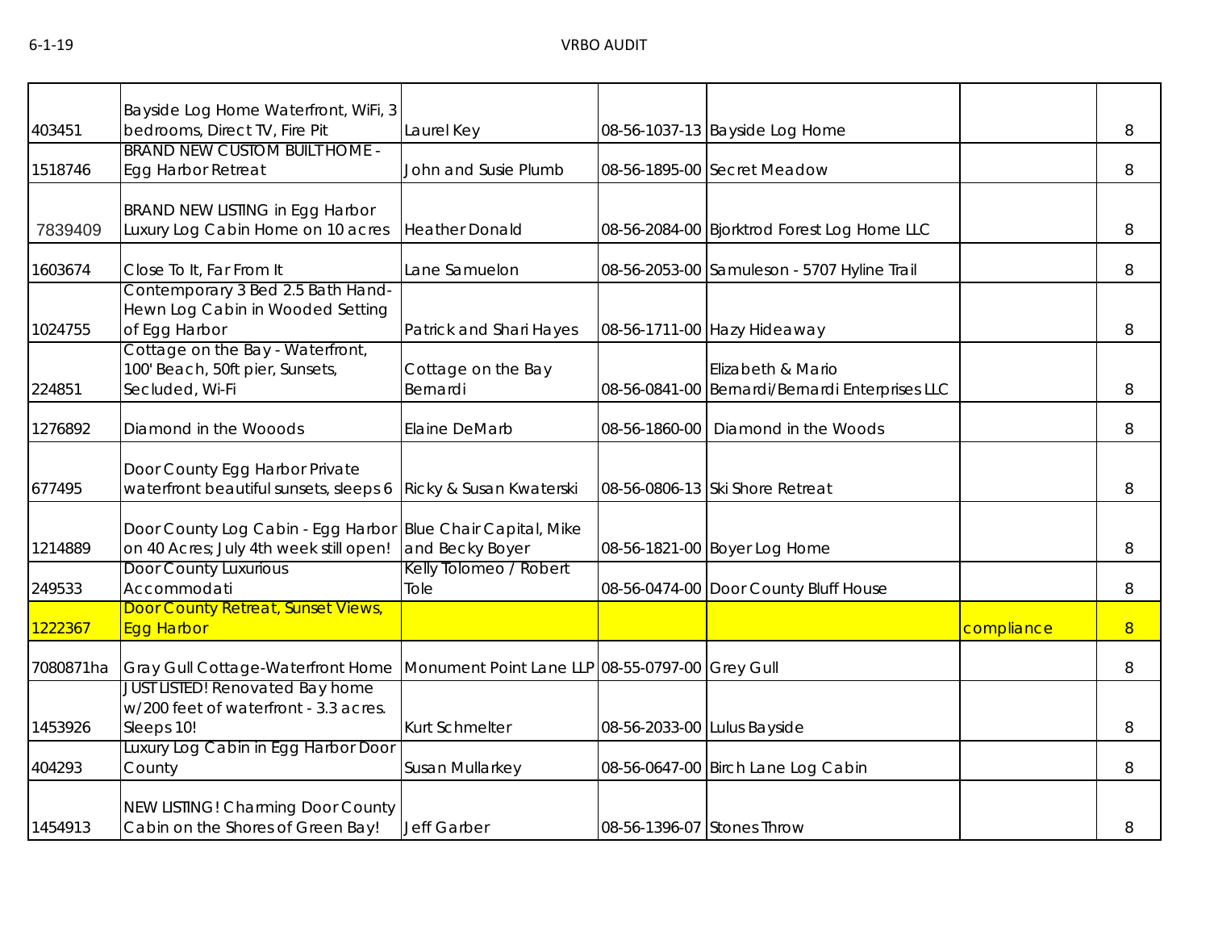| | | | | | | |
|---|---|---|---|---|---|---|
| 403451 | Bayside Log Home Waterfront, WiFi, 3 bedrooms, Direct TV, Fire Pit | Laurel Key | 08-56-1037-13 | Bayside Log Home | | 8 |
| 1518746 | BRAND NEW CUSTOM BUILT HOME - Egg Harbor Retreat | John and Susie Plumb | 08-56-1895-00 | Secret Meadow | | 8 |
| 7839409 | BRAND NEW LISTING in Egg Harbor Luxury Log Cabin Home on 10 acres | Heather Donald | 08-56-2084-00 | Bjorktrod Forest Log Home LLC | | 8 |
| 1603674 | Close To It, Far From It | Lane Samuelon | 08-56-2053-00 | Samuleson - 5707 Hyline Trail | | 8 |
| 1024755 | Contemporary 3 Bed 2.5 Bath Hand-Hewn Log Cabin in Wooded Setting of Egg Harbor | Patrick and Shari Hayes | 08-56-1711-00 | Hazy Hideaway | | 8 |
| 224851 | Cottage on the Bay - Waterfront, 100' Beach, 50ft pier, Sunsets, Secluded, Wi-Fi | Cottage on the Bay Bernardi | 08-56-0841-00 | Elizabeth & Mario Bernardi/Bernardi Enterprises LLC | | 8 |
| 1276892 | Diamond in the Wooods | Elaine DeMarb | 08-56-1860-00 | Diamond in the Woods | | 8 |
| 677495 | Door County Egg Harbor Private waterfront beautiful sunsets, sleeps 6 | Ricky & Susan Kwaterski | 08-56-0806-13 | Ski Shore Retreat | | 8 |
| 1214889 | Door County Log Cabin - Egg Harbor on 40 Acres; July 4th week still open! | Blue Chair Capital, Mike and Becky Boyer | 08-56-1821-00 | Boyer Log Home | | 8 |
| 249533 | Door County Luxurious Accommodati | Kelly Tolomeo / Robert Tole | 08-56-0474-00 | Door County Bluff House | | 8 |
| 1222367 | Door County Retreat, Sunset Views, Egg Harbor | | | | compliance | 8 |
| 7080871ha | Gray Gull Cottage-Waterfront Home | Monument Point Lane LLP | 08-55-0797-00 | Grey Gull | | 8 |
| 1453926 | JUST LISTED! Renovated Bay home w/200 feet of waterfront - 3.3 acres. Sleeps 10! | Kurt Schmelter | 08-56-2033-00 | Lulus Bayside | | 8 |
| 404293 | Luxury Log Cabin in Egg Harbor Door County | Susan Mullarkey | 08-56-0647-00 | Birch Lane Log Cabin | | 8 |
| 1454913 | NEW LISTING! Charming Door County Cabin on the Shores of Green Bay! | Jeff Garber | 08-56-1396-07 | Stones Throw | | 8 |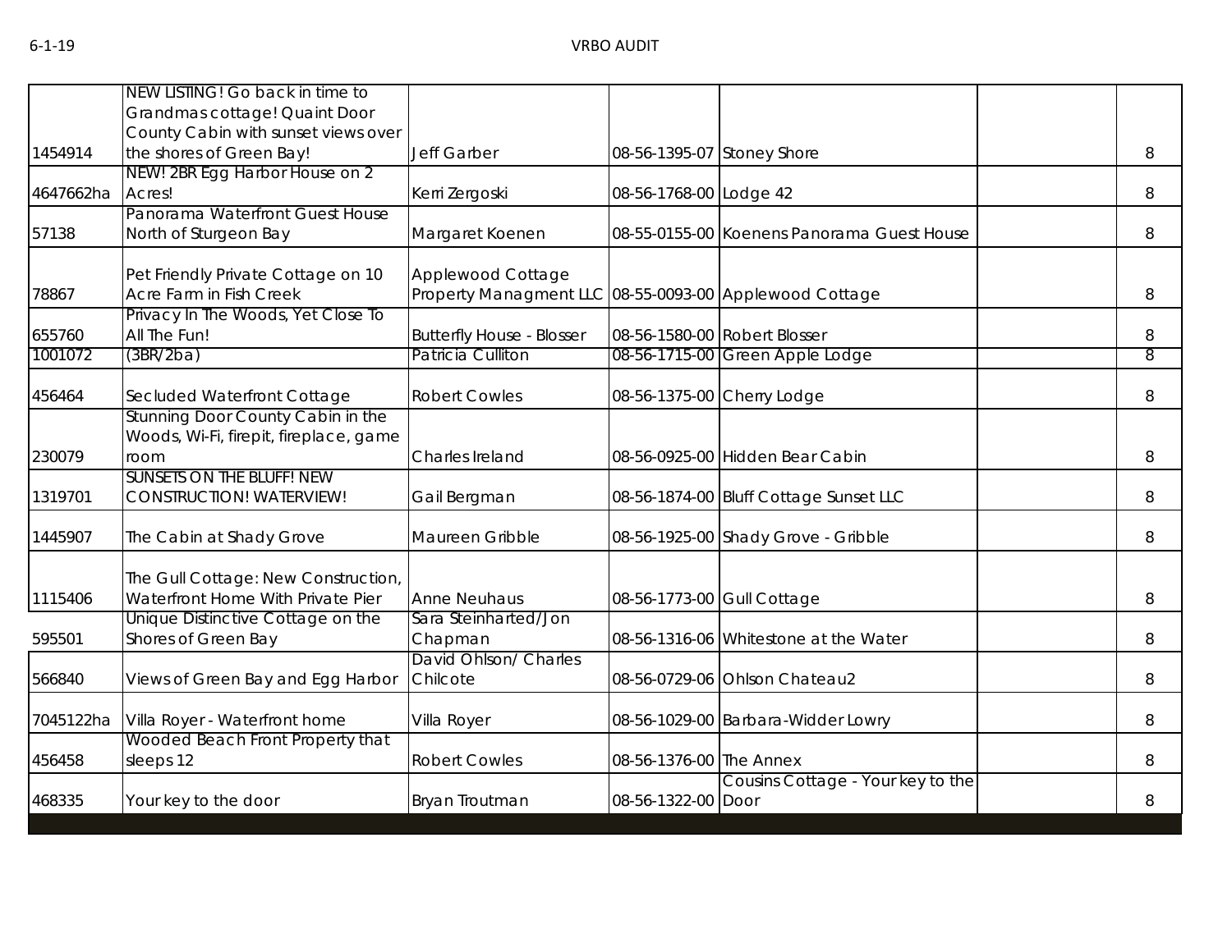| | | | | | | |
|---|---|---|---|---|---|---|
| 1454914 | NEW LISTING! Go back in time to Grandmas cottage! Quaint Door County Cabin with sunset views over the shores of Green Bay! | Jeff Garber | 08-56-1395-07 | Stoney Shore | | 8 |
| 4647662ha | NEW! 2BR Egg Harbor House on 2 Acres! | Kerri Zergoski | 08-56-1768-00 | Lodge 42 | | 8 |
| 57138 | Panorama Waterfront Guest House North of Sturgeon Bay | Margaret Koenen | 08-55-0155-00 | Koenens Panorama Guest House | | 8 |
| 78867 | Pet Friendly Private Cottage on 10 Acre Farm in Fish Creek | Applewood Cottage Property Managment LLC | 08-55-0093-00 | Applewood Cottage | | 8 |
| 655760 | Privacy In The Woods, Yet Close To All The Fun! | Butterfly House - Blosser | 08-56-1580-00 | Robert Blosser | | 8 |
| 1001072 | (3BR/2ba) | Patricia Culliton | 08-56-1715-00 | Green Apple Lodge | | 8 |
| 456464 | Secluded Waterfront Cottage | Robert Cowles | 08-56-1375-00 | Cherry Lodge | | 8 |
| 230079 | Stunning Door County Cabin in the Woods, Wi-Fi, firepit, fireplace, game room | Charles Ireland | 08-56-0925-00 | Hidden Bear Cabin | | 8 |
| 1319701 | SUNSETS ON THE BLUFF! NEW CONSTRUCTION! WATERVIEW! | Gail Bergman | 08-56-1874-00 | Bluff Cottage Sunset LLC | | 8 |
| 1445907 | The Cabin at Shady Grove | Maureen Gribble | 08-56-1925-00 | Shady Grove - Gribble | | 8 |
| 1115406 | The Gull Cottage: New Construction, Waterfront Home With Private Pier | Anne Neuhaus | 08-56-1773-00 | Gull Cottage | | 8 |
| 595501 | Unique Distinctive Cottage on the Shores of Green Bay | Sara Steinharted/Jon Chapman | 08-56-1316-06 | Whitestone at the Water | | 8 |
| 566840 | Views of Green Bay and Egg Harbor | David Ohlson/ Charles Chilcote | 08-56-0729-06 | Ohlson Chateau2 | | 8 |
| 7045122ha | Villa Royer - Waterfront home | Villa Royer | 08-56-1029-00 | Barbara-Widder Lowry | | 8 |
| 456458 | Wooded Beach Front Property that sleeps 12 | Robert Cowles | 08-56-1376-00 | The Annex | | 8 |
| 468335 | Your key to the door | Bryan Troutman | 08-56-1322-00 | Cousins Cottage - Your key to the Door | | 8 |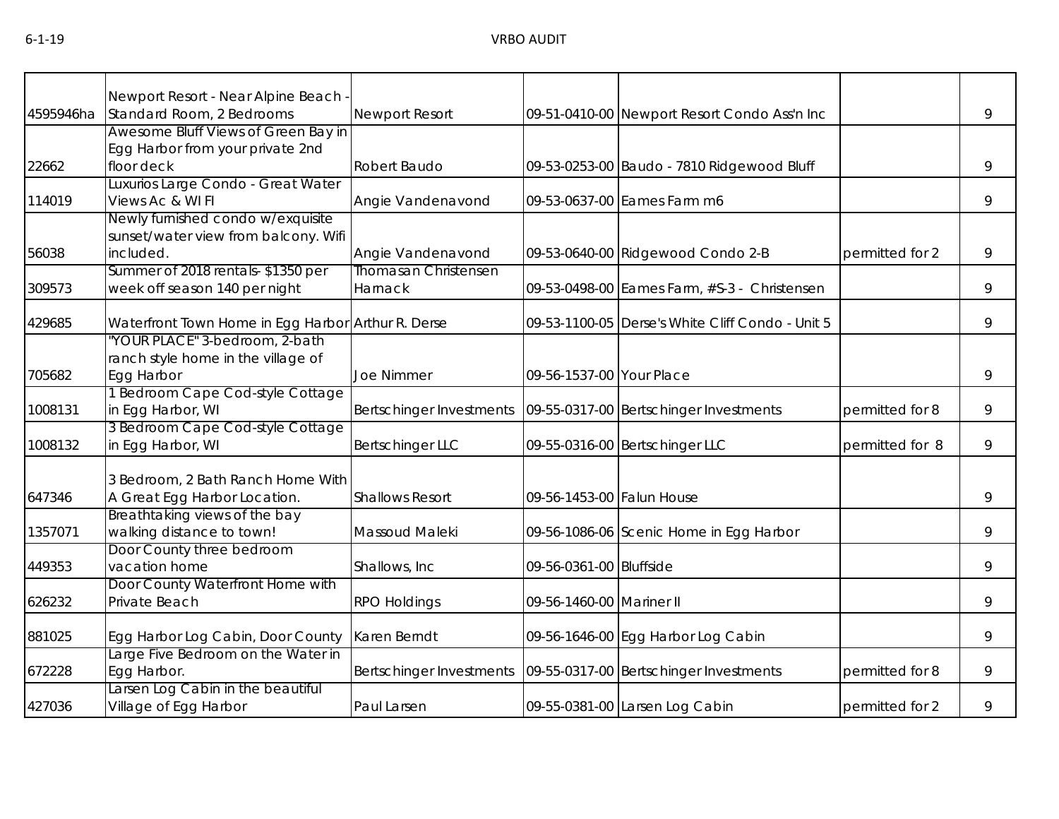| | | | | | | |
|---|---|---|---|---|---|---|
| 4595946ha | Newport Resort - Near Alpine Beach - Standard Room, 2 Bedrooms | Newport Resort | 09-51-0410-00 | Newport Resort Condo Ass'n Inc | | 9 |
| 22662 | Awesome Bluff Views of Green Bay in Egg Harbor from your private 2nd floor deck | Robert Baudo | 09-53-0253-00 | Baudo - 7810 Ridgewood Bluff | | 9 |
| 114019 | Luxurios Large Condo - Great Water Views Ac & WI FI | Angie Vandenavond | 09-53-0637-00 | Eames Farm m6 | | 9 |
| 56038 | Newly furnished condo w/exquisite sunset/water view from balcony. Wifi included. | Angie Vandenavond | 09-53-0640-00 | Ridgewood Condo 2-B | permitted for 2 | 9 |
| 309573 | Summer of 2018 rentals- $1350 per week off season 140 per night | Thomasan Christensen Harnack | 09-53-0498-00 | Eames Farm, #S-3 - Christensen | | 9 |
| 429685 | Waterfront Town Home in Egg Harbor | Arthur R. Derse | 09-53-1100-05 | Derse's White Cliff Condo - Unit 5 | | 9 |
| 705682 | "YOUR PLACE" 3-bedroom, 2-bath ranch style home in the village of Egg Harbor | Joe Nimmer | 09-56-1537-00 | Your Place | | 9 |
| 1008131 | 1 Bedroom Cape Cod-style Cottage in Egg Harbor, WI | Bertschinger Investments | 09-55-0317-00 | Bertschinger Investments | permitted for 8 | 9 |
| 1008132 | 3 Bedroom Cape Cod-style Cottage in Egg Harbor, WI | Bertschinger LLC | 09-55-0316-00 | Bertschinger LLC | permitted for 8 | 9 |
| 647346 | 3 Bedroom, 2 Bath Ranch Home With A Great Egg Harbor Location. | Shallows Resort | 09-56-1453-00 | Falun House | | 9 |
| 1357071 | Breathtaking views of the bay walking distance to town! | Massoud Maleki | 09-56-1086-06 | Scenic Home in Egg Harbor | | 9 |
| 449353 | Door County three bedroom vacation home | Shallows, Inc | 09-56-0361-00 | Bluffside | | 9 |
| 626232 | Door County Waterfront Home with Private Beach | RPO Holdings | 09-56-1460-00 | Mariner II | | 9 |
| 881025 | Egg Harbor Log Cabin, Door County | Karen Berndt | 09-56-1646-00 | Egg Harbor Log Cabin | | 9 |
| 672228 | Large Five Bedroom on the Water in Egg Harbor. | Bertschinger Investments | 09-55-0317-00 | Bertschinger Investments | permitted for 8 | 9 |
| 427036 | Larsen Log Cabin in the beautiful Village of Egg Harbor | Paul Larsen | 09-55-0381-00 | Larsen Log Cabin | permitted for 2 | 9 |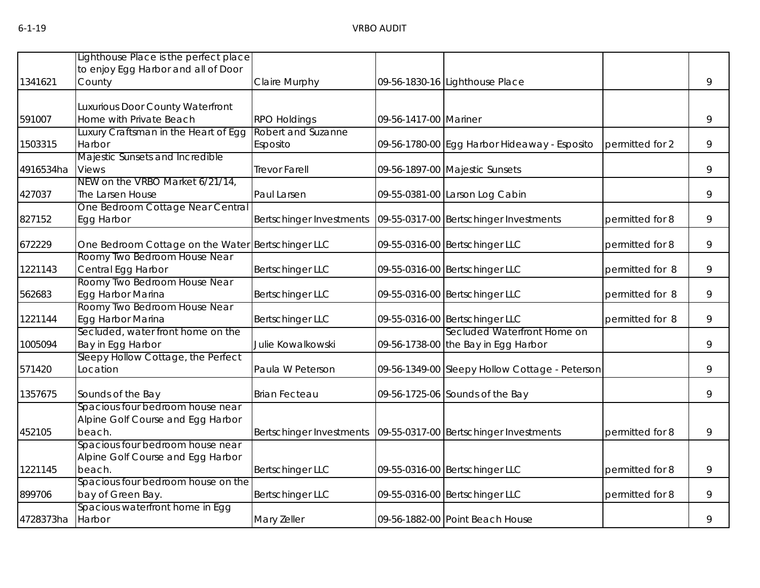| | | | | | | |
|---|---|---|---|---|---|---|
| 1341621 | Lighthouse Place is the perfect place to enjoy Egg Harbor and all of Door County | Claire Murphy | 09-56-1830-16 | Lighthouse Place | | 9 |
| 591007 | Luxurious Door County Waterfront Home with Private Beach | RPO Holdings | 09-56-1417-00 | Mariner | | 9 |
| 1503315 | Luxury Craftsman in the Heart of Egg Harbor | Robert and Suzanne Esposito | 09-56-1780-00 | Egg Harbor Hideaway - Esposito | permitted for 2 | 9 |
| 4916534ha | Majestic Sunsets and Incredible Views | Trevor Farell | 09-56-1897-00 | Majestic Sunsets | | 9 |
| 427037 | NEW on the VRBO Market 6/21/14, The Larsen House | Paul Larsen | 09-55-0381-00 | Larson Log Cabin | | 9 |
| 827152 | One Bedroom Cottage Near Central Egg Harbor | Bertschinger Investments | 09-55-0317-00 | Bertschinger Investments | permitted for 8 | 9 |
| 672229 | One Bedroom Cottage on the Water | Bertschinger LLC | 09-55-0316-00 | Bertschinger LLC | permitted for 8 | 9 |
| 1221143 | Roomy Two Bedroom House Near Central Egg Harbor | Bertschinger LLC | 09-55-0316-00 | Bertschinger LLC | permitted for 8 | 9 |
| 562683 | Roomy Two Bedroom House Near Egg Harbor Marina | Bertschinger LLC | 09-55-0316-00 | Bertschinger LLC | permitted for 8 | 9 |
| 1221144 | Roomy Two Bedroom House Near Egg Harbor Marina | Bertschinger LLC | 09-55-0316-00 | Bertschinger LLC | permitted for 8 | 9 |
| 1005094 | Secluded, water front home on the Bay in Egg Harbor | Julie Kowalkowski | 09-56-1738-00 | Secluded Waterfront Home on the Bay in Egg Harbor | | 9 |
| 571420 | Sleepy Hollow Cottage, the Perfect Location | Paula W Peterson | 09-56-1349-00 | Sleepy Hollow Cottage - Peterson | | 9 |
| 1357675 | Sounds of the Bay | Brian Fecteau | 09-56-1725-06 | Sounds of the Bay | | 9 |
| 452105 | Spacious four bedroom house near Alpine Golf Course and Egg Harbor beach. | Bertschinger Investments | 09-55-0317-00 | Bertschinger Investments | permitted for 8 | 9 |
| 1221145 | Spacious four bedroom house near Alpine Golf Course and Egg Harbor beach. | Bertschinger LLC | 09-55-0316-00 | Bertschinger LLC | permitted for 8 | 9 |
| 899706 | Spacious four bedroom house on the bay of Green Bay. | Bertschinger LLC | 09-55-0316-00 | Bertschinger LLC | permitted for 8 | 9 |
| 4728373ha | Spacious waterfront home in Egg Harbor | Mary Zeller | 09-56-1882-00 | Point Beach House | | 9 |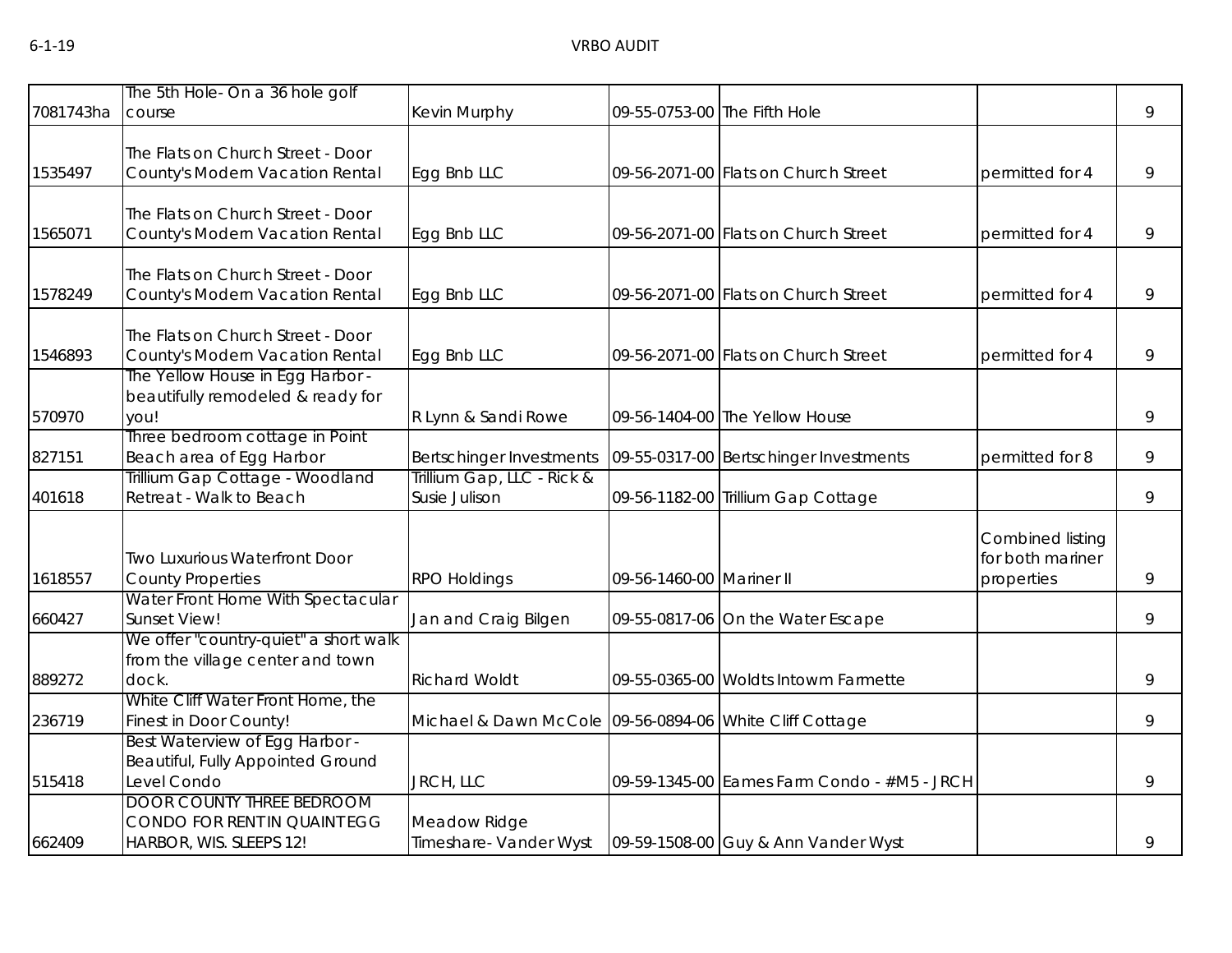| | | | | | | |
|---|---|---|---|---|---|---|
| 7081743ha | The 5th Hole- On a 36 hole golf course | Kevin Murphy | 09-55-0753-00 | The Fifth Hole | | 9 |
| 1535497 | The Flats on Church Street - Door County's Modern Vacation Rental | Egg Bnb LLC | 09-56-2071-00 | Flats on Church Street | permitted for 4 | 9 |
| 1565071 | The Flats on Church Street - Door County's Modern Vacation Rental | Egg Bnb LLC | 09-56-2071-00 | Flats on Church Street | permitted for 4 | 9 |
| 1578249 | The Flats on Church Street - Door County's Modern Vacation Rental | Egg Bnb LLC | 09-56-2071-00 | Flats on Church Street | permitted for 4 | 9 |
| 1546893 | The Flats on Church Street - Door County's Modern Vacation Rental | Egg Bnb LLC | 09-56-2071-00 | Flats on Church Street | permitted for 4 | 9 |
| 570970 | The Yellow House in Egg Harbor - beautifully remodeled & ready for you! | R Lynn & Sandi Rowe | 09-56-1404-00 | The Yellow House | | 9 |
| 827151 | Three bedroom cottage in Point Beach area of Egg Harbor | Bertschinger Investments | 09-55-0317-00 | Bertschinger Investments | permitted for 8 | 9 |
| 401618 | Trillium Gap Cottage - Woodland Retreat - Walk to Beach | Trillium Gap, LLC - Rick & Susie Julison | 09-56-1182-00 | Trillium Gap Cottage | | 9 |
| 1618557 | Two Luxurious Waterfront Door County Properties | RPO Holdings | 09-56-1460-00 | Mariner II | Combined listing for both mariner properties | 9 |
| 660427 | Water Front Home With Spectacular Sunset View! | Jan and Craig Bilgen | 09-55-0817-06 | On the Water Escape | | 9 |
| 889272 | We offer "country-quiet" a short walk from the village center and town dock. | Richard Woldt | 09-55-0365-00 | Woldts Intowm Farmette | | 9 |
| 236719 | White Cliff Water Front Home, the Finest in Door County! | Michael & Dawn McCole | 09-56-0894-06 | White Cliff Cottage | | 9 |
| 515418 | Best Waterview of Egg Harbor - Beautiful, Fully Appointed Ground Level Condo | JRCH, LLC | 09-59-1345-00 | Eames Farm Condo - #M5 - JRCH | | 9 |
| 662409 | DOOR COUNTY THREE BEDROOM CONDO FOR RENT IN QUAINT EGG HARBOR, WIS. SLEEPS 12! | Meadow Ridge Timeshare- Vander Wyst | 09-59-1508-00 | Guy & Ann Vander Wyst | | 9 |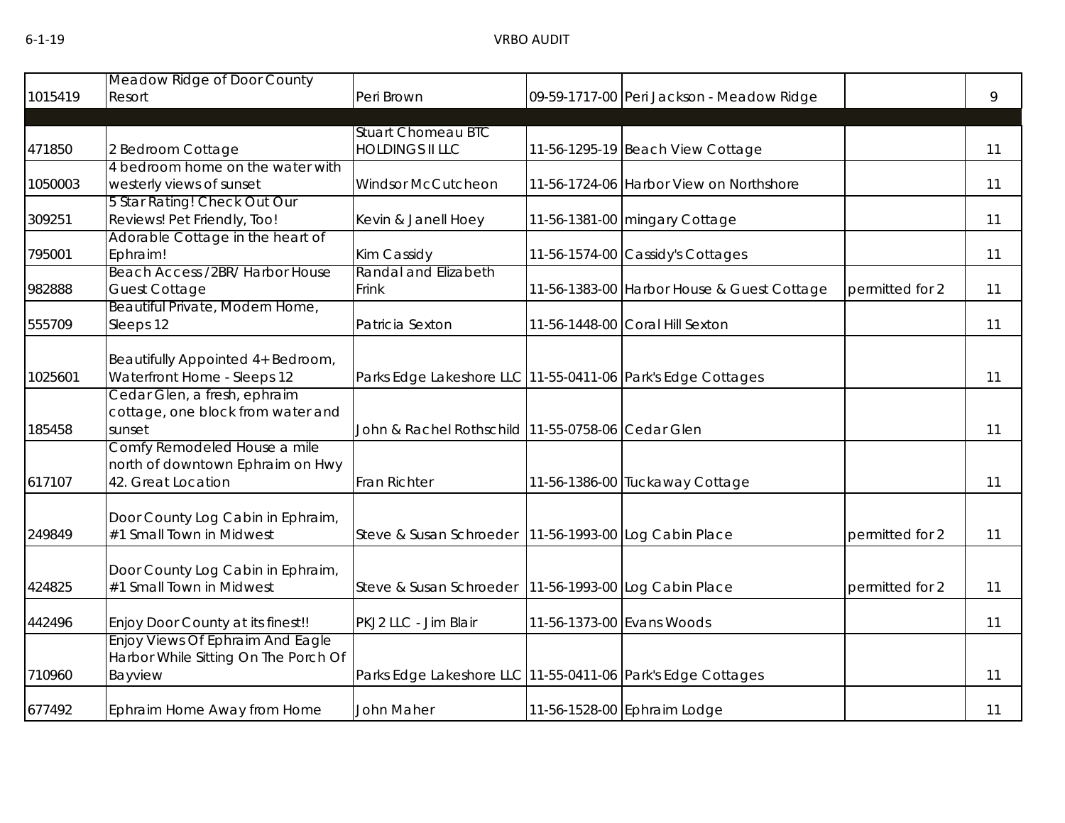| | | | | | | |
|---|---|---|---|---|---|---|
| 1015419 | Meadow Ridge of Door County Resort | Peri Brown | 09-59-1717-00 | Peri Jackson - Meadow Ridge | | 9 |
| | | | | | | |
| 471850 | 2 Bedroom Cottage | Stuart Chomeau BTC HOLDINGS II LLC | 11-56-1295-19 | Beach View Cottage | | 11 |
| 1050003 | 4 bedroom home on the water with westerly views of sunset | Windsor McCutcheon | 11-56-1724-06 | Harbor View on Northshore | | 11 |
| 309251 | 5 Star Rating! Check Out Our Reviews! Pet Friendly, Too! | Kevin & Janell Hoey | 11-56-1381-00 | mingary Cottage | | 11 |
| 795001 | Adorable Cottage in the heart of Ephraim! | Kim Cassidy | 11-56-1574-00 | Cassidy's Cottages | | 11 |
| 982888 | Beach Access /2BR/ Harbor House Guest Cottage | Randal and Elizabeth Frink | 11-56-1383-00 | Harbor House & Guest Cottage | permitted for 2 | 11 |
| 555709 | Beautiful Private, Modern Home, Sleeps 12 | Patricia Sexton | 11-56-1448-00 | Coral Hill Sexton | | 11 |
| 1025601 | Beautifully Appointed 4+ Bedroom, Waterfront Home - Sleeps 12 | Parks Edge Lakeshore LLC | 11-55-0411-06 | Park's Edge Cottages | | 11 |
| 185458 | Cedar Glen, a fresh, ephraim cottage, one block from water and sunset | John & Rachel Rothschild | 11-55-0758-06 | Cedar Glen | | 11 |
| 617107 | Comfy Remodeled House a mile north of downtown Ephraim on Hwy 42. Great Location | Fran Richter | 11-56-1386-00 | Tuckaway Cottage | | 11 |
| 249849 | Door County Log Cabin in Ephraim, #1 Small Town in Midwest | Steve & Susan Schroeder | 11-56-1993-00 | Log Cabin Place | permitted for 2 | 11 |
| 424825 | Door County Log Cabin in Ephraim, #1 Small Town in Midwest | Steve & Susan Schroeder | 11-56-1993-00 | Log Cabin Place | permitted for 2 | 11 |
| 442496 | Enjoy Door County at its finest!! | PKJ2 LLC - Jim Blair | 11-56-1373-00 | Evans Woods | | 11 |
| 710960 | Enjoy Views Of Ephraim And Eagle Harbor While Sitting On The Porch Of Bayview | Parks Edge Lakeshore LLC | 11-55-0411-06 | Park's Edge Cottages | | 11 |
| 677492 | Ephraim Home Away from Home | John Maher | 11-56-1528-00 | Ephraim Lodge | | 11 |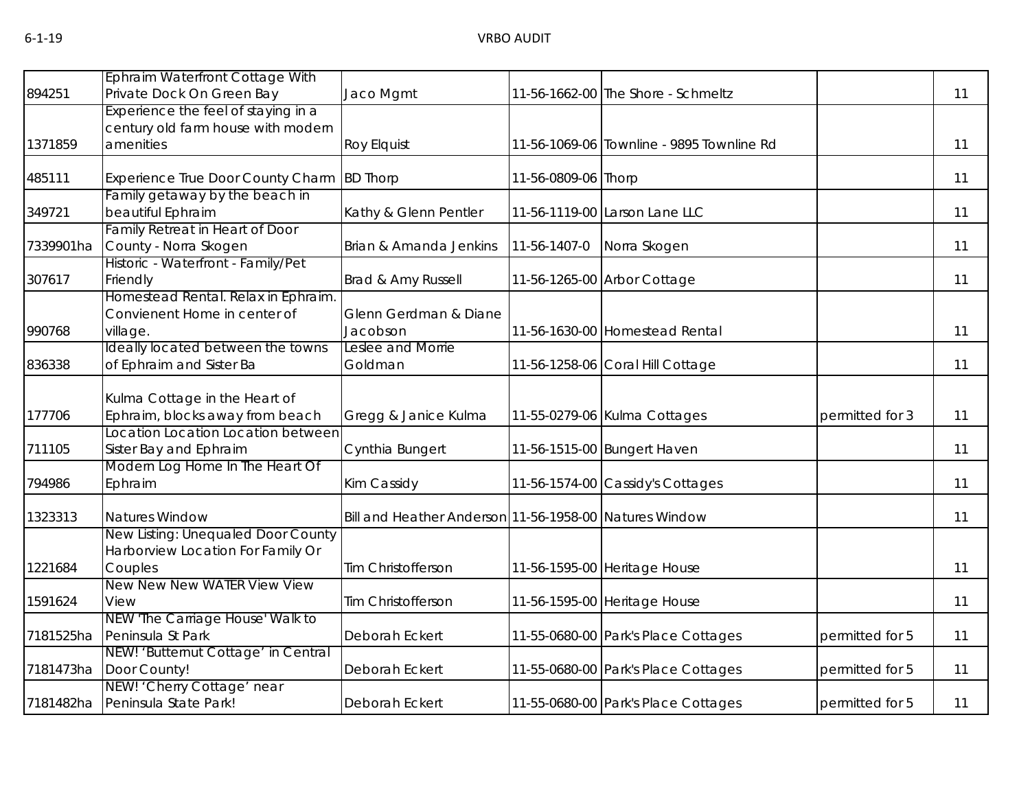| | | | | | | |
|---|---|---|---|---|---|---|
| 894251 | Ephraim Waterfront Cottage With Private Dock On Green Bay | Jaco Mgmt | 11-56-1662-00 | The Shore - Schmeltz | | 11 |
| 1371859 | Experience the feel of staying in a century old farm house with modern amenities | Roy Elquist | 11-56-1069-06 | Townline - 9895 Townline Rd | | 11 |
| 485111 | Experience True Door County Charm | BD Thorp | 11-56-0809-06 | Thorp | | 11 |
| 349721 | Family getaway by the beach in beautiful Ephraim | Kathy & Glenn Pentler | 11-56-1119-00 | Larson Lane LLC | | 11 |
| 7339901ha | Family Retreat in Heart of Door County - Norra Skogen | Brian & Amanda Jenkins | 11-56-1407-0 | Norra Skogen | | 11 |
| 307617 | Historic - Waterfront - Family/Pet Friendly | Brad & Amy Russell | 11-56-1265-00 | Arbor Cottage | | 11 |
| 990768 | Homestead Rental. Relax in Ephraim. Convienent Home in center of village. | Glenn Gerdman & Diane Jacobson | 11-56-1630-00 | Homestead Rental | | 11 |
| 836338 | Ideally located between the towns of Ephraim and Sister Ba | Leslee and Morrie Goldman | 11-56-1258-06 | Coral Hill Cottage | | 11 |
| 177706 | Kulma Cottage in the Heart of Ephraim, blocks away from beach | Gregg & Janice Kulma | 11-55-0279-06 | Kulma Cottages | permitted for 3 | 11 |
| 711105 | Location Location Location between Sister Bay and Ephraim | Cynthia Bungert | 11-56-1515-00 | Bungert Haven | | 11 |
| 794986 | Modern Log Home In The Heart Of Ephraim | Kim Cassidy | 11-56-1574-00 | Cassidy's Cottages | | 11 |
| 1323313 | Natures Window | Bill and Heather Anderson | 11-56-1958-00 | Natures Window | | 11 |
| 1221684 | New Listing: Unequaled Door County Harborview Location For Family Or Couples | Tim Christofferson | 11-56-1595-00 | Heritage House | | 11 |
| 1591624 | New New New WATER View View View | Tim Christofferson | 11-56-1595-00 | Heritage House | | 11 |
| 7181525ha | NEW 'The Carriage House' Walk to Peninsula St Park | Deborah Eckert | 11-55-0680-00 | Park's Place Cottages | permitted for 5 | 11 |
| 7181473ha | NEW! 'Butternut Cottage' in Central Door County! | Deborah Eckert | 11-55-0680-00 | Park's Place Cottages | permitted for 5 | 11 |
| 7181482ha | NEW! 'Cherry Cottage' near Peninsula State Park! | Deborah Eckert | 11-55-0680-00 | Park's Place Cottages | permitted for 5 | 11 |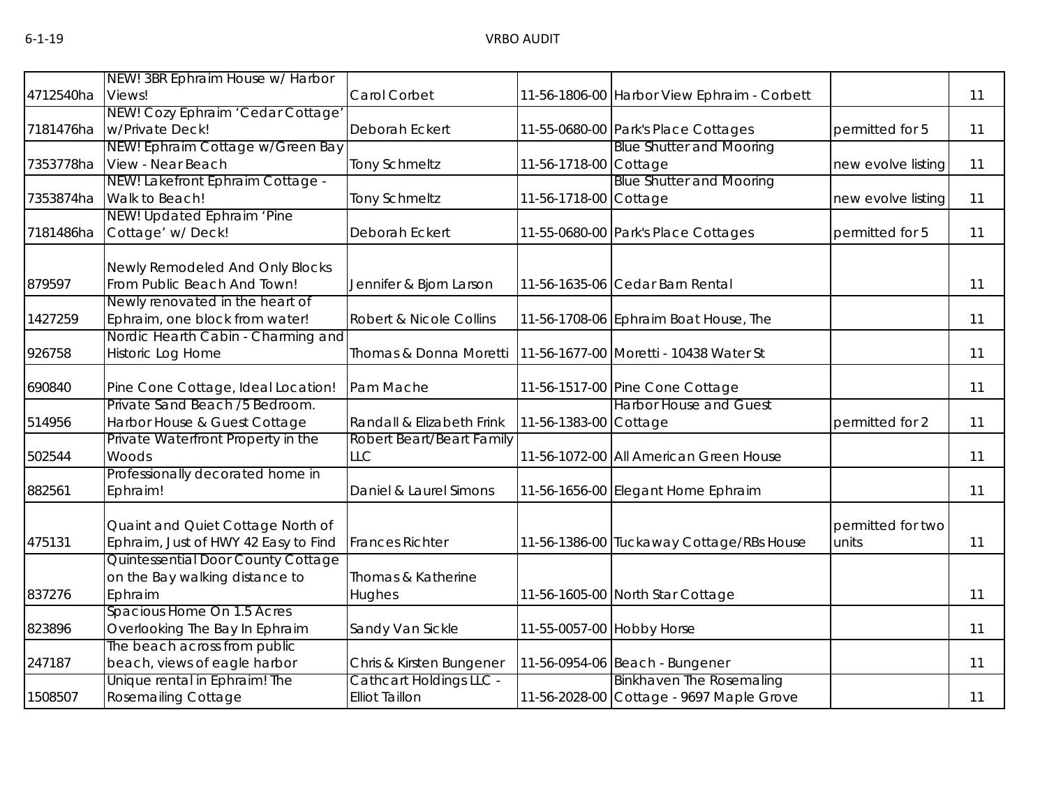| | | | | | | |
|---|---|---|---|---|---|---|
| 4712540ha | NEW! 3BR Ephraim House w/ Harbor Views! | Carol Corbet | 11-56-1806-00 | Harbor View Ephraim - Corbett | | 11 |
| 7181476ha | NEW! Cozy Ephraim 'Cedar Cottage' w/Private Deck! | Deborah Eckert | 11-55-0680-00 | Park's Place Cottages | permitted for 5 | 11 |
| 7353778ha | NEW! Ephraim Cottage w/Green Bay View - Near Beach | Tony Schmeltz | 11-56-1718-00 | Blue Shutter and Mooring Cottage | new evolve listing | 11 |
| 7353874ha | NEW! Lakefront Ephraim Cottage - Walk to Beach! | Tony Schmeltz | 11-56-1718-00 | Blue Shutter and Mooring Cottage | new evolve listing | 11 |
| 7181486ha | NEW! Updated Ephraim 'Pine Cottage' w/ Deck! | Deborah Eckert | 11-55-0680-00 | Park's Place Cottages | permitted for 5 | 11 |
| 879597 | Newly Remodeled And Only Blocks From Public Beach And Town! | Jennifer & Bjorn Larson | 11-56-1635-06 | Cedar Barn Rental | | 11 |
| 1427259 | Newly renovated in the heart of Ephraim, one block from water! | Robert & Nicole Collins | 11-56-1708-06 | Ephraim Boat House, The | | 11 |
| 926758 | Nordic Hearth Cabin - Charming and Historic Log Home | Thomas & Donna Moretti | 11-56-1677-00 | Moretti - 10438 Water St | | 11 |
| 690840 | Pine Cone Cottage, Ideal Location! | Pam Mache | 11-56-1517-00 | Pine Cone Cottage | | 11 |
| 514956 | Private Sand Beach /5 Bedroom. Harbor House & Guest Cottage | Randall & Elizabeth Frink | 11-56-1383-00 | Harbor House and Guest Cottage | permitted for 2 | 11 |
| 502544 | Private Waterfront Property in the Woods | Robert Beart/Beart Family LLC | 11-56-1072-00 | All American Green House | | 11 |
| 882561 | Professionally decorated home in Ephraim! | Daniel & Laurel Simons | 11-56-1656-00 | Elegant Home Ephraim | | 11 |
| 475131 | Quaint and Quiet Cottage North of Ephraim, Just of HWY 42 Easy to Find | Frances Richter | 11-56-1386-00 | Tuckaway Cottage/RBs House | permitted for two units | 11 |
| 837276 | Quintessential Door County Cottage on the Bay walking distance to Ephraim | Thomas & Katherine Hughes | 11-56-1605-00 | North Star Cottage | | 11 |
| 823896 | Spacious Home On 1.5 Acres Overlooking The Bay In Ephraim | Sandy Van Sickle | 11-55-0057-00 | Hobby Horse | | 11 |
| 247187 | The beach across from public beach, views of eagle harbor | Chris & Kirsten Bungener | 11-56-0954-06 | Beach - Bungener | | 11 |
| 1508507 | Unique rental in Ephraim! The Rosemailing Cottage | Cathcart Holdings LLC - Elliot Taillon | 11-56-2028-00 | Binkhaven The Rosemaling Cottage - 9697 Maple Grove | | 11 |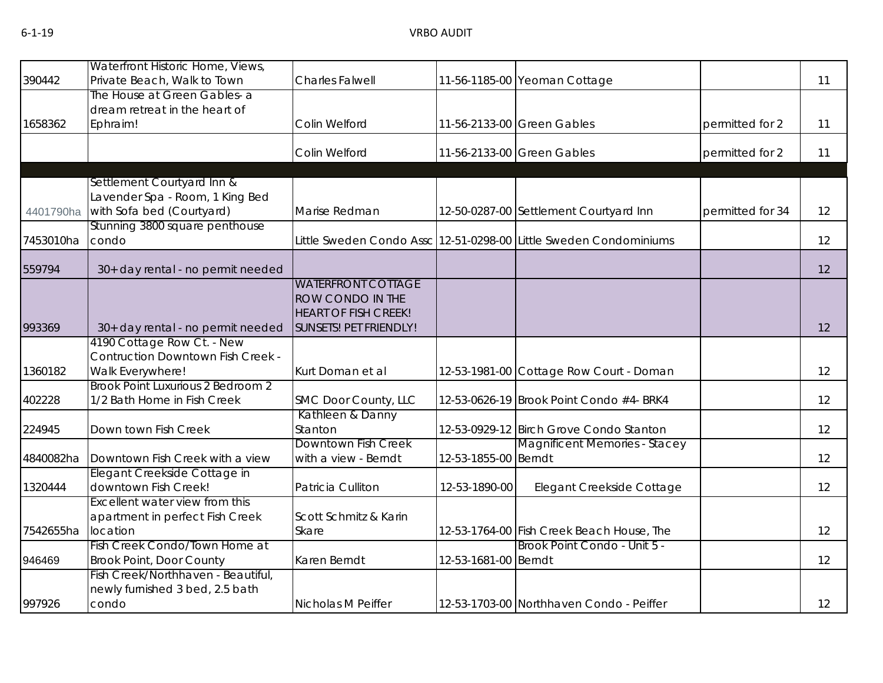| | | | | | | |
|---|---|---|---|---|---|---|
| 390442 | Waterfront Historic Home, Views, Private Beach, Walk to Town | Charles Falwell | 11-56-1185-00 | Yeoman Cottage | | 11 |
| 1658362 | The House at Green Gables- a dream retreat in the heart of Ephraim! | Colin Welford | 11-56-2133-00 | Green Gables | permitted for 2 | 11 |
| | | Colin Welford | 11-56-2133-00 | Green Gables | permitted for 2 | 11 |
| | | | | | | |
| 4401790ha | Settlement Courtyard Inn & Lavender Spa - Room, 1 King Bed with Sofa bed (Courtyard) | Marise Redman | 12-50-0287-00 | Settlement Courtyard Inn | permitted for 34 | 12 |
| 7453010ha | Stunning 3800 square penthouse condo | Little Sweden Condo Assc | 12-51-0298-00 | Little Sweden Condominiums | | 12 |
| 559794 | 30+ day rental - no permit needed | | | | | 12 |
| 993369 | 30+ day rental - no permit needed | WATERFRONT COTTAGE ROW CONDO IN THE HEART OF FISH CREEK! SUNSETS! PET FRIENDLY! | | | | 12 |
| 1360182 | 4190 Cottage Row Ct. - New Contruction Downtown Fish Creek - Walk Everywhere! | Kurt Doman et al | 12-53-1981-00 | Cottage Row Court - Doman | | 12 |
| 402228 | Brook Point Luxurious 2 Bedroom 2 1/2 Bath Home in Fish Creek | SMC Door County, LLC | 12-53-0626-19 | Brook Point Condo #4- BRK4 | | 12 |
| 224945 | Down town Fish Creek | Kathleen & Danny Stanton | 12-53-0929-12 | Birch Grove Condo Stanton | | 12 |
| 4840082ha | Downtown Fish Creek with a view | Downtown Fish Creek with a view - Berndt | 12-53-1855-00 | Magnificent Memories - Stacey Berndt | | 12 |
| 1320444 | Elegant Creekside Cottage in downtown Fish Creek! | Patricia Culliton | 12-53-1890-00 | Elegant Creekside Cottage | | 12 |
| 7542655ha | Excellent water view from this apartment in perfect Fish Creek location | Scott Schmitz & Karin Skare | 12-53-1764-00 | Fish Creek Beach House, The | | 12 |
| 946469 | Fish Creek Condo/Town Home at Brook Point, Door County | Karen Berndt | 12-53-1681-00 | Brook Point Condo - Unit 5 - Berndt | | 12 |
| 997926 | Fish Creek/Northhaven - Beautiful, newly furnished 3 bed, 2.5 bath condo | Nicholas M Peiffer | 12-53-1703-00 | Northhaven Condo - Peiffer | | 12 |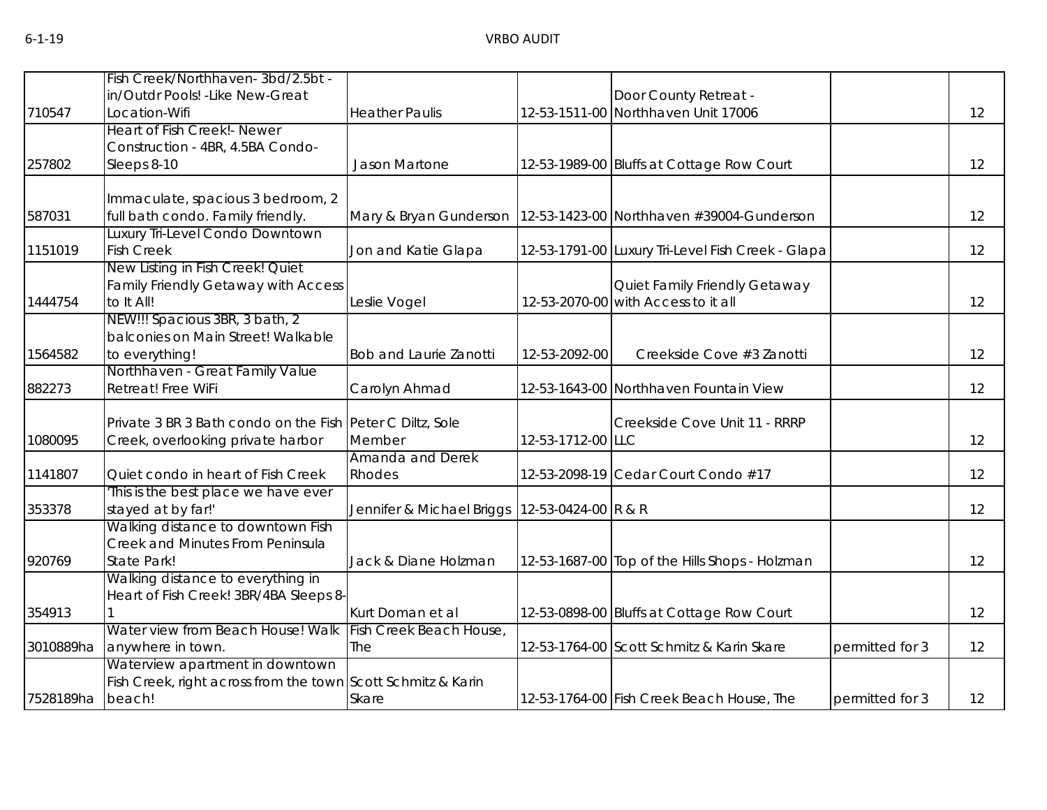| | | | | | | |
|---|---|---|---|---|---|---|
| 710547 | Fish Creek/Northhaven- 3bd/2.5bt - in/Outdr Pools! -Like New-Great Location-Wifi | Heather Paulis | 12-53-1511-00 | Door County Retreat - Northhaven Unit 17006 | | 12 |
| 257802 | Heart of Fish Creek!- Newer Construction - 4BR, 4.5BA Condo-Sleeps 8-10 | Jason Martone | 12-53-1989-00 | Bluffs at Cottage Row Court | | 12 |
| 587031 | Immaculate, spacious 3 bedroom, 2 full bath condo. Family friendly. | Mary & Bryan Gunderson | 12-53-1423-00 | Northhaven #39004-Gunderson | | 12 |
| 1151019 | Luxury Tri-Level Condo Downtown Fish Creek | Jon and Katie Glapa | 12-53-1791-00 | Luxury Tri-Level Fish Creek - Glapa | | 12 |
| 1444754 | New Listing in Fish Creek! Quiet Family Friendly Getaway with Access to It All! | Leslie Vogel | 12-53-2070-00 | Quiet Family Friendly Getaway with Access to it all | | 12 |
| 1564582 | NEW!!! Spacious 3BR, 3 bath, 2 balconies on Main Street! Walkable to everything! | Bob and Laurie Zanotti | 12-53-2092-00 | Creekside Cove #3 Zanotti | | 12 |
| 882273 | Northhaven - Great Family Value Retreat! Free WiFi | Carolyn Ahmad | 12-53-1643-00 | Northhaven Fountain View | | 12 |
| 1080095 | Private 3 BR 3 Bath condo on the Fish Creek, overlooking private harbor | Peter C Diltz, Sole Member | 12-53-1712-00 | Creekside Cove Unit 11 - RRRP LLC | | 12 |
| 1141807 | Quiet condo in heart of Fish Creek | Amanda and Derek Rhodes | 12-53-2098-19 | Cedar Court Condo #17 | | 12 |
| 353378 | 'This is the best place we have ever stayed at by far!' | Jennifer & Michael Briggs | 12-53-0424-00 | R & R | | 12 |
| 920769 | Walking distance to downtown Fish Creek and Minutes From Peninsula State Park! | Jack & Diane Holzman | 12-53-1687-00 | Top of the Hills Shops - Holzman | | 12 |
| 354913 | Walking distance to everything in Heart of Fish Creek! 3BR/4BA Sleeps 8-1 | Kurt Doman et al | 12-53-0898-00 | Bluffs at Cottage Row Court | | 12 |
| 3010889ha | Water view from Beach House! Walk anywhere in town. | Fish Creek Beach House, The | 12-53-1764-00 | Scott Schmitz & Karin Skare | permitted for 3 | 12 |
| 7528189ha | Waterview apartment in downtown Fish Creek, right across from the town beach! | Scott Schmitz & Karin Skare | 12-53-1764-00 | Fish Creek Beach House, The | permitted for 3 | 12 |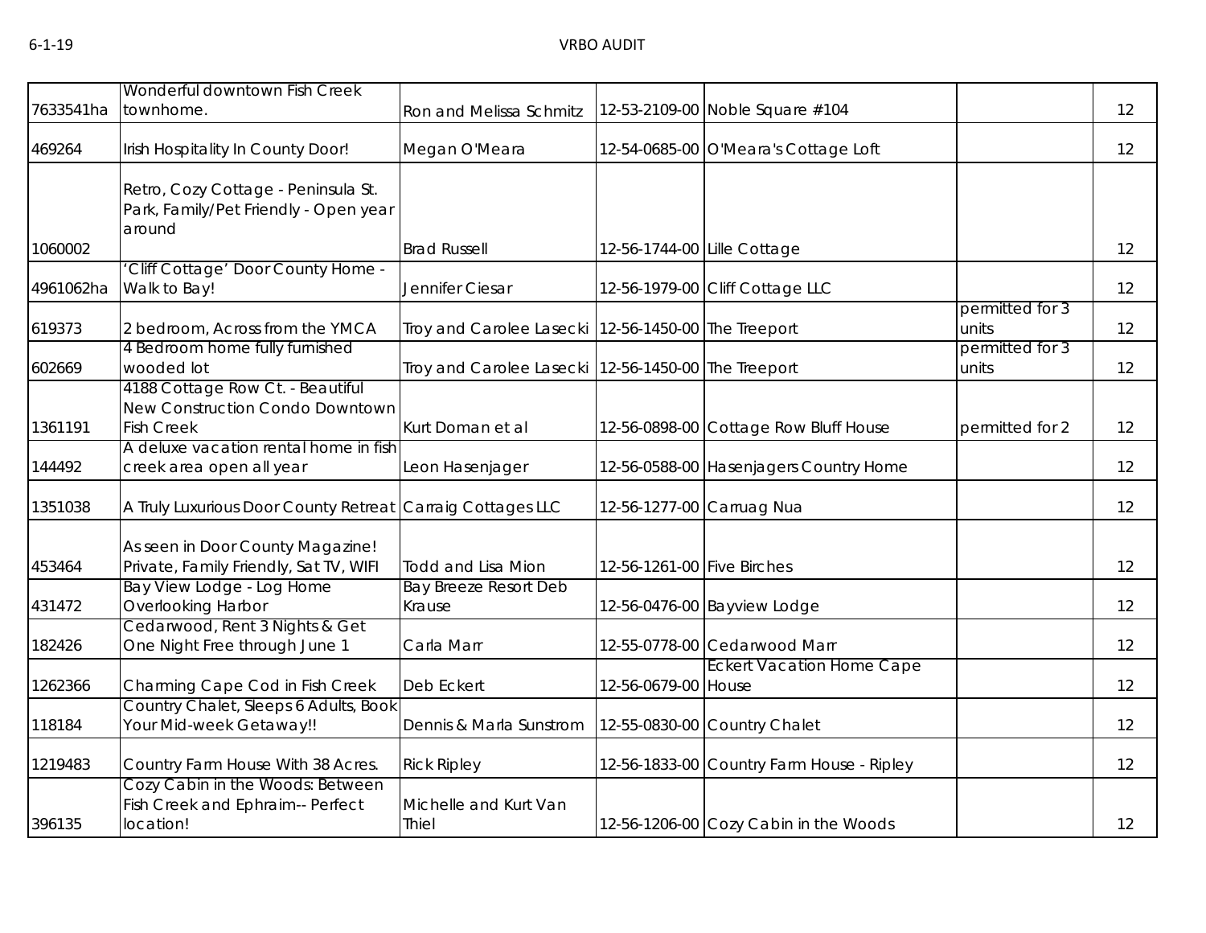| | | | | | | |
|---|---|---|---|---|---|---|
| 7633541ha | Wonderful downtown Fish Creek townhome. | Ron and Melissa Schmitz | 12-53-2109-00 | Noble Square #104 | | 12 |
| 469264 | Irish Hospitality In County Door! | Megan O'Meara | 12-54-0685-00 | O'Meara's Cottage Loft | | 12 |
| 1060002 | Retro, Cozy Cottage - Peninsula St. Park, Family/Pet Friendly - Open year around | Brad Russell | 12-56-1744-00 | Lille Cottage | | 12 |
| 4961062ha | 'Cliff Cottage' Door County Home - Walk to Bay! | Jennifer Ciesar | 12-56-1979-00 | Cliff Cottage LLC | | 12 |
| 619373 | 2 bedroom, Across from the YMCA | Troy and Carolee Lasecki | 12-56-1450-00 | The Treeport | permitted for 3 units | 12 |
| 602669 | 4 Bedroom home fully furnished wooded lot | Troy and Carolee Lasecki | 12-56-1450-00 | The Treeport | permitted for 3 units | 12 |
| 1361191 | 4188 Cottage Row Ct. - Beautiful New Construction Condo Downtown Fish Creek | Kurt Doman et al | 12-56-0898-00 | Cottage Row Bluff House | permitted for 2 | 12 |
| 144492 | A deluxe vacation rental home in fish creek area open all year | Leon Hasenjager | 12-56-0588-00 | Hasenjagers Country Home | | 12 |
| 1351038 | A Truly Luxurious Door County Retreat | Carraig Cottages LLC | 12-56-1277-00 | Carruag Nua | | 12 |
| 453464 | As seen in Door County Magazine! Private, Family Friendly, Sat TV, WIFI | Todd and Lisa Mion | 12-56-1261-00 | Five Birches | | 12 |
| 431472 | Bay View Lodge - Log Home Overlooking Harbor | Bay Breeze Resort Deb Krause | 12-56-0476-00 | Bayview Lodge | | 12 |
| 182426 | Cedarwood, Rent 3 Nights & Get One Night Free through June 1 | Carla Marr | 12-55-0778-00 | Cedarwood Marr | | 12 |
| 1262366 | Charming Cape Cod in Fish Creek | Deb Eckert | 12-56-0679-00 | Eckert Vacation Home Cape House | | 12 |
| 118184 | Country Chalet, Sleeps 6 Adults, Book Your Mid-week Getaway!! | Dennis & Marla Sunstrom | 12-55-0830-00 | Country Chalet | | 12 |
| 1219483 | Country Farm House With 38 Acres. | Rick Ripley | 12-56-1833-00 | Country Farm House - Ripley | | 12 |
| 396135 | Cozy Cabin in the Woods: Between Fish Creek and Ephraim-- Perfect location! | Michelle and Kurt Van Thiel | 12-56-1206-00 | Cozy Cabin in the Woods | | 12 |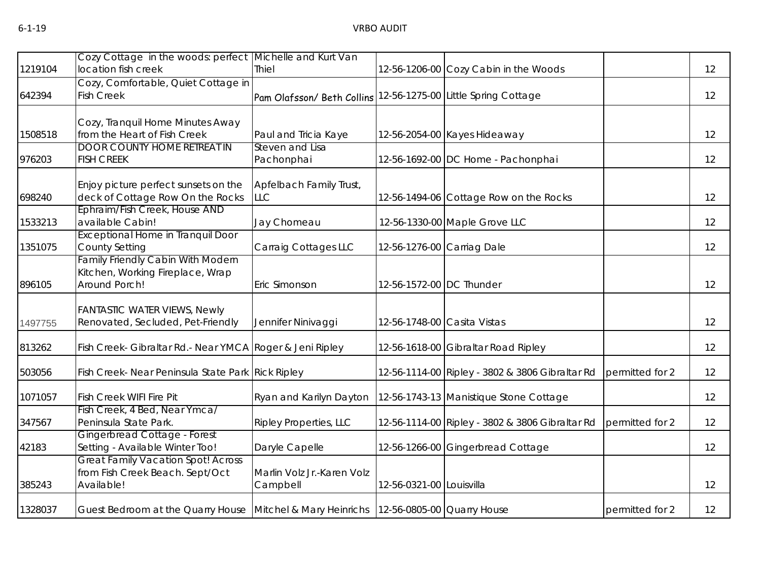| | | | | | | |
|---|---|---|---|---|---|---|
| 1219104 | Cozy Cottage in the woods: perfect location fish creek | Michelle and Kurt Van Thiel | 12-56-1206-00 | Cozy Cabin in the Woods | | 12 |
| 642394 | Cozy, Comfortable, Quiet Cottage in Fish Creek | Pam Olafsson/ Beth Collins | 12-56-1275-00 | Little Spring Cottage | | 12 |
| 1508518 | Cozy, Tranquil Home Minutes Away from the Heart of Fish Creek | Paul and Tricia Kaye | 12-56-2054-00 | Kayes Hideaway | | 12 |
| 976203 | DOOR COUNTY HOME RETREAT IN FISH CREEK | Steven and Lisa Pachonphai | 12-56-1692-00 | DC Home - Pachonphai | | 12 |
| 698240 | Enjoy picture perfect sunsets on the deck of Cottage Row On the Rocks | Apfelbach Family Trust, LLC | 12-56-1494-06 | Cottage Row on the Rocks | | 12 |
| 1533213 | Ephraim/Fish Creek, House AND available Cabin! | Jay Chomeau | 12-56-1330-00 | Maple Grove LLC | | 12 |
| 1351075 | Exceptional Home in Tranquil Door County Setting | Carraig Cottages LLC | 12-56-1276-00 | Carriag Dale | | 12 |
| 896105 | Family Friendly Cabin With Modern Kitchen, Working Fireplace, Wrap Around Porch! | Eric Simonson | 12-56-1572-00 | DC Thunder | | 12 |
| 1497755 | FANTASTIC WATER VIEWS, Newly Renovated, Secluded, Pet-Friendly | Jennifer Ninivaggi | 12-56-1748-00 | Casita Vistas | | 12 |
| 813262 | Fish Creek- Gibraltar Rd.- Near YMCA | Roger & Jeni Ripley | 12-56-1618-00 | Gibraltar Road Ripley | | 12 |
| 503056 | Fish Creek- Near Peninsula State Park | Rick Ripley | 12-56-1114-00 | Ripley - 3802 & 3806 Gibraltar Rd | permitted for 2 | 12 |
| 1071057 | Fish Creek WIFI Fire Pit | Ryan and Karilyn Dayton | 12-56-1743-13 | Manistique Stone Cottage | | 12 |
| 347567 | Fish Creek, 4 Bed, Near Ymca/ Peninsula State Park. | Ripley Properties, LLC | 12-56-1114-00 | Ripley - 3802 & 3806 Gibraltar Rd | permitted for 2 | 12 |
| 42183 | Gingerbread Cottage - Forest Setting - Available Winter Too! | Daryle Capelle | 12-56-1266-00 | Gingerbread Cottage | | 12 |
| 385243 | Great Family Vacation Spot! Across from Fish Creek Beach. Sept/Oct Available! | Marlin Volz Jr.-Karen Volz Campbell | 12-56-0321-00 | Louisvilla | | 12 |
| 1328037 | Guest Bedroom at the Quarry House | Mitchel & Mary Heinrichs | 12-56-0805-00 | Quarry House | permitted for 2 | 12 |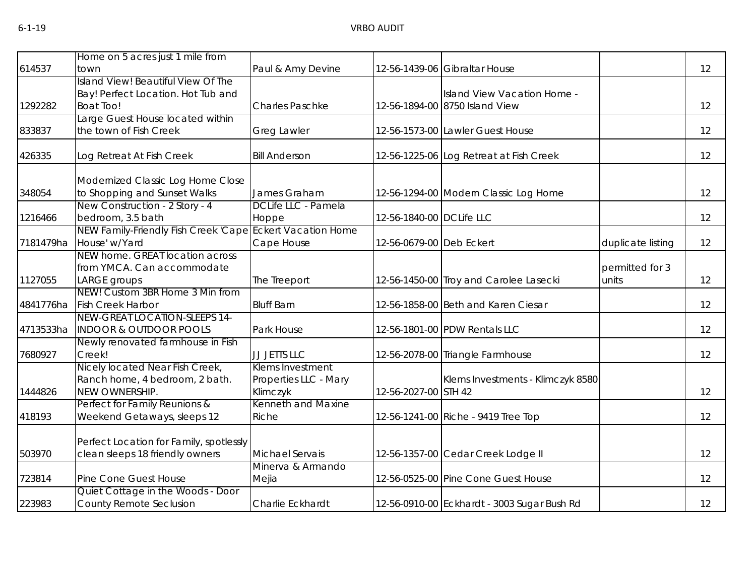| | | | | | | |
|---|---|---|---|---|---|---|
| 614537 | Home on 5 acres just 1 mile from town | Paul & Amy Devine | 12-56-1439-06 | Gibraltar House | | 12 |
| 1292282 | Island View! Beautiful View Of The Bay! Perfect Location. Hot Tub and Boat Too! | Charles Paschke | 12-56-1894-00 | Island View Vacation Home - 8750 Island View | | 12 |
| 833837 | Large Guest House located within the town of Fish Creek | Greg Lawler | 12-56-1573-00 | Lawler Guest House | | 12 |
| 426335 | Log Retreat At Fish Creek | Bill Anderson | 12-56-1225-06 | Log Retreat at Fish Creek | | 12 |
| 348054 | Modernized Classic Log Home Close to Shopping and Sunset Walks | James Graham | 12-56-1294-00 | Modern Classic Log Home | | 12 |
| 1216466 | New Construction - 2 Story - 4 bedroom, 3.5 bath | DC Life LLC - Pamela Hoppe | 12-56-1840-00 | DC Life LLC | | 12 |
| 7181479ha | NEW Family-Friendly Fish Creek 'Cape House' w/Yard | Eckert Vacation Home Cape House | 12-56-0679-00 | Deb Eckert | duplicate listing | 12 |
| 1127055 | NEW home. GREAT location across from YMCA. Can accommodate LARGE groups | The Treeport | 12-56-1450-00 | Troy and Carolee Lasecki | permitted for 3 units | 12 |
| 4841776ha | NEW! Custom 3BR Home 3 Min from Fish Creek Harbor | Bluff Barn | 12-56-1858-00 | Beth and Karen Ciesar | | 12 |
| 4713533ha | NEW-GREAT LOCATION-SLEEPS 14-INDOOR & OUTDOOR POOLS | Park House | 12-56-1801-00 | PDW Rentals LLC | | 12 |
| 7680927 | Newly renovated farmhouse in Fish Creek! | JJ JETTS LLC | 12-56-2078-00 | Triangle Farmhouse | | 12 |
| 1444826 | Nicely located Near Fish Creek, Ranch home, 4 bedroom, 2 bath. NEW OWNERSHIP. | Klems Investment Properties LLC - Mary Klimczyk | 12-56-2027-00 | Klems Investments - Klimczyk 8580 STH 42 | | 12 |
| 418193 | Perfect for Family Reunions & Weekend Getaways, sleeps 12 | Kenneth and Maxine Riche | 12-56-1241-00 | Riche - 9419 Tree Top | | 12 |
| 503970 | Perfect Location for Family, spotlessly clean sleeps 18 friendly owners | Michael Servais | 12-56-1357-00 | Cedar Creek Lodge II | | 12 |
| 723814 | Pine Cone Guest House | Minerva & Armando Mejia | 12-56-0525-00 | Pine Cone Guest House | | 12 |
| 223983 | Quiet Cottage in the Woods - Door County Remote Seclusion | Charlie Eckhardt | 12-56-0910-00 | Eckhardt - 3003 Sugar Bush Rd | | 12 |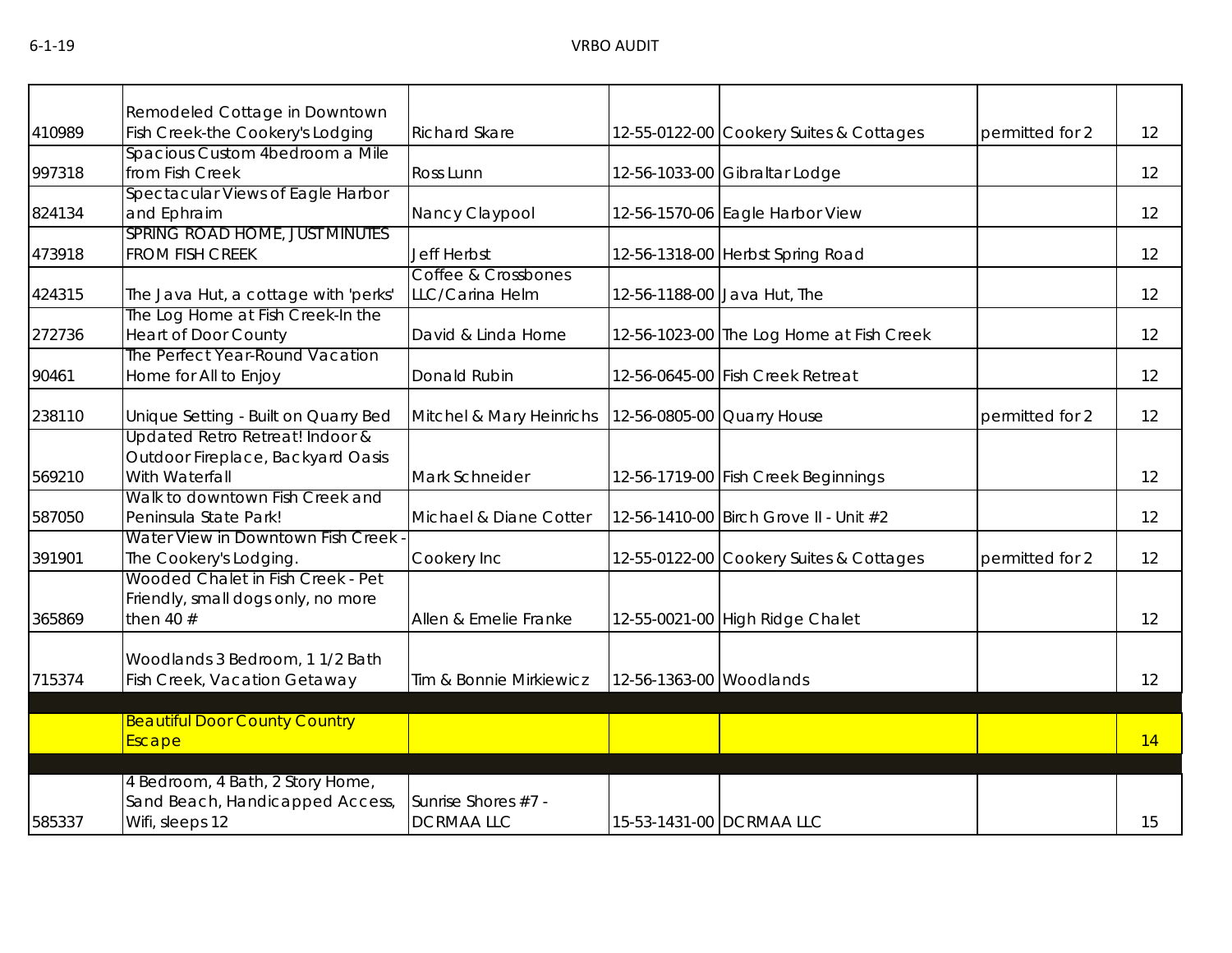| | | | | | | |
|---|---|---|---|---|---|---|
| 410989 | Remodeled Cottage in Downtown Fish Creek-the Cookery's Lodging | Richard Skare | 12-55-0122-00 | Cookery Suites & Cottages | permitted for 2 | 12 |
| 997318 | Spacious Custom 4bedroom a Mile from Fish Creek | Ross Lunn | 12-56-1033-00 | Gibraltar Lodge | | 12 |
| 824134 | Spectacular Views of Eagle Harbor and Ephraim | Nancy Claypool | 12-56-1570-06 | Eagle Harbor View | | 12 |
| 473918 | SPRING ROAD HOME, JUST MINUTES FROM FISH CREEK | Jeff Herbst | 12-56-1318-00 | Herbst Spring Road | | 12 |
| 424315 | The Java Hut, a cottage with 'perks' | Coffee & Crossbones LLC/Carina Helm | 12-56-1188-00 | Java Hut, The | | 12 |
| 272736 | The Log Home at Fish Creek-In the Heart of Door County | David & Linda Horne | 12-56-1023-00 | The Log Home at Fish Creek | | 12 |
| 90461 | The Perfect Year-Round Vacation Home for All to Enjoy | Donald Rubin | 12-56-0645-00 | Fish Creek Retreat | | 12 |
| 238110 | Unique Setting - Built on Quarry Bed | Mitchel & Mary Heinrichs | 12-56-0805-00 | Quarry House | permitted for 2 | 12 |
| 569210 | Updated Retro Retreat! Indoor & Outdoor Fireplace, Backyard Oasis With Waterfall | Mark Schneider | 12-56-1719-00 | Fish Creek Beginnings | | 12 |
| 587050 | Walk to downtown Fish Creek and Peninsula State Park! | Michael & Diane Cotter | 12-56-1410-00 | Birch Grove II - Unit #2 | | 12 |
| 391901 | Water View in Downtown Fish Creek - The Cookery's Lodging. | Cookery Inc | 12-55-0122-00 | Cookery Suites & Cottages | permitted for 2 | 12 |
| 365869 | Wooded Chalet in Fish Creek - Pet Friendly, small dogs only, no more then 40 # | Allen & Emelie Franke | 12-55-0021-00 | High Ridge Chalet | | 12 |
| 715374 | Woodlands 3 Bedroom, 1 1/2 Bath Fish Creek, Vacation Getaway | Tim & Bonnie Mirkiewicz | 12-56-1363-00 | Woodlands | | 12 |
| | | | | | | |
| | Beautiful Door County Country Escape | | | | | 14 |
| | | | | | | |
| 585337 | 4 Bedroom, 4 Bath, 2 Story Home, Sand Beach, Handicapped Access, Wifi, sleeps 12 | Sunrise Shores #7 - DCRMAA LLC | 15-53-1431-00 | DCRMAA LLC | | 15 |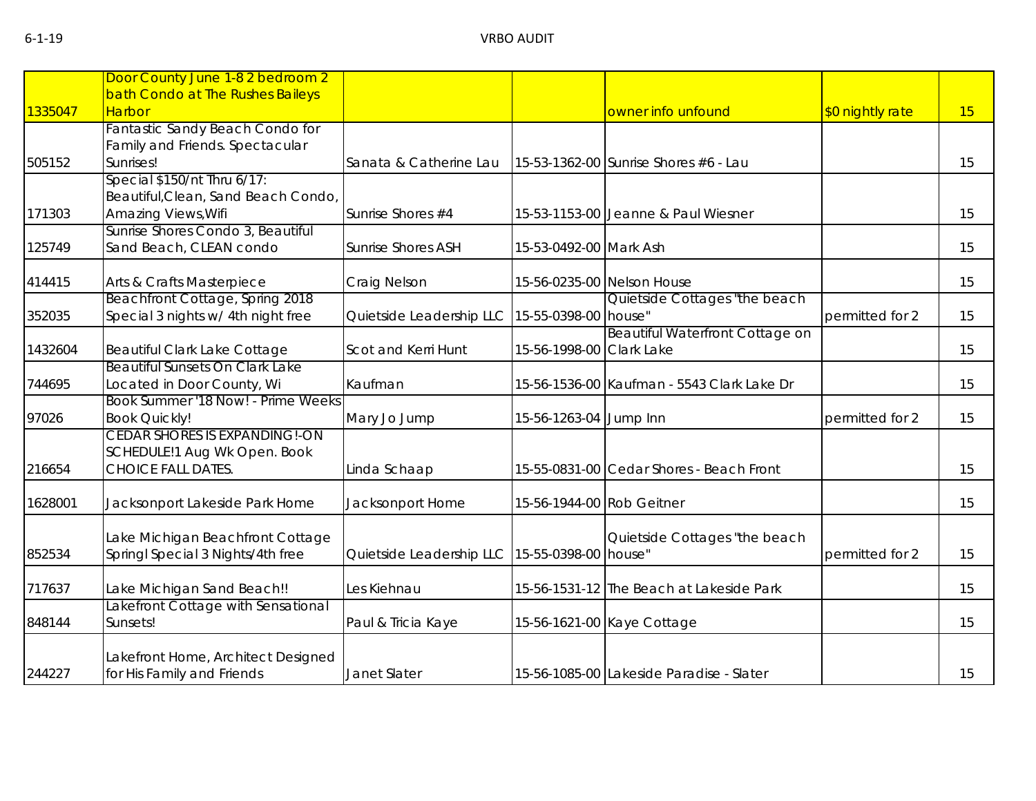| | | | | | | |
|---|---|---|---|---|---|---|
| 1335047 | Door County June 1-8 2 bedroom 2 bath Condo at The Rushes Baileys Harbor | | | owner info unfound | $0 nightly rate | 15 |
| 505152 | Fantastic Sandy Beach Condo for Family and Friends. Spectacular Sunrises! | Sanata & Catherine Lau | 15-53-1362-00 | Sunrise Shores #6 - Lau | | 15 |
| 171303 | Special $150/nt Thru 6/17: Beautiful,Clean, Sand Beach Condo, Amazing Views,Wifi | Sunrise Shores #4 | 15-53-1153-00 | Jeanne & Paul Wiesner | | 15 |
| 125749 | Sunrise Shores Condo 3, Beautiful Sand Beach, CLEAN condo | Sunrise Shores ASH | 15-53-0492-00 | Mark Ash | | 15 |
| 414415 | Arts & Crafts Masterpiece | Craig Nelson | 15-56-0235-00 | Nelson House | | 15 |
| 352035 | Beachfront Cottage, Spring 2018 Special 3 nights w/ 4th night free | Quietside Leadership LLC | 15-55-0398-00 | Quietside Cottages "the beach house" | permitted for 2 | 15 |
| 1432604 | Beautiful Clark Lake Cottage | Scot and Kerri Hunt | 15-56-1998-00 | Beautiful Waterfront Cottage on Clark Lake | | 15 |
| 744695 | Beautiful Sunsets On Clark Lake Located in Door County, Wi | Kaufman | 15-56-1536-00 | Kaufman - 5543 Clark Lake Dr | | 15 |
| 97026 | Book Summer '18 Now! - Prime Weeks Book Quickly! | Mary Jo Jump | 15-56-1263-04 | Jump Inn | permitted for 2 | 15 |
| 216654 | CEDAR SHORES IS EXPANDING!-ON SCHEDULE!1 Aug Wk Open. Book CHOICE FALL DATES. | Linda Schaap | 15-55-0831-00 | Cedar Shores - Beach Front | | 15 |
| 1628001 | Jacksonport Lakeside Park Home | Jacksonport Home | 15-56-1944-00 | Rob Geitner | | 15 |
| 852534 | Lake Michigan Beachfront Cottage Springl Special 3 Nights/4th free | Quietside Leadership LLC | 15-55-0398-00 | Quietside Cottages "the beach house" | permitted for 2 | 15 |
| 717637 | Lake Michigan Sand Beach!! | Les Kiehnau | 15-56-1531-12 | The Beach at Lakeside Park | | 15 |
| 848144 | Lakefront Cottage with Sensational Sunsets! | Paul & Tricia Kaye | 15-56-1621-00 | Kaye Cottage | | 15 |
| 244227 | Lakefront Home, Architect Designed for His Family and Friends | Janet Slater | 15-56-1085-00 | Lakeside Paradise - Slater | | 15 |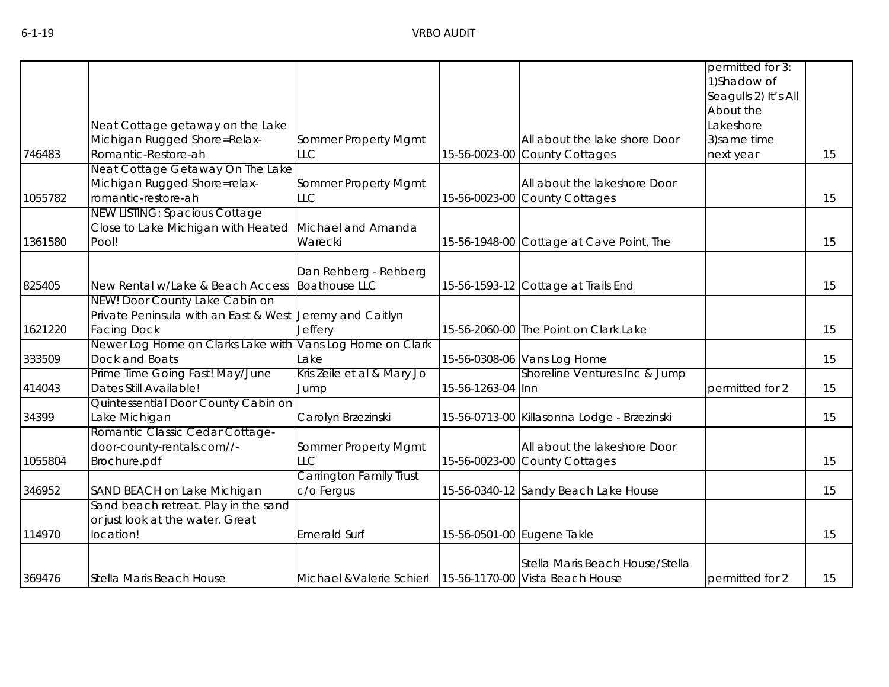| | | | | | | |
|---|---|---|---|---|---|---|
| 746483 | Neat Cottage getaway on the Lake Michigan Rugged Shore=Relax-Romantic-Restore-ah | Sommer Property Mgmt LLC | 15-56-0023-00 | All about the lake shore Door County Cottages | permitted for 3: 1)Shadow of Seagulls 2) It's All About the Lakeshore 3)same time next year | 15 |
| 1055782 | Neat Cottage Getaway On The Lake Michigan Rugged Shore=relax-romantic-restore-ah | Sommer Property Mgmt LLC | 15-56-0023-00 | All about the lakeshore Door County Cottages | | 15 |
| 1361580 | NEW LISTING: Spacious Cottage Close to Lake Michigan with Heated Pool! | Michael and Amanda Warecki | 15-56-1948-00 | Cottage at Cave Point, The | | 15 |
| 825405 | New Rental w/Lake & Beach Access | Dan Rehberg - Rehberg Boathouse LLC | 15-56-1593-12 | Cottage at Trails End | | 15 |
| 1621220 | NEW! Door County Lake Cabin on Private Peninsula with an East & West Facing Dock | Jeremy and Caitlyn Jeffery | 15-56-2060-00 | The Point on Clark Lake | | 15 |
| 333509 | Newer Log Home on Clarks Lake with Dock and Boats | Vans Log Home on Clark Lake | 15-56-0308-06 | Vans Log Home | | 15 |
| 414043 | Prime Time Going Fast! May/June Dates Still Available! | Kris Zeile et al & Mary Jo Jump | 15-56-1263-04 | Shoreline Ventures Inc & Jump Inn | permitted for 2 | 15 |
| 34399 | Quintessential Door County Cabin on Lake Michigan | Carolyn Brzezinski | 15-56-0713-00 | Killasonna Lodge - Brzezinski | | 15 |
| 1055804 | Romantic Classic Cedar Cottage-door-county-rentals.com//-Brochure.pdf | Sommer Property Mgmt LLC | 15-56-0023-00 | All about the lakeshore Door County Cottages | | 15 |
| 346952 | SAND BEACH on Lake Michigan | Carrington Family Trust c/o Fergus | 15-56-0340-12 | Sandy Beach Lake House | | 15 |
| 114970 | Sand beach retreat. Play in the sand or just look at the water. Great location! | Emerald Surf | 15-56-0501-00 | Eugene Takle | | 15 |
| 369476 | Stella Maris Beach House | Michael &Valerie Schierl | 15-56-1170-00 | Stella Maris Beach House/Stella Vista Beach House | permitted for 2 | 15 |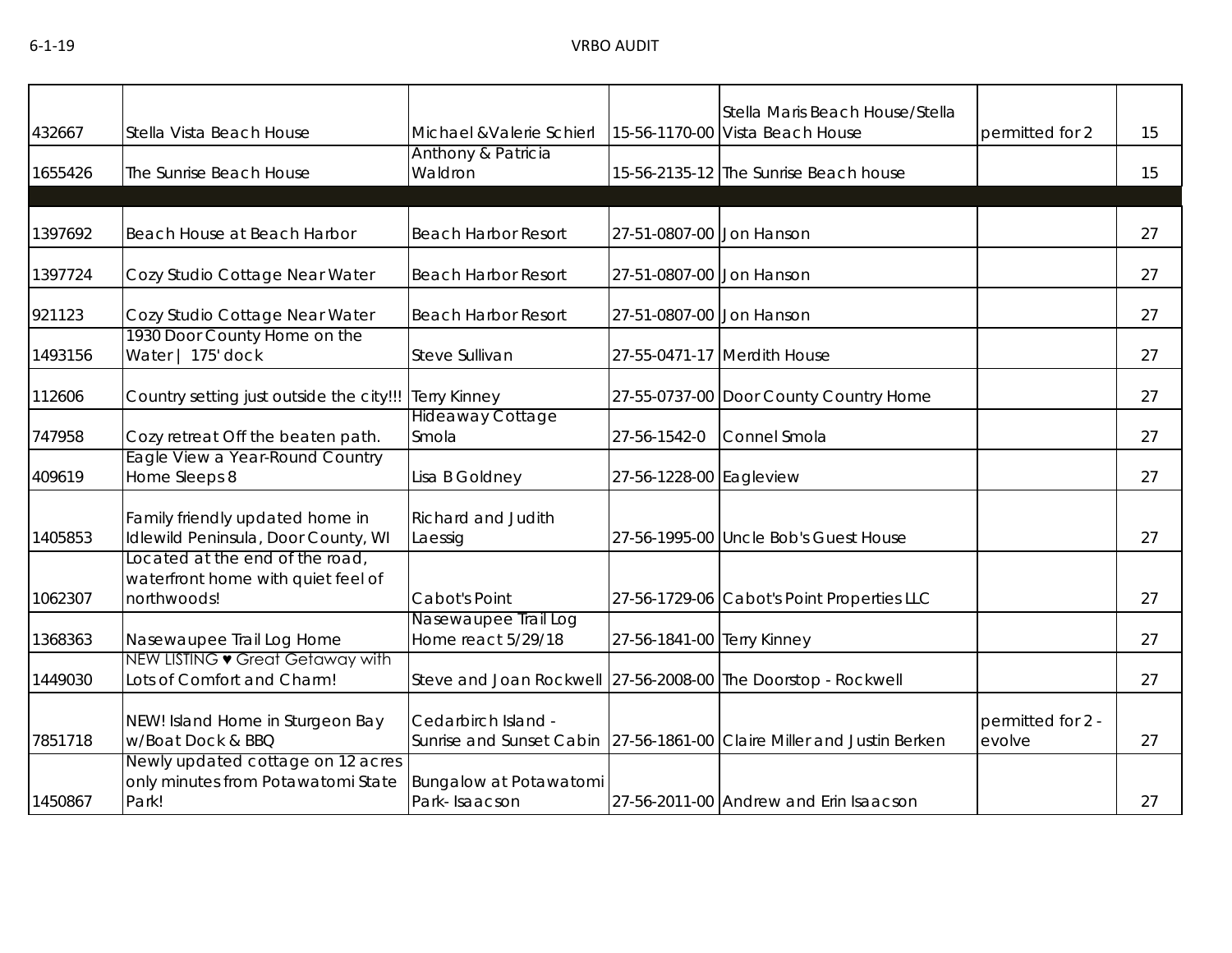| | | | | | | |
|---|---|---|---|---|---|---|
| 432667 | Stella Vista Beach House | Michael &Valerie Schierl | 15-56-1170-00 | Stella Maris Beach House/Stella Vista Beach House | permitted for 2 | 15 |
| 1655426 | The Sunrise Beach House | Anthony & Patricia Waldron | 15-56-2135-12 | The Sunrise Beach house | | 15 |
| | | | | | | |
| 1397692 | Beach House at Beach Harbor | Beach Harbor Resort | 27-51-0807-00 | Jon Hanson | | 27 |
| 1397724 | Cozy Studio Cottage Near Water | Beach Harbor Resort | 27-51-0807-00 | Jon Hanson | | 27 |
| 921123 | Cozy Studio Cottage Near Water | Beach Harbor Resort | 27-51-0807-00 | Jon Hanson | | 27 |
| 1493156 | 1930 Door County Home on the Water \| 175' dock | Steve Sullivan | 27-55-0471-17 | Merdith House | | 27 |
| 112606 | Country setting just outside the city!!! | Terry Kinney | 27-55-0737-00 | Door County Country Home | | 27 |
| 747958 | Cozy retreat Off the beaten path. | Hideaway Cottage Smola | 27-56-1542-0 | Connel Smola | | 27 |
| 409619 | Eagle View a Year-Round Country Home Sleeps 8 | Lisa B Goldney | 27-56-1228-00 | Eagleview | | 27 |
| 1405853 | Family friendly updated home in Idlewild Peninsula, Door County, WI | Richard and Judith Laessig | 27-56-1995-00 | Uncle Bob's Guest House | | 27 |
| 1062307 | Located at the end of the road, waterfront home with quiet feel of northwoods! | Cabot's Point | 27-56-1729-06 | Cabot's Point Properties LLC | | 27 |
| 1368363 | Nasewaupee Trail Log Home | Nasewaupee Trail Log Home react 5/29/18 | 27-56-1841-00 | Terry Kinney | | 27 |
| 1449030 | NEW LISTING ♥ Great Getaway with Lots of Comfort and Charm! | Steve and Joan Rockwell | 27-56-2008-00 | The Doorstop - Rockwell | | 27 |
| 7851718 | NEW! Island Home in Sturgeon Bay w/Boat Dock & BBQ | Cedarbirch Island - Sunrise and Sunset Cabin | 27-56-1861-00 | Claire Miller and Justin Berken | permitted for 2 - evolve | 27 |
| 1450867 | Newly updated cottage on 12 acres only minutes from Potawatomi State Park! | Bungalow at Potawatomi Park- Isaacson | 27-56-2011-00 | Andrew and Erin Isaacson | | 27 |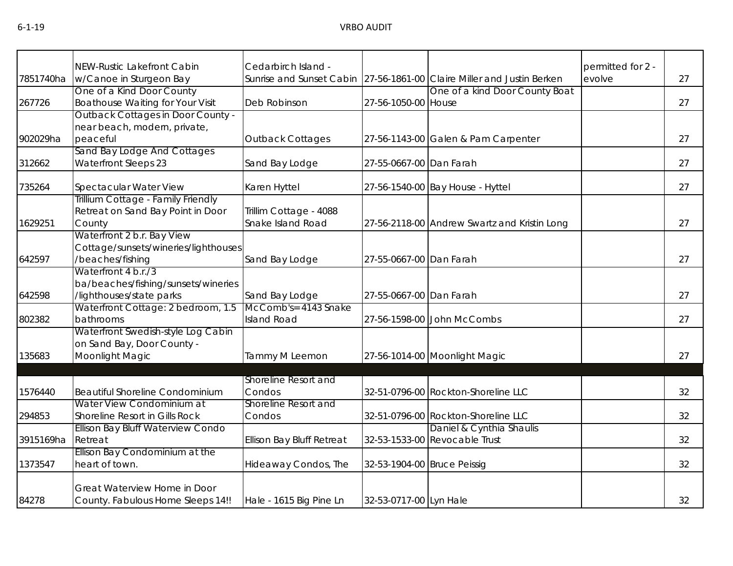| | | | | | | |
|---|---|---|---|---|---|---|
| 7851740ha | NEW-Rustic Lakefront Cabin w/Canoe in Sturgeon Bay | Cedarbirch Island - Sunrise and Sunset Cabin | 27-56-1861-00 | Claire Miller and Justin Berken | permitted for 2 - evolve | 27 |
| 267726 | One of a Kind Door County Boathouse Waiting for Your Visit | Deb Robinson | 27-56-1050-00 | One of a kind Door County Boat House | | 27 |
| 902029ha | Outback Cottages in Door County - near beach, modern, private, peaceful | Outback Cottages | 27-56-1143-00 | Galen & Pam Carpenter | | 27 |
| 312662 | Sand Bay Lodge And Cottages Waterfront Sleeps 23 | Sand Bay Lodge | 27-55-0667-00 | Dan Farah | | 27 |
| 735264 | Spectacular Water View | Karen Hyttel | 27-56-1540-00 | Bay House - Hyttel | | 27 |
| 1629251 | Trillium Cottage - Family Friendly Retreat on Sand Bay Point in Door County | Trillim Cottage - 4088 Snake Island Road | 27-56-2118-00 | Andrew Swartz and Kristin Long | | 27 |
| 642597 | Waterfront 2 b.r. Bay View Cottage/sunsets/wineries/lighthouses/beaches/fishing | Sand Bay Lodge | 27-55-0667-00 | Dan Farah | | 27 |
| 642598 | Waterfront 4 b.r./3 ba/beaches/fishing/sunsets/wineries/lighthouses/state parks | Sand Bay Lodge | 27-55-0667-00 | Dan Farah | | 27 |
| 802382 | Waterfront Cottage: 2 bedroom, 1.5 bathrooms | McComb's= 4143 Snake Island Road | 27-56-1598-00 | John McCombs | | 27 |
| 135683 | Waterfront Swedish-style Log Cabin on Sand Bay, Door County - Moonlight Magic | Tammy M Leemon | 27-56-1014-00 | Moonlight Magic | | 27 |
| | | | | | | |
| 1576440 | Beautiful Shoreline Condominium | Shoreline Resort and Condos | 32-51-0796-00 | Rockton-Shoreline LLC | | 32 |
| 294853 | Water View Condominium at Shoreline Resort in Gills Rock | Shoreline Resort and Condos | 32-51-0796-00 | Rockton-Shoreline LLC | | 32 |
| 3915169ha | Ellison Bay Bluff Waterview Condo Retreat | Ellison Bay Bluff Retreat | 32-53-1533-00 | Daniel & Cynthia Shaulis Revocable Trust | | 32 |
| 1373547 | Ellison Bay Condominium at the heart of town. | Hideaway Condos, The | 32-53-1904-00 | Bruce Peissig | | 32 |
| 84278 | Great Waterview Home in Door County. Fabulous Home Sleeps 14!! | Hale - 1615 Big Pine Ln | 32-53-0717-00 | Lyn Hale | | 32 |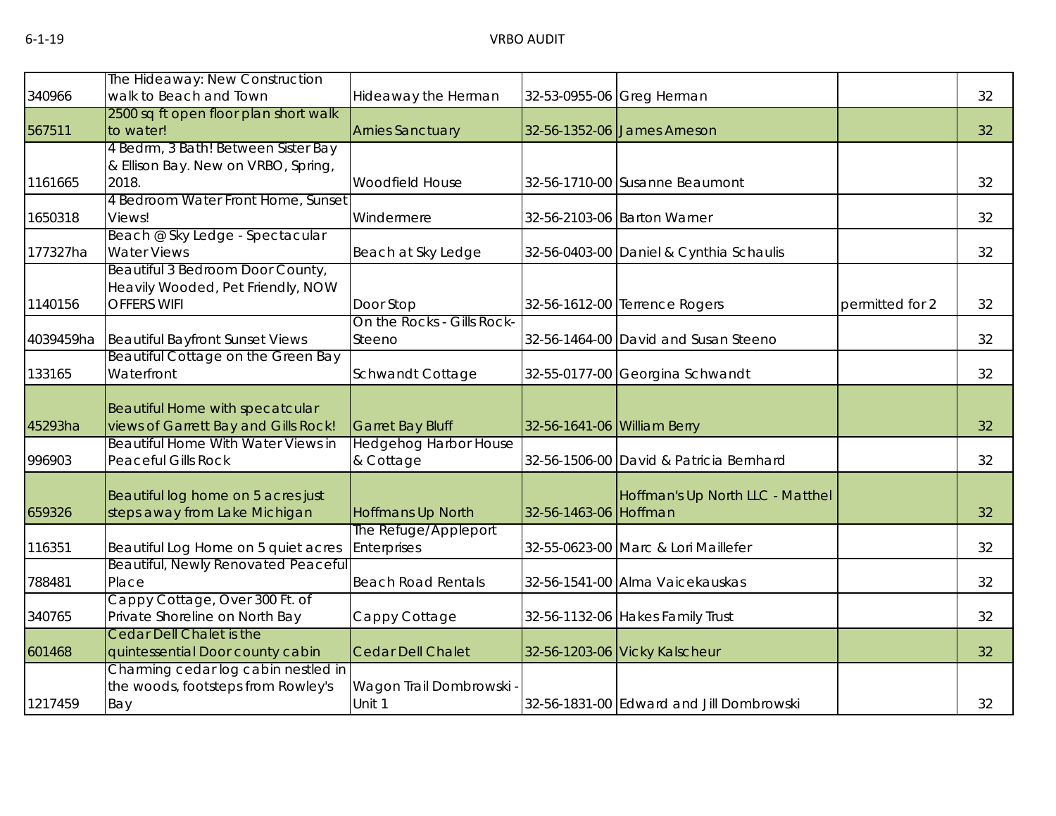| | | | | | | |
|---|---|---|---|---|---|---|
| 340966 | The Hideaway: New Construction walk to Beach and Town | Hideaway the Herman | 32-53-0955-06 | Greg Herman | | 32 |
| 567511 | 2500 sq ft open floor plan short walk to water! | Arnies Sanctuary | 32-56-1352-06 | James Arneson | | 32 |
| 1161665 | 4 Bedrm, 3 Bath! Between Sister Bay & Ellison Bay. New on VRBO, Spring, 2018. | Woodfield House | 32-56-1710-00 | Susanne Beaumont | | 32 |
| 1650318 | 4 Bedroom Water Front Home, Sunset Views! | Windermere | 32-56-2103-06 | Barton Warner | | 32 |
| 177327ha | Beach @ Sky Ledge - Spectacular Water Views | Beach at Sky Ledge | 32-56-0403-00 | Daniel & Cynthia Schaulis | | 32 |
| 1140156 | Beautiful 3 Bedroom Door County, Heavily Wooded, Pet Friendly, NOW OFFERS WIFI | Door Stop | 32-56-1612-00 | Terrence Rogers | permitted for 2 | 32 |
| 4039459ha | Beautiful Bayfront Sunset Views | On the Rocks - Gills Rock-Steeno | 32-56-1464-00 | David and Susan Steeno | | 32 |
| 133165 | Beautiful Cottage on the Green Bay Waterfront | Schwandt Cottage | 32-55-0177-00 | Georgina Schwandt | | 32 |
| 45293ha | Beautiful Home with specatcular views of Garrett Bay and Gills Rock! | Garret Bay Bluff | 32-56-1641-06 | William Berry | | 32 |
| 996903 | Beautiful Home With Water Views in Peaceful Gills Rock | Hedgehog Harbor House & Cottage | 32-56-1506-00 | David & Patricia Bernhard | | 32 |
| 659326 | Beautiful log home on 5 acres just steps away from Lake Michigan | Hoffmans Up North | 32-56-1463-06 | Hoffman's Up North LLC - Matthel Hoffman | | 32 |
| 116351 | Beautiful Log Home on 5 quiet acres | The Refuge/Appleport Enterprises | 32-55-0623-00 | Marc & Lori Maillefer | | 32 |
| 788481 | Beautiful, Newly Renovated Peaceful Place | Beach Road Rentals | 32-56-1541-00 | Alma Vaicekauskas | | 32 |
| 340765 | Cappy Cottage, Over 300 Ft. of Private Shoreline on North Bay | Cappy Cottage | 32-56-1132-06 | Hakes Family Trust | | 32 |
| 601468 | Cedar Dell Chalet is the quintessential Door county cabin | Cedar Dell Chalet | 32-56-1203-06 | Vicky Kalscheur | | 32 |
| 1217459 | Charming cedar log cabin nestled in the woods, footsteps from Rowley's Bay | Wagon Trail Dombrowski - Unit 1 | 32-56-1831-00 | Edward and Jill Dombrowski | | 32 |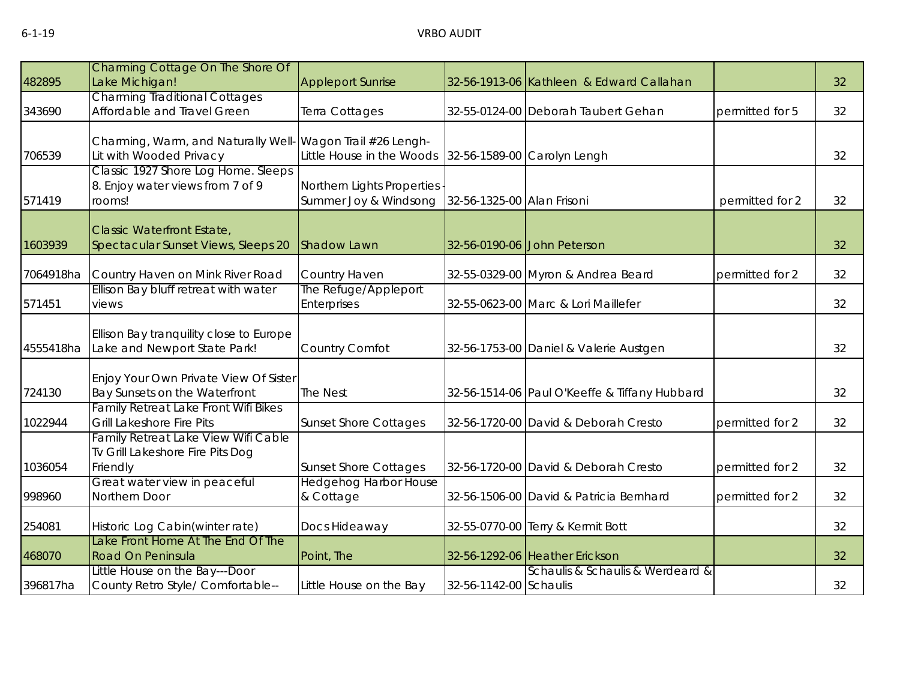| | | | | | | |
|---|---|---|---|---|---|---|
| 482895 | Charming Cottage On The Shore Of Lake Michigan! | Appleport Sunrise | 32-56-1913-06 | Kathleen & Edward Callahan | | 32 |
| 343690 | Charming Traditional Cottages Affordable and Travel Green | Terra Cottages | 32-55-0124-00 | Deborah Taubert Gehan | permitted for 5 | 32 |
| 706539 | Charming, Warm, and Naturally Well-Lit with Wooded Privacy | Wagon Trail #26 Lengh-Little House in the Woods | 32-56-1589-00 | Carolyn Lengh | | 32 |
| 571419 | Classic 1927 Shore Log Home. Sleeps 8. Enjoy water views from 7 of 9 rooms! | Northern Lights Properties - Summer Joy & Windsong | 32-56-1325-00 | Alan Frisoni | permitted for 2 | 32 |
| 1603939 | Classic Waterfront Estate, Spectacular Sunset Views, Sleeps 20 | Shadow Lawn | 32-56-0190-06 | John Peterson | | 32 |
| 7064918ha | Country Haven on Mink River Road | Country Haven | 32-55-0329-00 | Myron & Andrea Beard | permitted for 2 | 32 |
| 571451 | Ellison Bay bluff retreat with water views | The Refuge/Appleport Enterprises | 32-55-0623-00 | Marc & Lori Maillefer | | 32 |
| 4555418ha | Ellison Bay tranquility close to Europe Lake and Newport State Park! | Country Comfot | 32-56-1753-00 | Daniel & Valerie Austgen | | 32 |
| 724130 | Enjoy Your Own Private View Of Sister Bay Sunsets on the Waterfront | The Nest | 32-56-1514-06 | Paul O'Keeffe & Tiffany Hubbard | | 32 |
| 1022944 | Family Retreat Lake Front Wifi Bikes Grill Lakeshore Fire Pits | Sunset Shore Cottages | 32-56-1720-00 | David & Deborah Cresto | permitted for 2 | 32 |
| 1036054 | Family Retreat Lake View Wifi Cable Tv Grill Lakeshore Fire Pits Dog Friendly | Sunset Shore Cottages | 32-56-1720-00 | David & Deborah Cresto | permitted for 2 | 32 |
| 998960 | Great water view in peaceful Northern Door | Hedgehog Harbor House & Cottage | 32-56-1506-00 | David & Patricia Bernhard | permitted for 2 | 32 |
| 254081 | Historic Log Cabin(winter rate) | Docs Hideaway | 32-55-0770-00 | Terry & Kermit Bott | | 32 |
| 468070 | Lake Front Home At The End Of The Road On Peninsula | Point, The | 32-56-1292-06 | Heather Erickson | | 32 |
| 396817ha | Little House on the Bay---Door County Retro Style/ Comfortable-- | Little House on the Bay | 32-56-1142-00 | Schaulis & Schaulis & Werdeard & Schaulis | | 32 |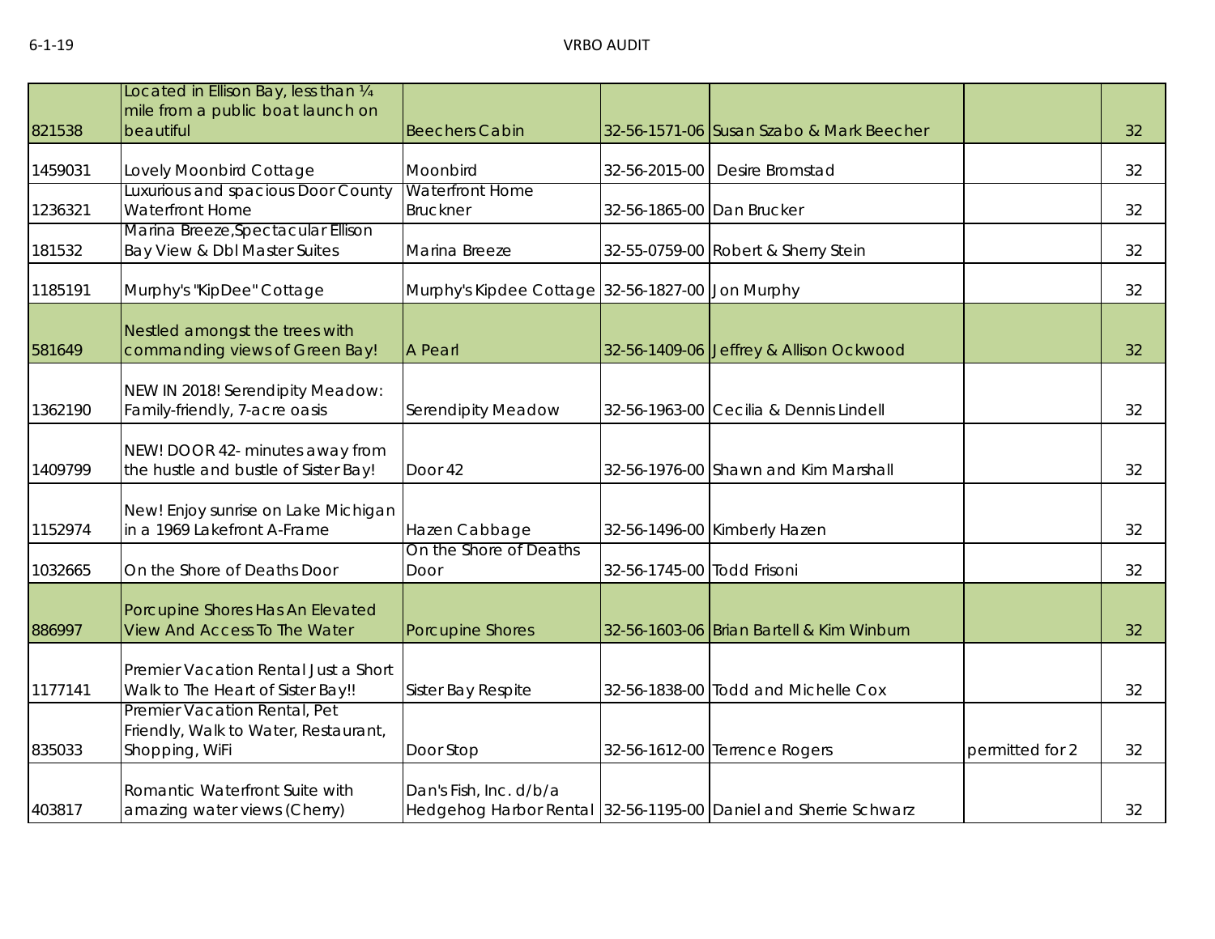| | | | | | | |
|---|---|---|---|---|---|---|
| 821538 | Located in Ellison Bay, less than ¼ mile from a public boat launch on beautiful | Beechers Cabin | 32-56-1571-06 | Susan Szabo & Mark Beecher | | 32 |
| 1459031 | Lovely Moonbird Cottage | Moonbird | 32-56-2015-00 | Desire Bromstad | | 32 |
| 1236321 | Luxurious and spacious Door County Waterfront Home | Waterfront Home Bruckner | 32-56-1865-00 | Dan Brucker | | 32 |
| 181532 | Marina Breeze,Spectacular Ellison Bay View & Dbl Master Suites | Marina Breeze | 32-55-0759-00 | Robert & Sherry Stein | | 32 |
| 1185191 | Murphy's "KipDee" Cottage | Murphy's Kipdee Cottage | 32-56-1827-00 | Jon Murphy | | 32 |
| 581649 | Nestled amongst the trees with commanding views of Green Bay! | A Pearl | 32-56-1409-06 | Jeffrey & Allison Ockwood | | 32 |
| 1362190 | NEW IN 2018! Serendipity Meadow: Family-friendly, 7-acre oasis | Serendipity Meadow | 32-56-1963-00 | Cecilia & Dennis Lindell | | 32 |
| 1409799 | NEW! DOOR 42- minutes away from the hustle and bustle of Sister Bay! | Door 42 | 32-56-1976-00 | Shawn and Kim Marshall | | 32 |
| 1152974 | New! Enjoy sunrise on Lake Michigan in a 1969 Lakefront A-Frame | Hazen Cabbage | 32-56-1496-00 | Kimberly Hazen | | 32 |
| 1032665 | On the Shore of Deaths Door | On the Shore of Deaths Door | 32-56-1745-00 | Todd Frisoni | | 32 |
| 886997 | Porcupine Shores Has An Elevated View And Access To The Water | Porcupine Shores | 32-56-1603-06 | Brian Bartell & Kim Winburn | | 32 |
| 1177141 | Premier Vacation Rental Just a Short Walk to The Heart of Sister Bay!! | Sister Bay Respite | 32-56-1838-00 | Todd and Michelle Cox | | 32 |
| 835033 | Premier Vacation Rental, Pet Friendly, Walk to Water, Restaurant, Shopping, WiFi | Door Stop | 32-56-1612-00 | Terrence Rogers | permitted for 2 | 32 |
| 403817 | Romantic Waterfront Suite with amazing water views (Cherry) | Dan's Fish, Inc. d/b/a Hedgehog Harbor Rental | 32-56-1195-00 | Daniel and Sherrie Schwarz | | 32 |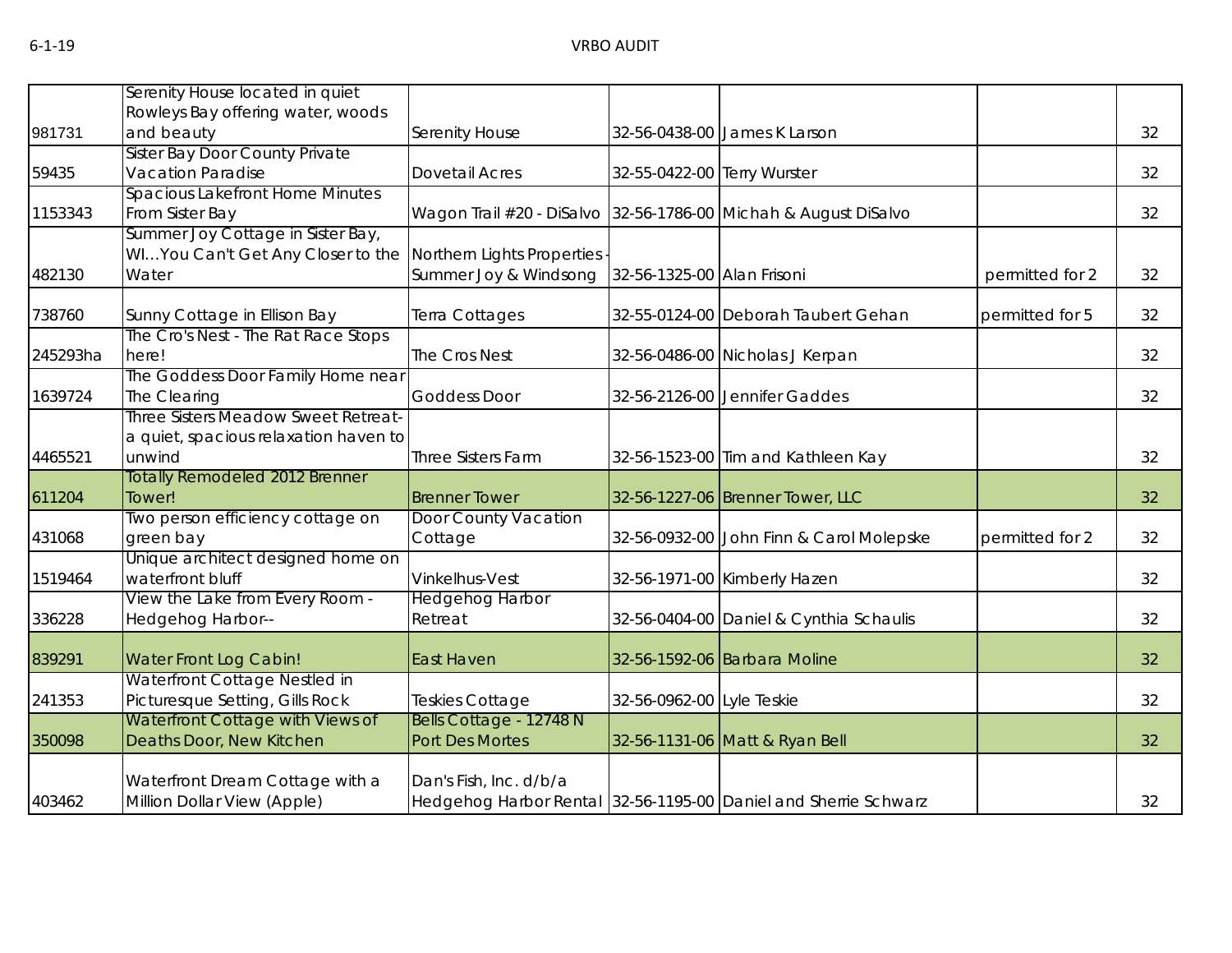| | | | | | | |
|---|---|---|---|---|---|---|
| 981731 | Serenity House located in quiet Rowleys Bay offering water, woods and beauty | Serenity House | 32-56-0438-00 | James K Larson | | 32 |
| 59435 | Sister Bay Door County Private Vacation Paradise | Dovetail Acres | 32-55-0422-00 | Terry Wurster | | 32 |
| 1153343 | Spacious Lakefront Home Minutes From Sister Bay | Wagon Trail #20 - DiSalvo | 32-56-1786-00 | Michah & August DiSalvo | | 32 |
| 482130 | Summer Joy Cottage in Sister Bay, WI…You Can't Get Any Closer to the Water | Northern Lights Properties - Summer Joy & Windsong | 32-56-1325-00 | Alan Frisoni | permitted for 2 | 32 |
| 738760 | Sunny Cottage in Ellison Bay | Terra Cottages | 32-55-0124-00 | Deborah Taubert Gehan | permitted for 5 | 32 |
| 245293ha | The Cro's Nest - The Rat Race Stops here! | The Cros Nest | 32-56-0486-00 | Nicholas J Kerpan | | 32 |
| 1639724 | The Goddess Door Family Home near The Clearing | Goddess Door | 32-56-2126-00 | Jennifer Gaddes | | 32 |
| 4465521 | Three Sisters Meadow Sweet Retreat- a quiet, spacious relaxation haven to unwind | Three Sisters Farm | 32-56-1523-00 | Tim and Kathleen Kay | | 32 |
| 611204 | Totally Remodeled 2012 Brenner Tower! | Brenner Tower | 32-56-1227-06 | Brenner Tower, LLC | | 32 |
| 431068 | Two person efficiency cottage on green bay | Door County Vacation Cottage | 32-56-0932-00 | John Finn & Carol Molepske | permitted for 2 | 32 |
| 1519464 | Unique architect designed home on waterfront bluff | Vinkelhus-Vest | 32-56-1971-00 | Kimberly Hazen | | 32 |
| 336228 | View the Lake from Every Room - Hedgehog Harbor-- | Hedgehog Harbor Retreat | 32-56-0404-00 | Daniel & Cynthia Schaulis | | 32 |
| 839291 | Water Front Log Cabin! | East Haven | 32-56-1592-06 | Barbara Moline | | 32 |
| 241353 | Waterfront Cottage Nestled in Picturesque Setting, Gills Rock | Teskies Cottage | 32-56-0962-00 | Lyle Teskie | | 32 |
| 350098 | Waterfront Cottage with Views of Deaths Door, New Kitchen | Bells Cottage - 12748 N Port Des Mortes | 32-56-1131-06 | Matt & Ryan Bell | | 32 |
| 403462 | Waterfront Dream Cottage with a Million Dollar View (Apple) | Dan's Fish, Inc. d/b/a Hedgehog Harbor Rental | 32-56-1195-00 | Daniel and Sherrie Schwarz | | 32 |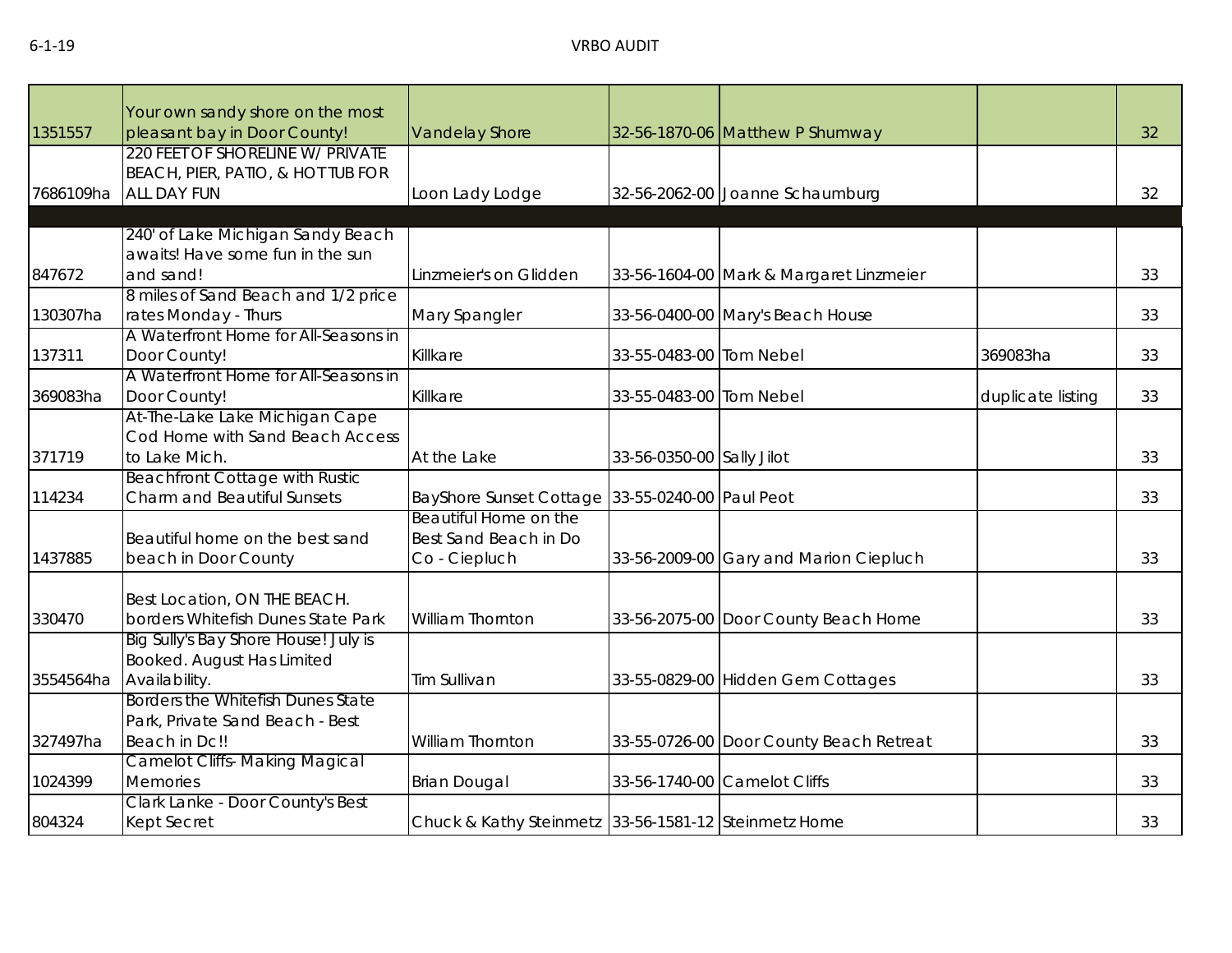| | | | | | | |
|---|---|---|---|---|---|---|
| 1351557 | Your own sandy shore on the most pleasant bay in Door County! | Vandelay Shore | 32-56-1870-06 | Matthew P Shumway | | 32 |
| 7686109ha | 220 FEET OF SHORELINE W/ PRIVATE BEACH, PIER, PATIO, & HOT TUB FOR ALL DAY FUN | Loon Lady Lodge | 32-56-2062-00 | Joanne Schaumburg | | 32 |
| | | | | | | |
| 847672 | 240' of Lake Michigan Sandy Beach awaits! Have some fun in the sun and sand! | Linzmeier's on Glidden | 33-56-1604-00 | Mark & Margaret Linzmeier | | 33 |
| 130307ha | 8 miles of Sand Beach and 1/2 price rates Monday - Thurs | Mary Spangler | 33-56-0400-00 | Mary's Beach House | | 33 |
| 137311 | A Waterfront Home for All-Seasons in Door County! | Killkare | 33-55-0483-00 | Tom Nebel | 369083ha | 33 |
| 369083ha | A Waterfront Home for All-Seasons in Door County! | Killkare | 33-55-0483-00 | Tom Nebel | duplicate listing | 33 |
| 371719 | At-The-Lake Lake Michigan Cape Cod Home with Sand Beach Access to Lake Mich. | At the Lake | 33-56-0350-00 | Sally Jilot | | 33 |
| 114234 | Beachfront Cottage with Rustic Charm and Beautiful Sunsets | BayShore Sunset Cottage | 33-55-0240-00 | Paul Peot | | 33 |
| 1437885 | Beautiful home on the best sand beach in Door County | Beautiful Home on the Best Sand Beach in Do Co - Ciepluch | 33-56-2009-00 | Gary and Marion Ciepluch | | 33 |
| 330470 | Best Location, ON THE BEACH. borders Whitefish Dunes State Park | William Thornton | 33-56-2075-00 | Door County Beach Home | | 33 |
| 3554564ha | Big Sully's Bay Shore House! July is Booked. August Has Limited Availability. | Tim Sullivan | 33-55-0829-00 | Hidden Gem Cottages | | 33 |
| 327497ha | Borders the Whitefish Dunes State Park, Private Sand Beach - Best Beach in Dc!! | William Thornton | 33-55-0726-00 | Door County Beach Retreat | | 33 |
| 1024399 | Camelot Cliffs- Making Magical Memories | Brian Dougal | 33-56-1740-00 | Camelot Cliffs | | 33 |
| 804324 | Clark Lanke - Door County's Best Kept Secret | Chuck & Kathy Steinmetz | 33-56-1581-12 | Steinmetz Home | | 33 |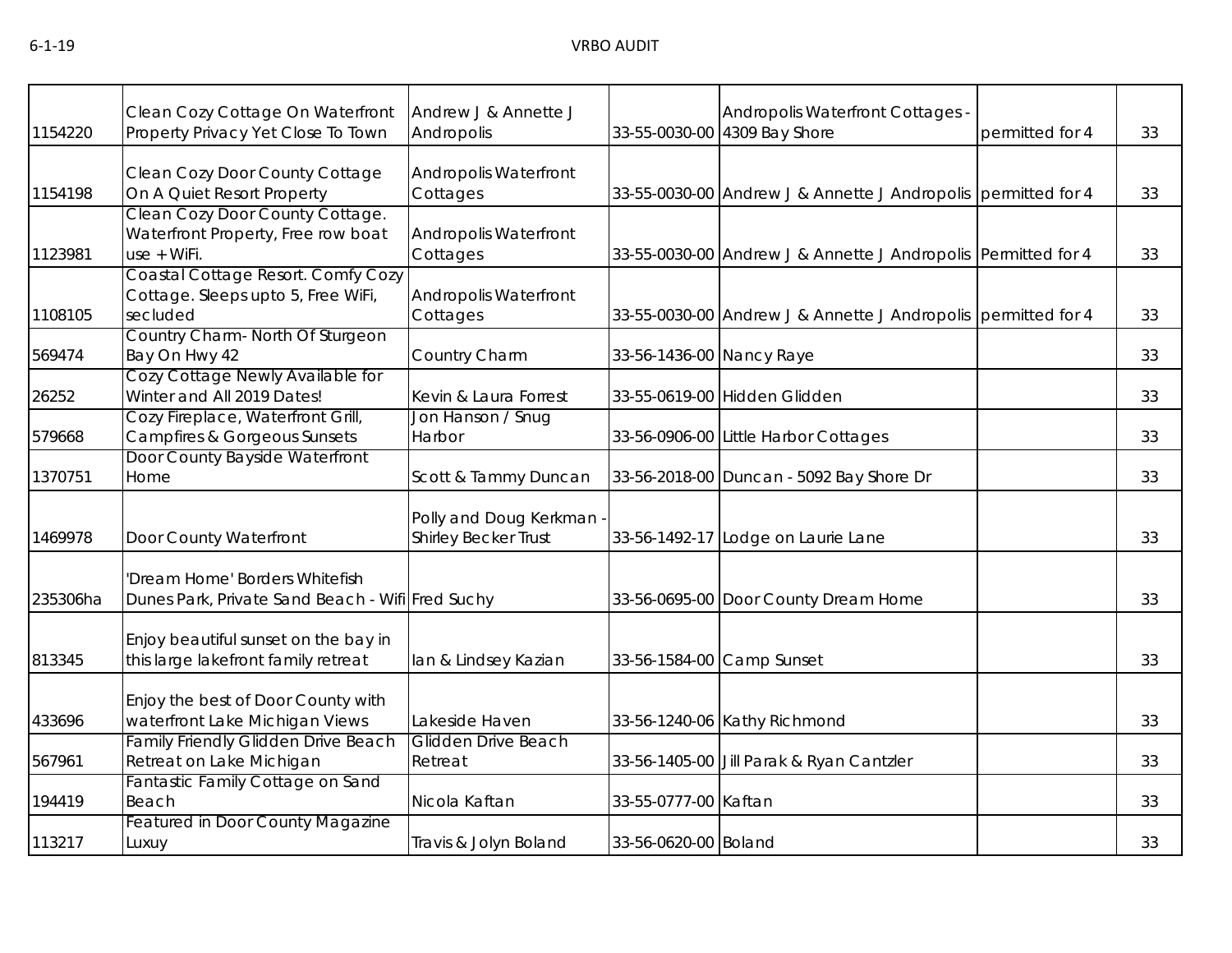| | | | | | | |
|---|---|---|---|---|---|---|
| 1154220 | Clean Cozy Cottage On Waterfront Property Privacy Yet Close To Town | Andrew J & Annette J Andropolis | 33-55-0030-00 | Andropolis Waterfront Cottages - 4309 Bay Shore | permitted for 4 | 33 |
| 1154198 | Clean Cozy Door County Cottage On A Quiet Resort Property | Andropolis Waterfront Cottages | 33-55-0030-00 | Andrew J & Annette J Andropolis | permitted for 4 | 33 |
| 1123981 | Clean Cozy Door County Cottage. Waterfront Property, Free row boat use + WiFi. | Andropolis Waterfront Cottages | 33-55-0030-00 | Andrew J & Annette J Andropolis | Permitted for 4 | 33 |
| 1108105 | Coastal Cottage Resort. Comfy Cozy Cottage. Sleeps upto 5, Free WiFi, secluded | Andropolis Waterfront Cottages | 33-55-0030-00 | Andrew J & Annette J Andropolis | permitted for 4 | 33 |
| 569474 | Country Charm- North Of Sturgeon Bay On Hwy 42 | Country Charm | 33-56-1436-00 | Nancy Raye | | 33 |
| 26252 | Cozy Cottage Newly Available for Winter and All 2019 Dates! | Kevin & Laura Forrest | 33-55-0619-00 | Hidden Glidden | | 33 |
| 579668 | Cozy Fireplace, Waterfront Grill, Campfires & Gorgeous Sunsets | Jon Hanson / Snug Harbor | 33-56-0906-00 | Little Harbor Cottages | | 33 |
| 1370751 | Door County Bayside Waterfront Home | Scott & Tammy Duncan | 33-56-2018-00 | Duncan - 5092 Bay Shore Dr | | 33 |
| 1469978 | Door County Waterfront | Polly and Doug Kerkman - Shirley Becker Trust | 33-56-1492-17 | Lodge on Laurie Lane | | 33 |
| 235306ha | 'Dream Home' Borders Whitefish Dunes Park, Private Sand Beach - Wifi | Fred Suchy | 33-56-0695-00 | Door County Dream Home | | 33 |
| 813345 | Enjoy beautiful sunset on the bay in this large lakefront family retreat | Ian & Lindsey Kazian | 33-56-1584-00 | Camp Sunset | | 33 |
| 433696 | Enjoy the best of Door County with waterfront Lake Michigan Views | Lakeside Haven | 33-56-1240-06 | Kathy Richmond | | 33 |
| 567961 | Family Friendly Glidden Drive Beach Retreat on Lake Michigan | Glidden Drive Beach Retreat | 33-56-1405-00 | Jill Parak & Ryan Cantzler | | 33 |
| 194419 | Fantastic Family Cottage on Sand Beach | Nicola Kaftan | 33-55-0777-00 | Kaftan | | 33 |
| 113217 | Featured in Door County Magazine Luxuy | Travis & Jolyn Boland | 33-56-0620-00 | Boland | | 33 |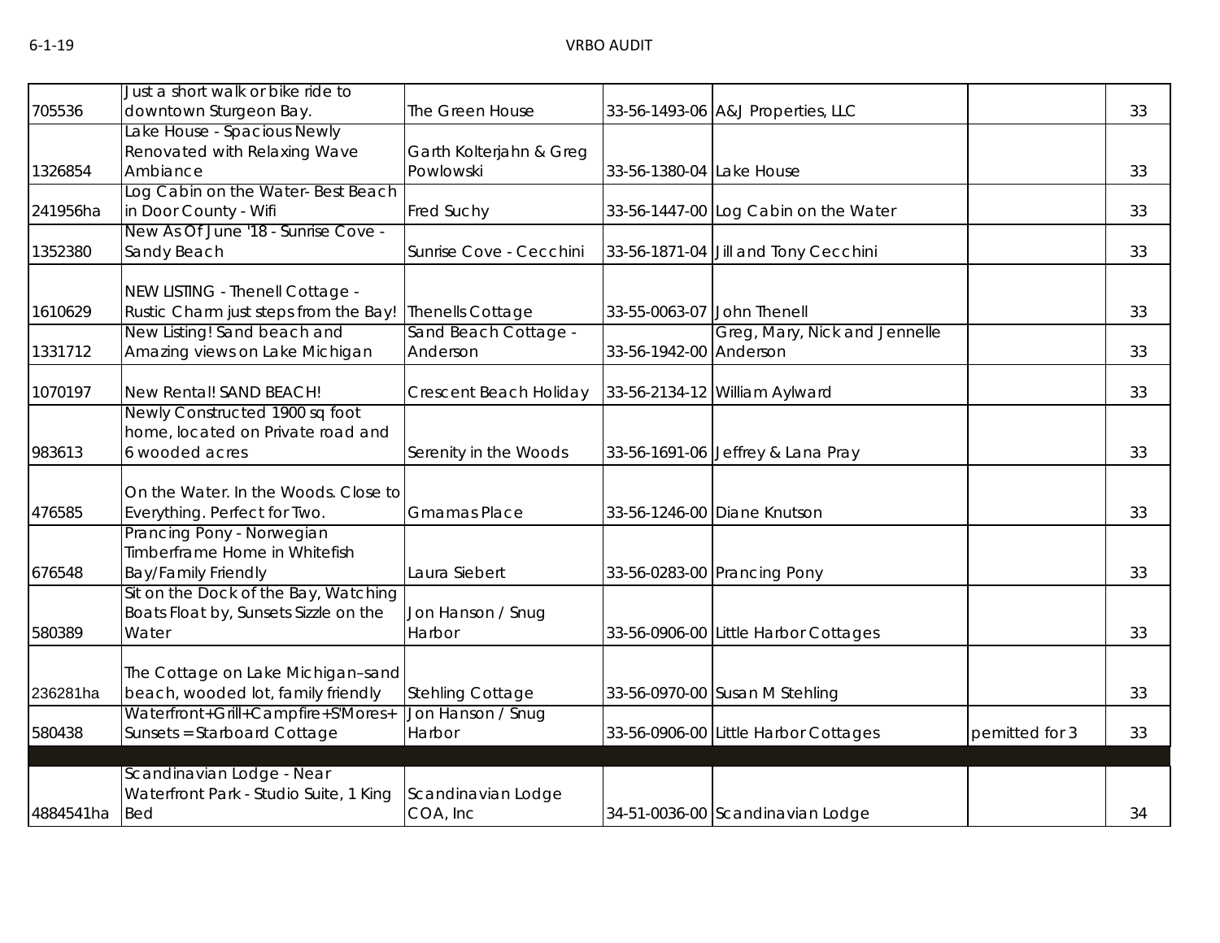| | | | | | | |
|---|---|---|---|---|---|---|
| 705536 | Just a short walk or bike ride to downtown Sturgeon Bay. | The Green House | 33-56-1493-06 | A&J Properties, LLC | | 33 |
| 1326854 | Lake House - Spacious Newly Renovated with Relaxing Wave Ambiance | Garth Kolterjahn & Greg Powlowski | 33-56-1380-04 | Lake House | | 33 |
| 241956ha | Log Cabin on the Water- Best Beach in Door County - Wifi | Fred Suchy | 33-56-1447-00 | Log Cabin on the Water | | 33 |
| 1352380 | New As Of June '18 - Sunrise Cove - Sandy Beach | Sunrise Cove - Cecchini | 33-56-1871-04 | Jill and Tony Cecchini | | 33 |
| 1610629 | NEW LISTING - Thenell Cottage - Rustic Charm just steps from the Bay! | Thenells Cottage | 33-55-0063-07 | John Thenell | | 33 |
| 1331712 | New Listing! Sand beach and Amazing views on Lake Michigan | Sand Beach Cottage - Anderson | 33-56-1942-00 | Greg, Mary, Nick and Jennelle Anderson | | 33 |
| 1070197 | New Rental! SAND BEACH! | Crescent Beach Holiday | 33-56-2134-12 | William Aylward | | 33 |
| 983613 | Newly Constructed 1900 sq foot home, located on Private road and 6 wooded acres | Serenity in the Woods | 33-56-1691-06 | Jeffrey & Lana Pray | | 33 |
| 476585 | On the Water. In the Woods. Close to Everything. Perfect for Two. | Gmamas Place | 33-56-1246-00 | Diane Knutson | | 33 |
| 676548 | Prancing Pony - Norwegian Timberframe Home in Whitefish Bay/Family Friendly | Laura Siebert | 33-56-0283-00 | Prancing Pony | | 33 |
| 580389 | Sit on the Dock of the Bay, Watching Boats Float by, Sunsets Sizzle on the Water | Jon Hanson / Snug Harbor | 33-56-0906-00 | Little Harbor Cottages | | 33 |
| 236281ha | The Cottage on Lake Michigan–sand beach, wooded lot, family friendly | Stehling Cottage | 33-56-0970-00 | Susan M Stehling | | 33 |
| 580438 | Waterfront+Grill+Campfire+S'Mores+ Sunsets = Starboard Cottage | Jon Hanson / Snug Harbor | 33-56-0906-00 | Little Harbor Cottages | pemitted for 3 | 33 |
| | | | | | | |
| 4884541ha | Scandinavian Lodge - Near Waterfront Park - Studio Suite, 1 King Bed | Scandinavian Lodge COA, Inc | 34-51-0036-00 | Scandinavian Lodge | | 34 |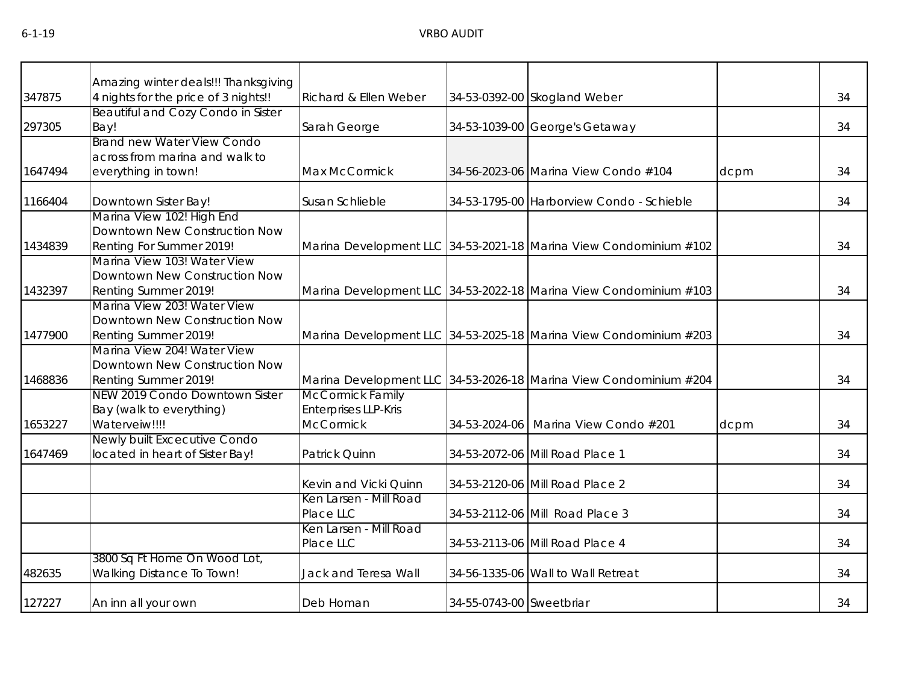| | | | | | | |
|---|---|---|---|---|---|---|
| 347875 | Amazing winter deals!!! Thanksgiving 4 nights for the price of 3 nights!! | Richard & Ellen Weber | 34-53-0392-00 | Skogland Weber | | 34 |
| 297305 | Beautiful and Cozy Condo in Sister Bay! | Sarah George | 34-53-1039-00 | George's Getaway | | 34 |
| 1647494 | Brand new Water View Condo across from marina and walk to everything in town! | Max McCormick | 34-56-2023-06 | Marina View Condo #104 | dcpm | 34 |
| 1166404 | Downtown Sister Bay! | Susan Schlieble | 34-53-1795-00 | Harborview Condo - Schieble | | 34 |
| 1434839 | Marina View 102! High End Downtown New Construction Now Renting For Summer 2019! | Marina Development LLC | 34-53-2021-18 | Marina View Condominium #102 | | 34 |
| 1432397 | Marina View 103! Water View Downtown New Construction Now Renting Summer 2019! | Marina Development LLC | 34-53-2022-18 | Marina View Condominium #103 | | 34 |
| 1477900 | Marina View 203! Water View Downtown New Construction Now Renting Summer 2019! | Marina Development LLC | 34-53-2025-18 | Marina View Condominium #203 | | 34 |
| 1468836 | Marina View 204! Water View Downtown New Construction Now Renting Summer 2019! | Marina Development LLC | 34-53-2026-18 | Marina View Condominium #204 | | 34 |
| 1653227 | NEW 2019 Condo Downtown Sister Bay (walk to everything) Waterveiw!!!! | McCormick Family Enterprises LLP-Kris McCormick | 34-53-2024-06 | Marina View Condo #201 | dcpm | 34 |
| 1647469 | Newly built Excecutive Condo located in heart of Sister Bay! | Patrick Quinn | 34-53-2072-06 | Mill Road Place 1 | | 34 |
| | | Kevin and Vicki Quinn | 34-53-2120-06 | Mill Road Place 2 | | 34 |
| | | Ken Larsen - Mill Road Place LLC | 34-53-2112-06 | Mill Road Place 3 | | 34 |
| | | Ken Larsen - Mill Road Place LLC | 34-53-2113-06 | Mill Road Place 4 | | 34 |
| 482635 | 3800 Sq Ft Home On Wood Lot, Walking Distance To Town! | Jack and Teresa Wall | 34-56-1335-06 | Wall to Wall Retreat | | 34 |
| 127227 | An inn all your own | Deb Homan | 34-55-0743-00 | Sweetbriar | | 34 |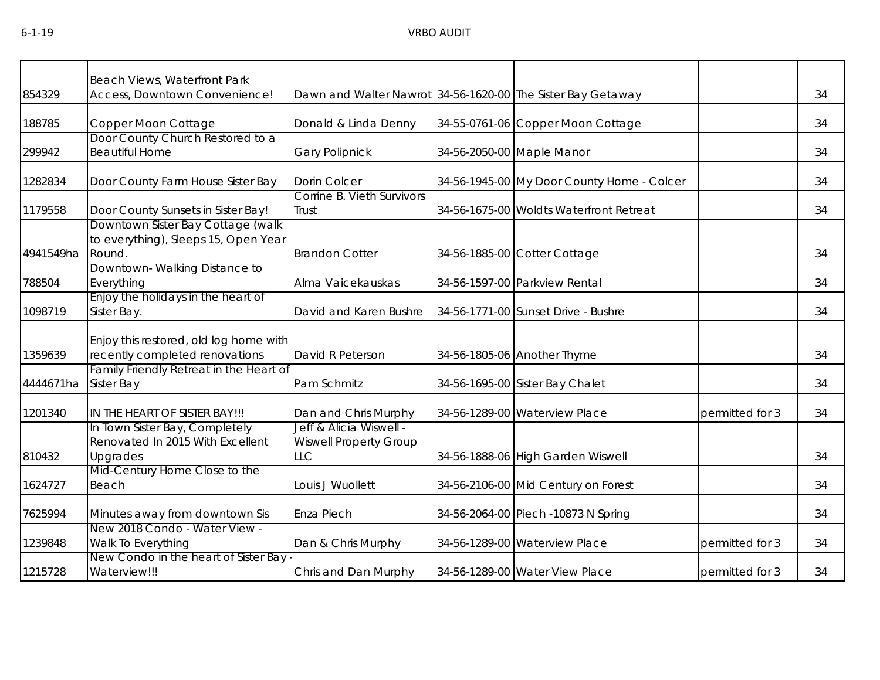| | | | | | | |
|---|---|---|---|---|---|---|
| 854329 | Beach Views, Waterfront Park Access, Downtown Convenience! | Dawn and Walter Nawrot | 34-56-1620-00 | The Sister Bay Getaway | | 34 |
| 188785 | Copper Moon Cottage | Donald & Linda Denny | 34-55-0761-06 | Copper Moon Cottage | | 34 |
| 299942 | Door County Church Restored to a Beautiful Home | Gary Polipnick | 34-56-2050-00 | Maple Manor | | 34 |
| 1282834 | Door County Farm House Sister Bay | Dorin Colcer | 34-56-1945-00 | My Door County Home - Colcer | | 34 |
| 1179558 | Door County Sunsets in Sister Bay! | Corrine B. Vieth Survivors Trust | 34-56-1675-00 | Woldts Waterfront Retreat | | 34 |
| 4941549ha | Downtown Sister Bay Cottage (walk to everything), Sleeps 15, Open Year Round. | Brandon Cotter | 34-56-1885-00 | Cotter Cottage | | 34 |
| 788504 | Downtown- Walking Distance to Everything | Alma Vaicekauskas | 34-56-1597-00 | Parkview Rental | | 34 |
| 1098719 | Enjoy the holidays in the heart of Sister Bay. | David and Karen Bushre | 34-56-1771-00 | Sunset Drive - Bushre | | 34 |
| 1359639 | Enjoy this restored, old log home with recently completed renovations | David R Peterson | 34-56-1805-06 | Another Thyme | | 34 |
| 4444671ha | Family Friendly Retreat in the Heart of Sister Bay | Pam Schmitz | 34-56-1695-00 | Sister Bay Chalet | | 34 |
| 1201340 | IN THE HEART OF SISTER BAY!!! | Dan and Chris Murphy | 34-56-1289-00 | Waterview Place | permitted for 3 | 34 |
| 810432 | In Town Sister Bay, Completely Renovated In 2015 With Excellent Upgrades | Jeff & Alicia Wiswell - Wiswell Property Group LLC | 34-56-1888-06 | High Garden Wiswell | | 34 |
| 1624727 | Mid-Century Home Close to the Beach | Louis J Wuollett | 34-56-2106-00 | Mid Century on Forest | | 34 |
| 7625994 | Minutes away from downtown Sis | Enza Piech | 34-56-2064-00 | Piech -10873 N Spring | | 34 |
| 1239848 | New 2018 Condo - Water View - Walk To Everything | Dan & Chris Murphy | 34-56-1289-00 | Waterview Place | permitted for 3 | 34 |
| 1215728 | New Condo in the heart of Sister Bay - Waterview!!! | Chris and Dan Murphy | 34-56-1289-00 | Water View Place | permitted for 3 | 34 |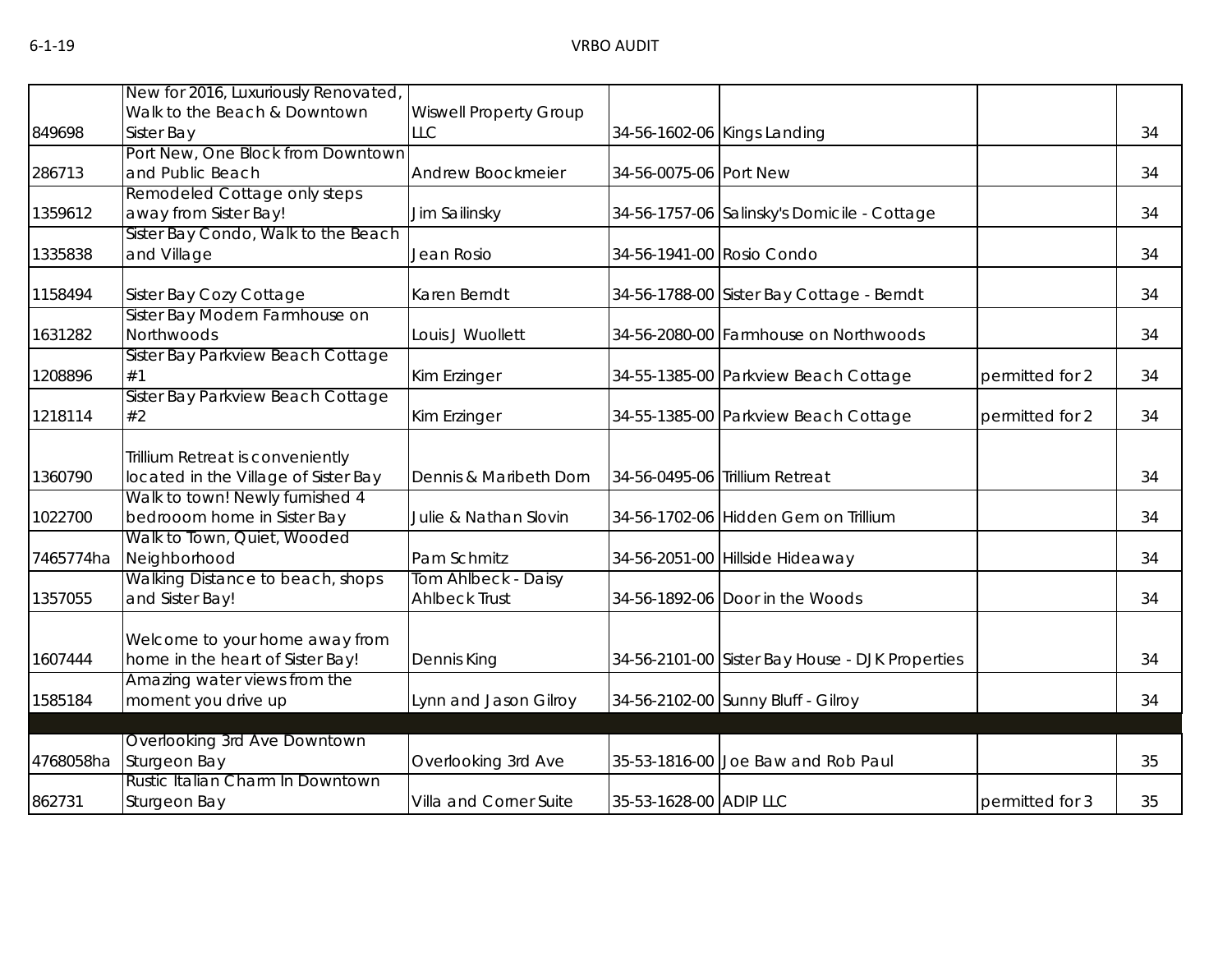| | | | | | | |
|---|---|---|---|---|---|---|
| 849698 | New for 2016, Luxuriously Renovated, Walk to the Beach & Downtown Sister Bay | Wiswell Property Group LLC | 34-56-1602-06 | Kings Landing | | 34 |
| 286713 | Port New, One Block from Downtown and Public Beach | Andrew Boockmeier | 34-56-0075-06 | Port New | | 34 |
| 1359612 | Remodeled Cottage only steps away from Sister Bay! | Jim Sailinsky | 34-56-1757-06 | Salinsky's Domicile - Cottage | | 34 |
| 1335838 | Sister Bay Condo, Walk to the Beach and Village | Jean Rosio | 34-56-1941-00 | Rosio Condo | | 34 |
| 1158494 | Sister Bay Cozy Cottage | Karen Berndt | 34-56-1788-00 | Sister Bay Cottage - Berndt | | 34 |
| 1631282 | Sister Bay Modern Farmhouse on Northwoods | Louis J Wuollett | 34-56-2080-00 | Farmhouse on Northwoods | | 34 |
| 1208896 | Sister Bay Parkview Beach Cottage #1 | Kim Erzinger | 34-55-1385-00 | Parkview Beach Cottage | permitted for 2 | 34 |
| 1218114 | Sister Bay Parkview Beach Cottage #2 | Kim Erzinger | 34-55-1385-00 | Parkview Beach Cottage | permitted for 2 | 34 |
| 1360790 | Trillium Retreat is conveniently located in the Village of Sister Bay | Dennis & Maribeth Dorn | 34-56-0495-06 | Trillium Retreat | | 34 |
| 1022700 | Walk to town! Newly furnished 4 bedrooom home in Sister Bay | Julie & Nathan Slovin | 34-56-1702-06 | Hidden Gem on Trillium | | 34 |
| 7465774ha | Walk to Town, Quiet, Wooded Neighborhood | Pam Schmitz | 34-56-2051-00 | Hillside Hideaway | | 34 |
| 1357055 | Walking Distance to beach, shops and Sister Bay! | Tom Ahlbeck - Daisy Ahlbeck Trust | 34-56-1892-06 | Door in the Woods | | 34 |
| 1607444 | Welcome to your home away from home in the heart of Sister Bay! | Dennis King | 34-56-2101-00 | Sister Bay House - DJK Properties | | 34 |
| 1585184 | Amazing water views from the moment you drive up | Lynn and Jason Gilroy | 34-56-2102-00 | Sunny Bluff - Gilroy | | 34 |
| | | | | | | |
| 4768058ha | Overlooking 3rd Ave Downtown Sturgeon Bay | Overlooking 3rd Ave | 35-53-1816-00 | Joe Baw and Rob Paul | | 35 |
| 862731 | Rustic Italian Charm In Downtown Sturgeon Bay | Villa and Corner Suite | 35-53-1628-00 | ADIP LLC | permitted for 3 | 35 |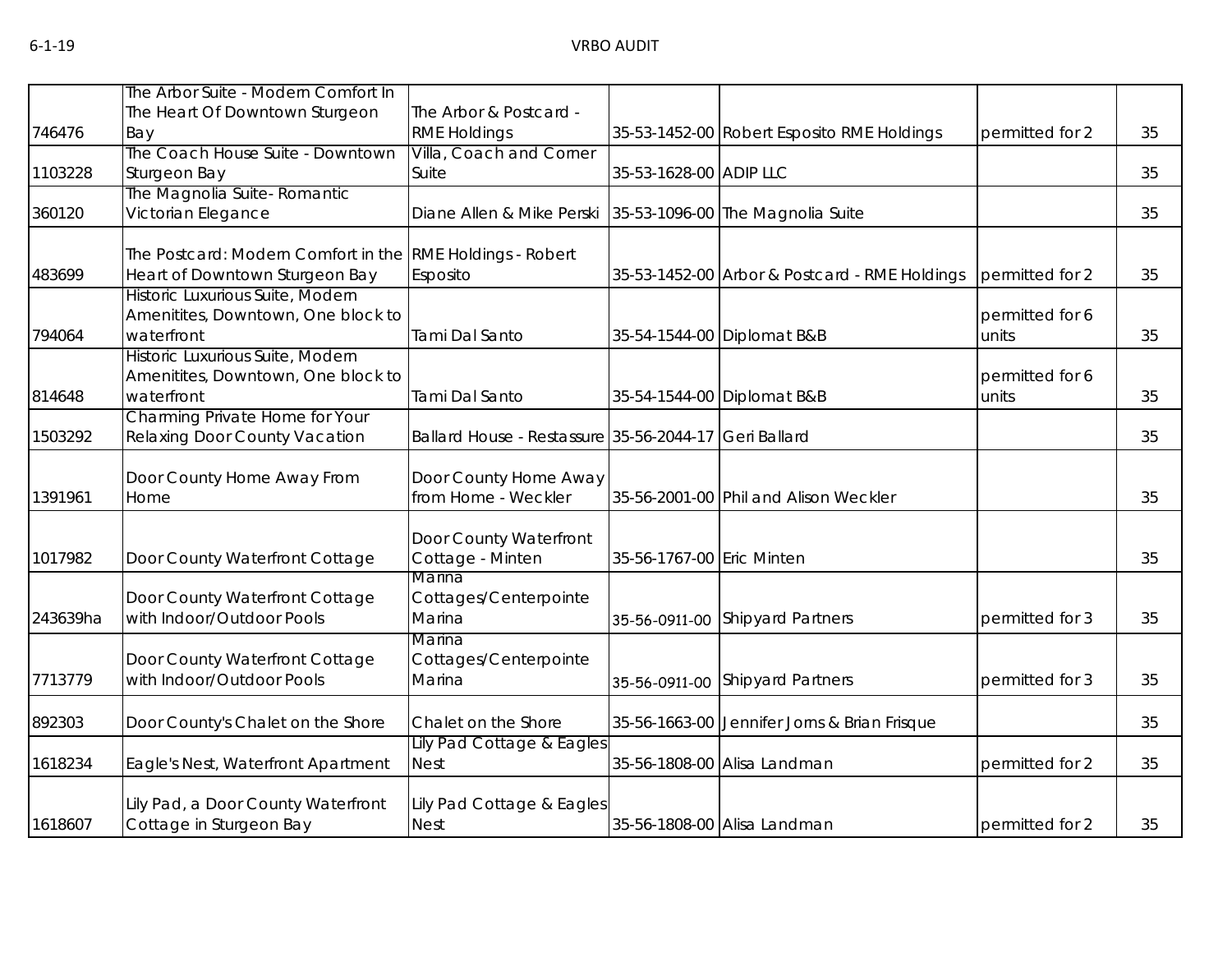| | | | | | | |
|---|---|---|---|---|---|---|
| 746476 | The Arbor Suite - Modern Comfort In The Heart Of Downtown Sturgeon Bay | The Arbor & Postcard - RME Holdings | 35-53-1452-00 | Robert Esposito RME Holdings | permitted for 2 | 35 |
| 1103228 | The Coach House Suite - Downtown Sturgeon Bay | Villa, Coach and Corner Suite | 35-53-1628-00 | ADIP LLC | | 35 |
| 360120 | The Magnolia Suite- Romantic Victorian Elegance | Diane Allen & Mike Perski | 35-53-1096-00 | The Magnolia Suite | | 35 |
| 483699 | The Postcard: Modern Comfort in the Heart of Downtown Sturgeon Bay | RME Holdings - Robert Esposito | 35-53-1452-00 | Arbor & Postcard - RME Holdings | permitted for 2 | 35 |
| 794064 | Historic Luxurious Suite, Modern Amenitites, Downtown, One block to waterfront | Tami Dal Santo | 35-54-1544-00 | Diplomat B&B | permitted for 6 units | 35 |
| 814648 | Historic Luxurious Suite, Modern Amenitites, Downtown, One block to waterfront | Tami Dal Santo | 35-54-1544-00 | Diplomat B&B | permitted for 6 units | 35 |
| 1503292 | Charming Private Home for Your Relaxing Door County Vacation | Ballard House - Restassure | 35-56-2044-17 | Geri Ballard | | 35 |
| 1391961 | Door County Home Away From Home | Door County Home Away from Home - Weckler | 35-56-2001-00 | Phil and Alison Weckler | | 35 |
| 1017982 | Door County Waterfront Cottage | Door County Waterfront Cottage - Minten | 35-56-1767-00 | Eric Minten | | 35 |
| 243639ha | Door County Waterfront Cottage with Indoor/Outdoor Pools | Marina Cottages/Centerpointe Marina | 35-56-0911-00 | Shipyard Partners | permitted for 3 | 35 |
| 7713779 | Door County Waterfront Cottage with Indoor/Outdoor Pools | Marina Cottages/Centerpointe Marina | 35-56-0911-00 | Shipyard Partners | permitted for 3 | 35 |
| 892303 | Door County's Chalet on the Shore | Chalet on the Shore | 35-56-1663-00 | Jennifer Jorns & Brian Frisque | | 35 |
| 1618234 | Eagle's Nest, Waterfront Apartment | Lily Pad Cottage & Eagles Nest | 35-56-1808-00 | Alisa Landman | permitted for 2 | 35 |
| 1618607 | Lily Pad, a Door County Waterfront Cottage in Sturgeon Bay | Lily Pad Cottage & Eagles Nest | 35-56-1808-00 | Alisa Landman | permitted for 2 | 35 |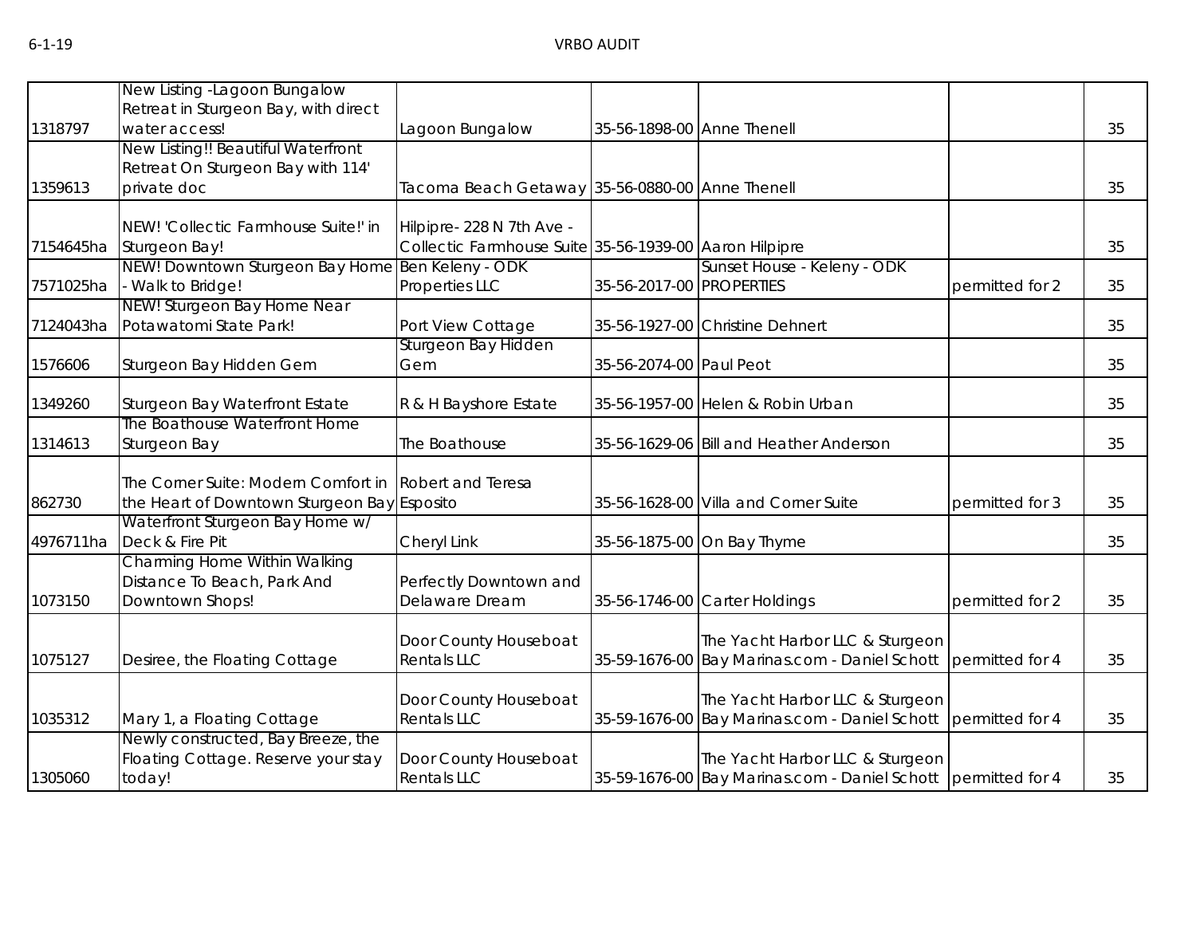| | | | | | | |
|---|---|---|---|---|---|---|
| 1318797 | New Listing -Lagoon Bungalow Retreat in Sturgeon Bay, with direct water access! | Lagoon Bungalow | 35-56-1898-00 | Anne Thenell | | 35 |
| 1359613 | New Listing!! Beautiful Waterfront Retreat On Sturgeon Bay with 114' private doc | Tacoma Beach Getaway | 35-56-0880-00 | Anne Thenell | | 35 |
| 7154645ha | NEW! 'Collectic Farmhouse Suite!' in Sturgeon Bay! | Hilpipre- 228 N 7th Ave - Collectic Farmhouse Suite | 35-56-1939-00 | Aaron Hilpipre | | 35 |
| 7571025ha | NEW! Downtown Sturgeon Bay Home - Walk to Bridge! | Ben Keleny - ODK Properties LLC | 35-56-2017-00 | Sunset House - Keleny - ODK PROPERTIES | permitted for 2 | 35 |
| 7124043ha | NEW! Sturgeon Bay Home Near Potawatomi State Park! | Port View Cottage | 35-56-1927-00 | Christine Dehnert | | 35 |
| 1576606 | Sturgeon Bay Hidden Gem | Sturgeon Bay Hidden Gem | 35-56-2074-00 | Paul Peot | | 35 |
| 1349260 | Sturgeon Bay Waterfront Estate | R & H Bayshore Estate | 35-56-1957-00 | Helen & Robin Urban | | 35 |
| 1314613 | The Boathouse Waterfront Home Sturgeon Bay | The Boathouse | 35-56-1629-06 | Bill and Heather Anderson | | 35 |
| 862730 | The Corner Suite: Modern Comfort in the Heart of Downtown Sturgeon Bay | Robert and Teresa Esposito | 35-56-1628-00 | Villa and Corner Suite | permitted for 3 | 35 |
| 4976711ha | Waterfront Sturgeon Bay Home w/ Deck & Fire Pit | Cheryl Link | 35-56-1875-00 | On Bay Thyme | | 35 |
| 1073150 | Charming Home Within Walking Distance To Beach, Park And Downtown Shops! | Perfectly Downtown and Delaware Dream | 35-56-1746-00 | Carter Holdings | permitted for 2 | 35 |
| 1075127 | Desiree, the Floating Cottage | Door County Houseboat Rentals LLC | 35-59-1676-00 | The Yacht Harbor LLC & Sturgeon Bay Marinas.com - Daniel Schott | permitted for 4 | 35 |
| 1035312 | Mary 1, a Floating Cottage | Door County Houseboat Rentals LLC | 35-59-1676-00 | The Yacht Harbor LLC & Sturgeon Bay Marinas.com - Daniel Schott | permitted for 4 | 35 |
| 1305060 | Newly constructed, Bay Breeze, the Floating Cottage. Reserve your stay today! | Door County Houseboat Rentals LLC | 35-59-1676-00 | The Yacht Harbor LLC & Sturgeon Bay Marinas.com - Daniel Schott | permitted for 4 | 35 |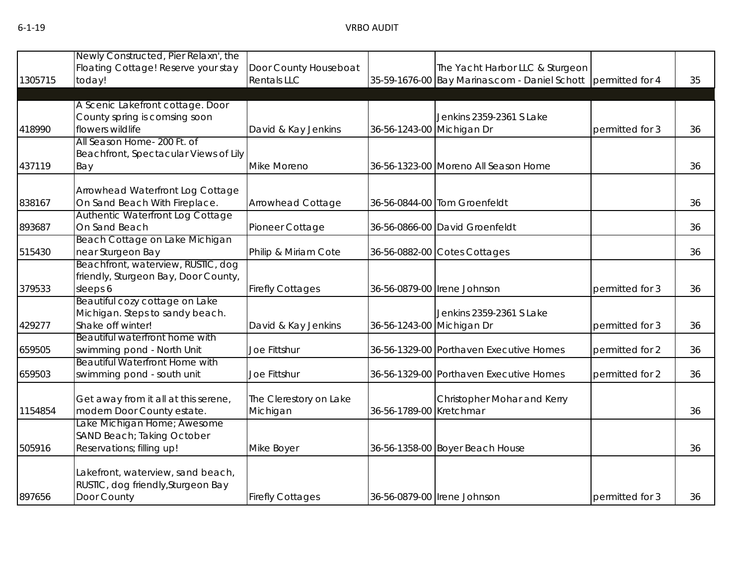| | | | | | | |
|---|---|---|---|---|---|---|
| 1305715 | Newly Constructed, Pier Relaxn', the Floating Cottage! Reserve your stay today! | Door County Houseboat Rentals LLC | 35-59-1676-00 | The Yacht Harbor LLC & Sturgeon Bay Marinas.com - Daniel Schott | permitted for 4 | 35 |
| | | | | | | |
| 418990 | A Scenic Lakefront cottage. Door County spring is comsing soon flowers wildlife | David & Kay Jenkins | 36-56-1243-00 | Jenkins 2359-2361 S Lake Michigan Dr | permitted for 3 | 36 |
| 437119 | All Season Home- 200 Ft. of Beachfront, Spectacular Views of Lily Bay | Mike Moreno | 36-56-1323-00 | Moreno All Season Home | | 36 |
| 838167 | Arrowhead Waterfront Log Cottage On Sand Beach With Fireplace. | Arrowhead Cottage | 36-56-0844-00 | Tom Groenfeldt | | 36 |
| 893687 | Authentic Waterfront Log Cottage On Sand Beach | Pioneer Cottage | 36-56-0866-00 | David Groenfeldt | | 36 |
| 515430 | Beach Cottage on Lake Michigan near Sturgeon Bay | Philip & Miriam Cote | 36-56-0882-00 | Cotes Cottages | | 36 |
| 379533 | Beachfront, waterview, RUSTIC, dog friendly, Sturgeon Bay, Door County, sleeps 6 | Firefly Cottages | 36-56-0879-00 | Irene Johnson | permitted for 3 | 36 |
| 429277 | Beautiful cozy cottage on Lake Michigan. Steps to sandy beach. Shake off winter! | David & Kay Jenkins | 36-56-1243-00 | Jenkins 2359-2361 S Lake Michigan Dr | permitted for 3 | 36 |
| 659505 | Beautiful waterfront home with swimming pond - North Unit | Joe Fittshur | 36-56-1329-00 | Porthaven Executive Homes | permitted for 2 | 36 |
| 659503 | Beautiful Waterfront Home with swimming pond - south unit | Joe Fittshur | 36-56-1329-00 | Porthaven Executive Homes | permitted for 2 | 36 |
| 1154854 | Get away from it all at this serene, modern Door County estate. | The Clerestory on Lake Michigan | 36-56-1789-00 | Christopher Mohar and Kerry Kretchmar | | 36 |
| 505916 | Lake Michigan Home; Awesome SAND Beach; Taking October Reservations; filling up! | Mike Boyer | 36-56-1358-00 | Boyer Beach House | | 36 |
| 897656 | Lakefront, waterview, sand beach, RUSTIC, dog friendly,Sturgeon Bay Door County | Firefly Cottages | 36-56-0879-00 | Irene Johnson | permitted for 3 | 36 |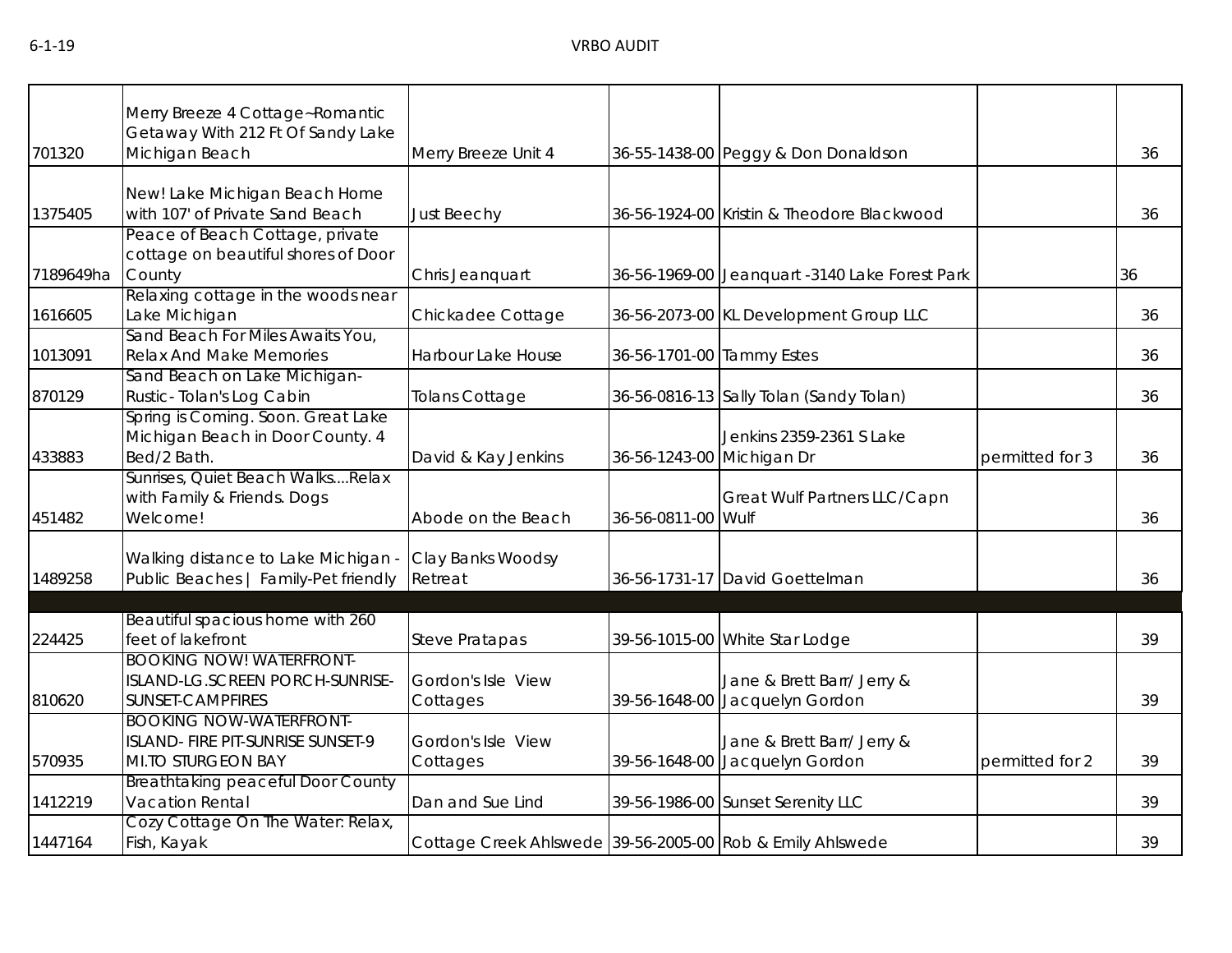| | | | | | | |
|---|---|---|---|---|---|---|
| 701320 | Merry Breeze 4 Cottage~Romantic Getaway With 212 Ft Of Sandy Lake Michigan Beach | Merry Breeze Unit 4 | 36-55-1438-00 | Peggy & Don Donaldson | | 36 |
| 1375405 | New! Lake Michigan Beach Home with 107' of Private Sand Beach | Just Beechy | 36-56-1924-00 | Kristin & Theodore Blackwood | | 36 |
| 7189649ha | Peace of Beach Cottage, private cottage on beautiful shores of Door County | Chris Jeanquart | 36-56-1969-00 | Jeanquart -3140 Lake Forest Park | | 36 |
| 1616605 | Relaxing cottage in the woods near Lake Michigan | Chickadee Cottage | 36-56-2073-00 | KL Development Group LLC | | 36 |
| 1013091 | Sand Beach For Miles Awaits You, Relax And Make Memories | Harbour Lake House | 36-56-1701-00 | Tammy Estes | | 36 |
| 870129 | Sand Beach on Lake Michigan-Rustic - Tolan's Log Cabin | Tolans Cottage | 36-56-0816-13 | Sally Tolan (Sandy Tolan) | | 36 |
| 433883 | Spring is Coming. Soon. Great Lake Michigan Beach in Door County. 4 Bed/2 Bath. | David & Kay Jenkins | 36-56-1243-00 | Jenkins 2359-2361 S Lake Michigan Dr | permitted for 3 | 36 |
| 451482 | Sunrises, Quiet Beach Walks....Relax with Family & Friends. Dogs Welcome! | Abode on the Beach | 36-56-0811-00 | Great Wulf Partners LLC/Capn Wulf | | 36 |
| 1489258 | Walking distance to Lake Michigan - Public Beaches \| Family-Pet friendly | Clay Banks Woodsy Retreat | 36-56-1731-17 | David Goettelman | | 36 |
| | | | | | | |
| 224425 | Beautiful spacious home with 260 feet of lakefront | Steve Pratapas | 39-56-1015-00 | White Star Lodge | | 39 |
| 810620 | BOOKING NOW! WATERFRONT-ISLAND-LG.SCREEN PORCH-SUNRISE-SUNSET-CAMPFIRES | Gordon's Isle View Cottages | 39-56-1648-00 | Jane & Brett Barr/ Jerry & Jacquelyn Gordon | | 39 |
| 570935 | BOOKING NOW-WATERFRONT-ISLAND- FIRE PIT-SUNRISE SUNSET-9 MI.TO STURGEON BAY | Gordon's Isle View Cottages | 39-56-1648-00 | Jane & Brett Barr/ Jerry & Jacquelyn Gordon | permitted for 2 | 39 |
| 1412219 | Breathtaking peaceful Door County Vacation Rental | Dan and Sue Lind | 39-56-1986-00 | Sunset Serenity LLC | | 39 |
| 1447164 | Cozy Cottage On The Water: Relax, Fish, Kayak | Cottage Creek Ahlswede | 39-56-2005-00 | Rob & Emily Ahlswede | | 39 |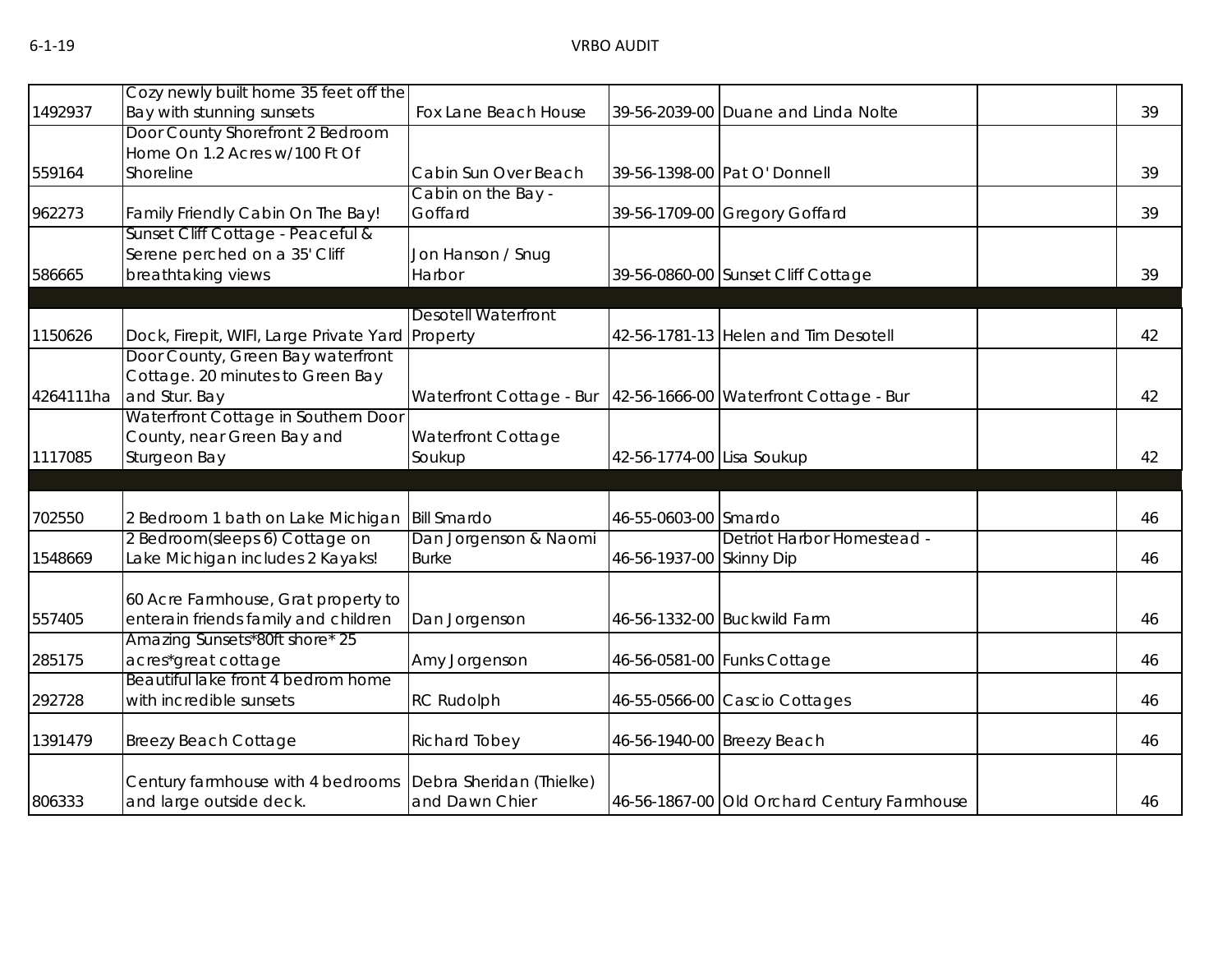| | | | | | | |
|---|---|---|---|---|---|---|
| 1492937 | Cozy newly built home 35 feet off the Bay with stunning sunsets | Fox Lane Beach House | 39-56-2039-00 | Duane and Linda Nolte | | 39 |
| 559164 | Door County Shorefront 2 Bedroom Home On 1.2 Acres w/100 Ft Of Shoreline | Cabin Sun Over Beach | 39-56-1398-00 | Pat O' Donnell | | 39 |
| 962273 | Family Friendly Cabin On The Bay! | Cabin on the Bay - Goffard | 39-56-1709-00 | Gregory Goffard | | 39 |
| 586665 | Sunset Cliff Cottage - Peaceful & Serene perched on a 35' Cliff breathtaking views | Jon Hanson / Snug Harbor | 39-56-0860-00 | Sunset Cliff Cottage | | 39 |
| | | | | | | |
| 1150626 | Dock, Firepit, WIFI, Large Private Yard | Desotell Waterfront Property | 42-56-1781-13 | Helen and Tim Desotell | | 42 |
| 4264111ha | Door County, Green Bay waterfront Cottage. 20 minutes to Green Bay and Stur. Bay | Waterfront Cottage - Bur | 42-56-1666-00 | Waterfront Cottage - Bur | | 42 |
| 1117085 | Waterfront Cottage in Southern Door County, near Green Bay and Sturgeon Bay | Waterfront Cottage Soukup | 42-56-1774-00 | Lisa Soukup | | 42 |
| | | | | | | |
| 702550 | 2 Bedroom 1 bath on Lake Michigan | Bill Smardo | 46-55-0603-00 | Smardo | | 46 |
| 1548669 | 2 Bedroom(sleeps 6) Cottage on Lake Michigan includes 2 Kayaks! | Dan Jorgenson & Naomi Burke | 46-56-1937-00 | Detriot Harbor Homestead - Skinny Dip | | 46 |
| 557405 | 60 Acre Farmhouse, Grat property to enterain friends family and children | Dan Jorgenson | 46-56-1332-00 | Buckwild Farm | | 46 |
| 285175 | Amazing Sunsets*80ft shore* 25 acres*great cottage | Amy Jorgenson | 46-56-0581-00 | Funks Cottage | | 46 |
| 292728 | Beautiful lake front 4 bedrom home with incredible sunsets | RC Rudolph | 46-55-0566-00 | Cascio Cottages | | 46 |
| 1391479 | Breezy Beach Cottage | Richard Tobey | 46-56-1940-00 | Breezy Beach | | 46 |
| 806333 | Century farmhouse with 4 bedrooms and large outside deck. | Debra Sheridan (Thielke) and Dawn Chier | 46-56-1867-00 | Old Orchard Century Farmhouse | | 46 |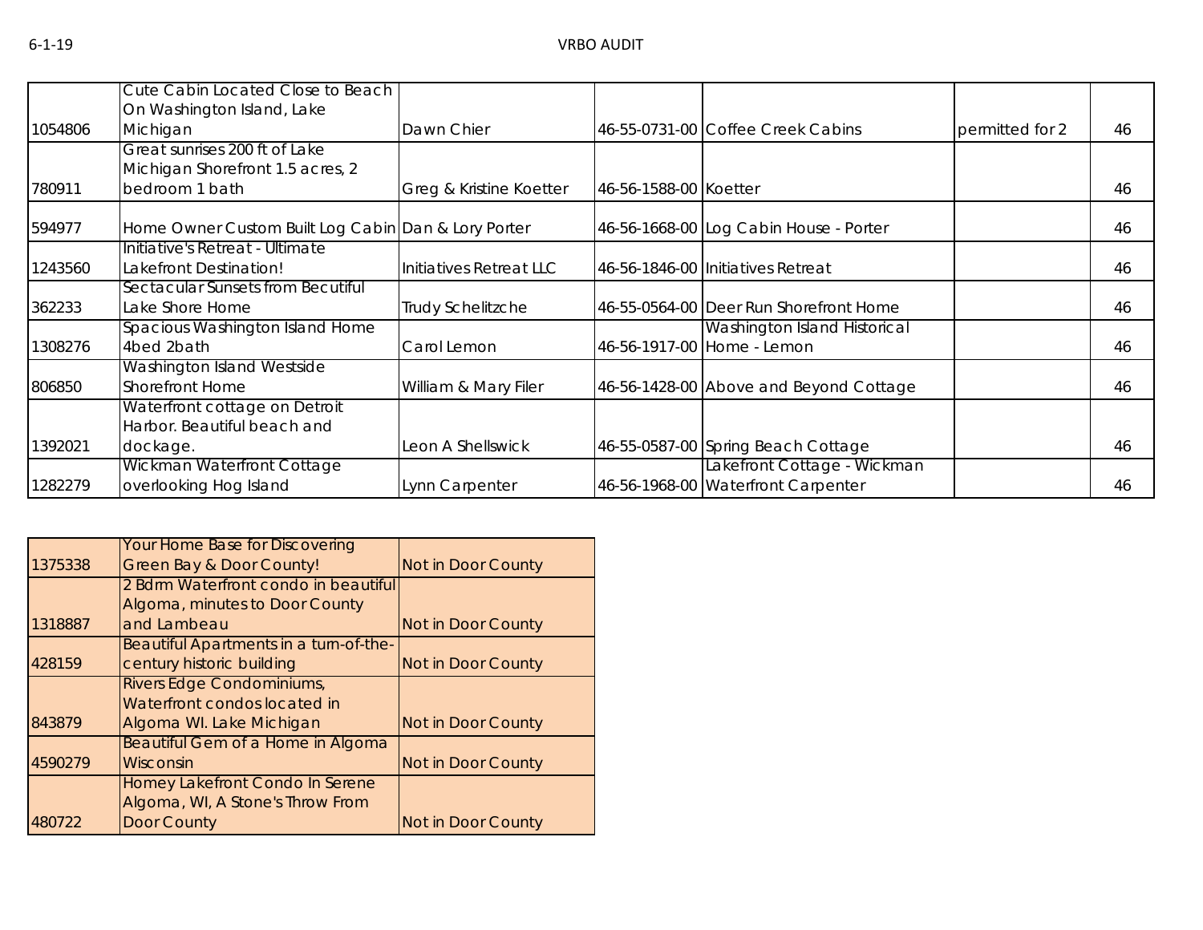| | | | | | | |
|---|---|---|---|---|---|---|
| 1054806 | Cute Cabin Located Close to Beach On Washington Island, Lake Michigan | Dawn Chier | 46-55-0731-00 | Coffee Creek Cabins | permitted for 2 | 46 |
| 780911 | Great sunrises 200 ft of Lake Michigan Shorefront 1.5 acres, 2 bedroom 1 bath | Greg & Kristine Koetter | 46-56-1588-00 | Koetter | | 46 |
| 594977 | Home Owner Custom Built Log Cabin | Dan & Lory Porter | 46-56-1668-00 | Log Cabin House - Porter | | 46 |
| 1243560 | Initiative's Retreat - Ultimate Lakefront Destination! | Initiatives Retreat LLC | 46-56-1846-00 | Initiatives Retreat | | 46 |
| 362233 | Sectacular Sunsets from Becutiful Lake Shore Home | Trudy Schelitzche | 46-55-0564-00 | Deer Run Shorefront Home | | 46 |
| 1308276 | Spacious Washington Island Home 4bed 2bath | Carol Lemon | 46-56-1917-00 | Washington Island Historical Home - Lemon | | 46 |
| 806850 | Washington Island Westside Shorefront Home | William & Mary Filer | 46-56-1428-00 | Above and Beyond Cottage | | 46 |
| 1392021 | Waterfront cottage on Detroit Harbor. Beautiful beach and dockage. | Leon A Shellswick | 46-55-0587-00 | Spring Beach Cottage | | 46 |
| 1282279 | Wickman Waterfront Cottage overlooking Hog Island | Lynn Carpenter | 46-56-1968-00 | Lakefront Cottage - Wickman Waterfront Carpenter | | 46 |

| | | |
|---|---|---|
| 1375338 | Your Home Base for Discovering Green Bay & Door County! | Not in Door County |
| 1318887 | 2 Bdrm Waterfront condo in beautiful Algoma, minutes to Door County and Lambeau | Not in Door County |
| 428159 | Beautiful Apartments in a turn-of-the-century historic building | Not in Door County |
| 843879 | Rivers Edge Condominiums, Waterfront condos located in Algoma WI. Lake Michigan | Not in Door County |
| 4590279 | Beautiful Gem of a Home in Algoma Wisconsin | Not in Door County |
| 480722 | Homey Lakefront Condo In Serene Algoma, WI, A Stone's Throw From Door County | Not in Door County |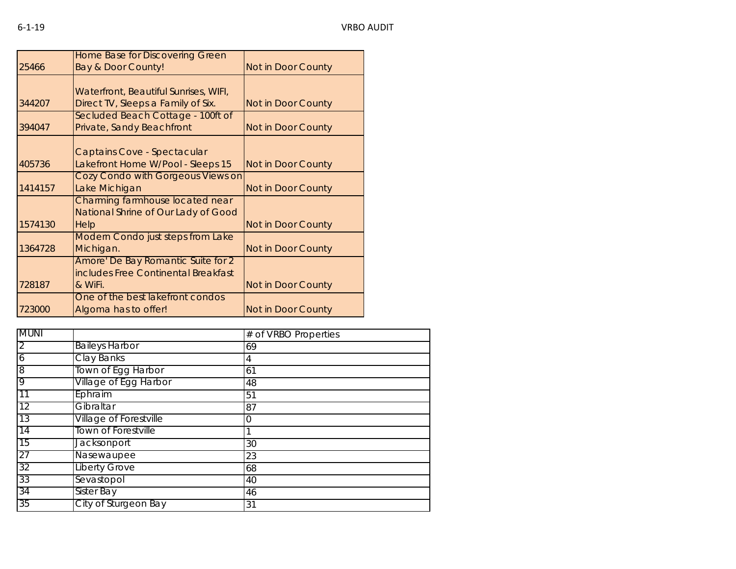| | | |
|---|---|---|
| 25466 | Home Base for Discovering Green Bay & Door County! | Not in Door County |
| 344207 | Waterfront, Beautiful Sunrises, WIFI, Direct TV, Sleeps a Family of Six. | Not in Door County |
| 394047 | Secluded Beach Cottage - 100ft of Private, Sandy Beachfront | Not in Door County |
| 405736 | Captains Cove - Spectacular Lakefront Home W/Pool - Sleeps 15 | Not in Door County |
| 1414157 | Cozy Condo with Gorgeous Views on Lake Michigan | Not in Door County |
| 1574130 | Charming farmhouse located near National Shrine of Our Lady of Good Help | Not in Door County |
| 1364728 | Modern Condo just steps from Lake Michigan. | Not in Door County |
| 728187 | Amore' De Bay Romantic Suite for 2 includes Free Continental Breakfast & WiFi. | Not in Door County |
| 723000 | One of the best lakefront condos Algoma has to offer! | Not in Door County |

| MUNI | | # of VRBO Properties |
|---|---|---|
| 2 | Baileys Harbor | 69 |
| 6 | Clay Banks | 4 |
| 8 | Town of Egg Harbor | 61 |
| 9 | Village of Egg Harbor | 48 |
| 11 | Ephraim | 51 |
| 12 | Gibraltar | 87 |
| 13 | Village of Forestville | 0 |
| 14 | Town of Forestville | 1 |
| 15 | Jacksonport | 30 |
| 27 | Nasewaupee | 23 |
| 32 | Liberty Grove | 68 |
| 33 | Sevastopol | 40 |
| 34 | Sister Bay | 46 |
| 35 | City of Sturgeon Bay | 31 |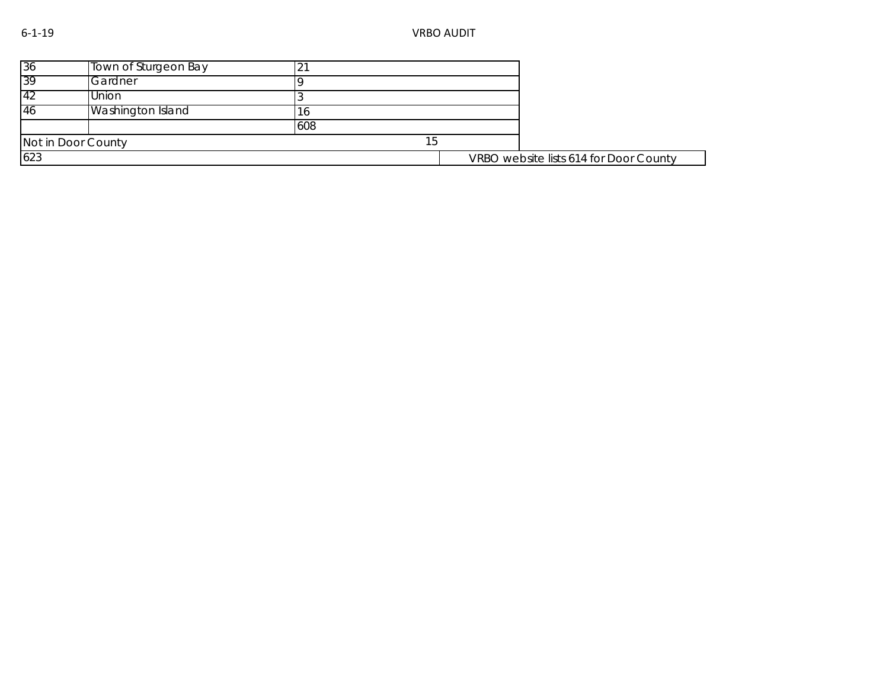| | | | |
|---|---|---|---|
| 36 | Town of Sturgeon Bay | 21 | |
| 39 | Gardner | 9 | |
| 42 | Union | 3 | |
| 46 | Washington Island | 16 | |
| | | 608 | |
| Not in Door County | | 15 | |
| 623 | | | VRBO website lists 614 for Door County |